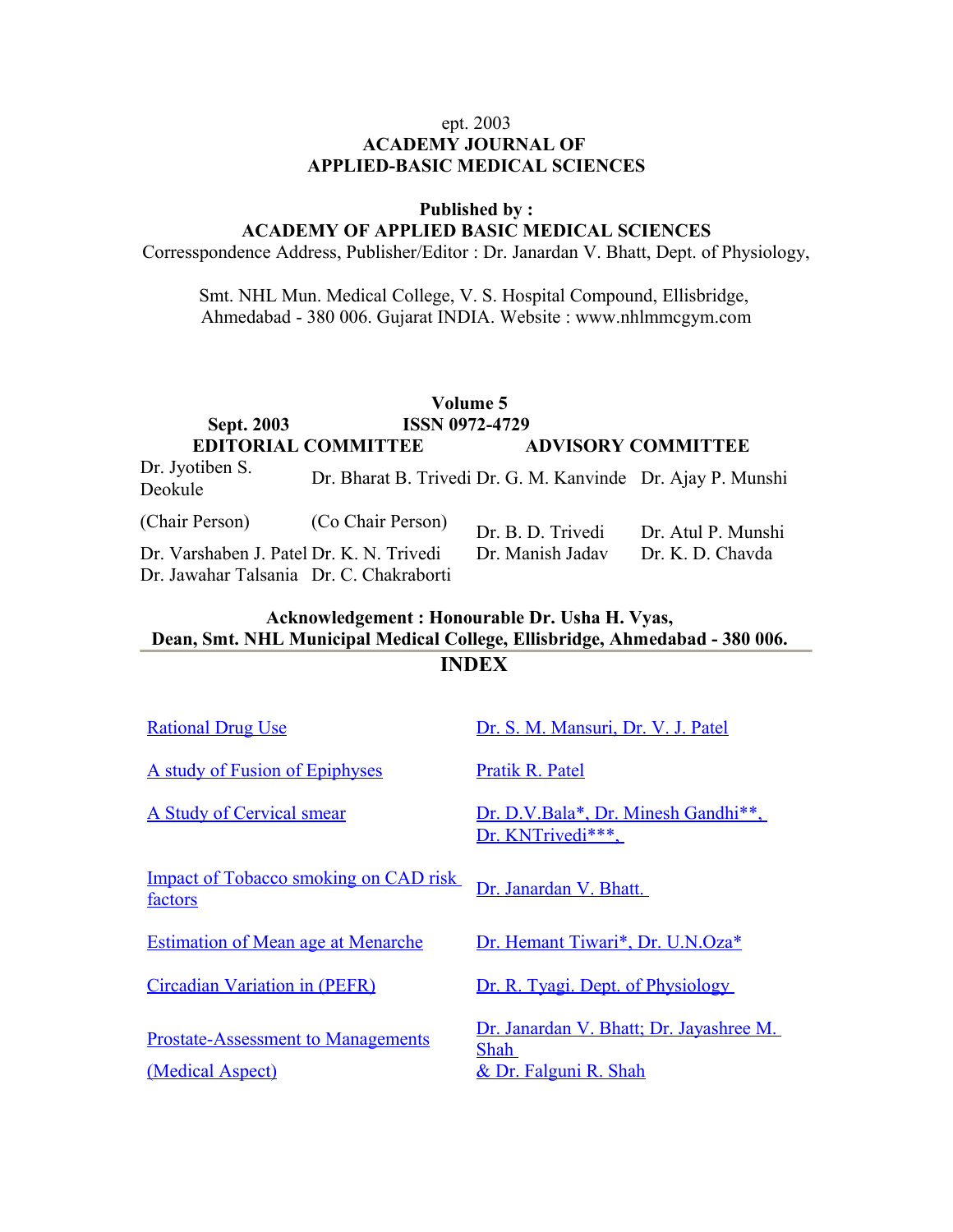ept. 2003

**ACADEMY JOURNAL OF APPLIED-BASIC MEDICAL SCIENCES**

**Published by :**

**ACADEMY OF APPLIED BASIC MEDICAL SCIENCES**

Corresspondence Address, Publisher/Editor : Dr. Janardan V. Bhatt, Dept. of Physiology,

Smt. NHL Mun. Medical College, V. S. Hospital Compound, Ellisbridge, Ahmedabad - 380 006. Gujarat INDIA. Website : www.nhlmmcgym.com

**Volume 5**

**Sept. 2003** **ISSN 0972-4729**

| **EDITORIAL COMMITTEE** | | **ADVISORY COMMITTEE** | |
|---|---|---|---|
| Dr. Jyotiben S. Deokule | Dr. Bharat B. Trivedi | Dr. G. M. Kanvinde | Dr. Ajay P. Munshi |
| (Chair Person) | (Co Chair Person) | Dr. B. D. Trivedi | Dr. Atul P. Munshi |
| Dr. Varshaben J. Patel | Dr. K. N. Trivedi | Dr. Manish Jadav | Dr. K. D. Chavda |
| Dr. Jawahar Talsania | Dr. C. Chakraborti | | |

**Acknowledgement : Honourable Dr. Usha H. Vyas, Dean, Smt. NHL Municipal Medical College, Ellisbridge, Ahmedabad - 380 006.**

## INDEX

| | |
|---|---|
| Rational Drug Use | Dr. S. M. Mansuri, Dr. V. J. Patel |
| A study of Fusion of Epiphyses | Pratik R. Patel |
| A Study of Cervical smear | Dr. D.V.Bala*, Dr. Minesh Gandhi**, Dr. KNTrivedi***, |
| Impact of Tobacco smoking on CAD risk factors | Dr. Janardan V. Bhatt. |
| Estimation of Mean age at Menarche | Dr. Hemant Tiwari*, Dr. U.N.Oza* |
| Circadian Variation in (PEFR) | Dr. R. Tyagi. Dept. of Physiology |
| Prostate-Assessment to Managements (Medical Aspect) | Dr. Janardan V. Bhatt; Dr. Jayashree M. Shah & Dr. Falguni R. Shah |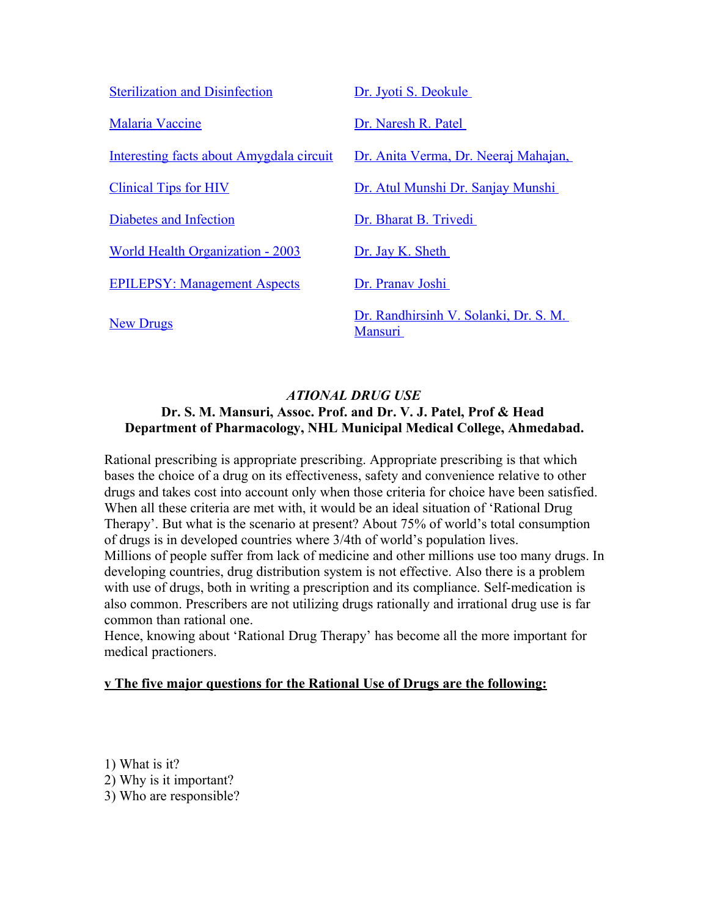| | |
|---|---|
| [Sterilization and Disinfection]() | [Dr. Jyoti S. Deokule]() |
| [Malaria Vaccine]() | [Dr. Naresh R. Patel]() |
| [Interesting facts about Amygdala circuit]() | [Dr. Anita Verma, Dr. Neeraj Mahajan,]() |
| [Clinical Tips for HIV]() | [Dr. Atul Munshi Dr. Sanjay Munshi]() |
| [Diabetes and Infection]() | [Dr. Bharat B. Trivedi]() |
| [World Health Organization - 2003]() | [Dr. Jay K. Sheth]() |
| [EPILEPSY: Management Aspects]() | [Dr. Pranav Joshi]() |
| [New Drugs]() | [Dr. Randhirsinh V. Solanki, Dr. S. M. Mansuri]() |

## *ATIONAL DRUG USE*

**Dr. S. M. Mansuri, Assoc. Prof. and Dr. V. J. Patel, Prof & Head**
**Department of Pharmacology, NHL Municipal Medical College, Ahmedabad.**

Rational prescribing is appropriate prescribing. Appropriate prescribing is that which bases the choice of a drug on its effectiveness, safety and convenience relative to other drugs and takes cost into account only when those criteria for choice have been satisfied. When all these criteria are met with, it would be an ideal situation of 'Rational Drug Therapy'. But what is the scenario at present? About 75% of world's total consumption of drugs is in developed countries where 3/4th of world's population lives.
Millions of people suffer from lack of medicine and other millions use too many drugs. In developing countries, drug distribution system is not effective. Also there is a problem with use of drugs, both in writing a prescription and its compliance. Self-medication is also common. Prescribers are not utilizing drugs rationally and irrational drug use is far common than rational one.
Hence, knowing about 'Rational Drug Therapy' has become all the more important for medical practioners.

**v The five major questions for the Rational Use of Drugs are the following:**

1) What is it?
2) Why is it important?
3) Who are responsible?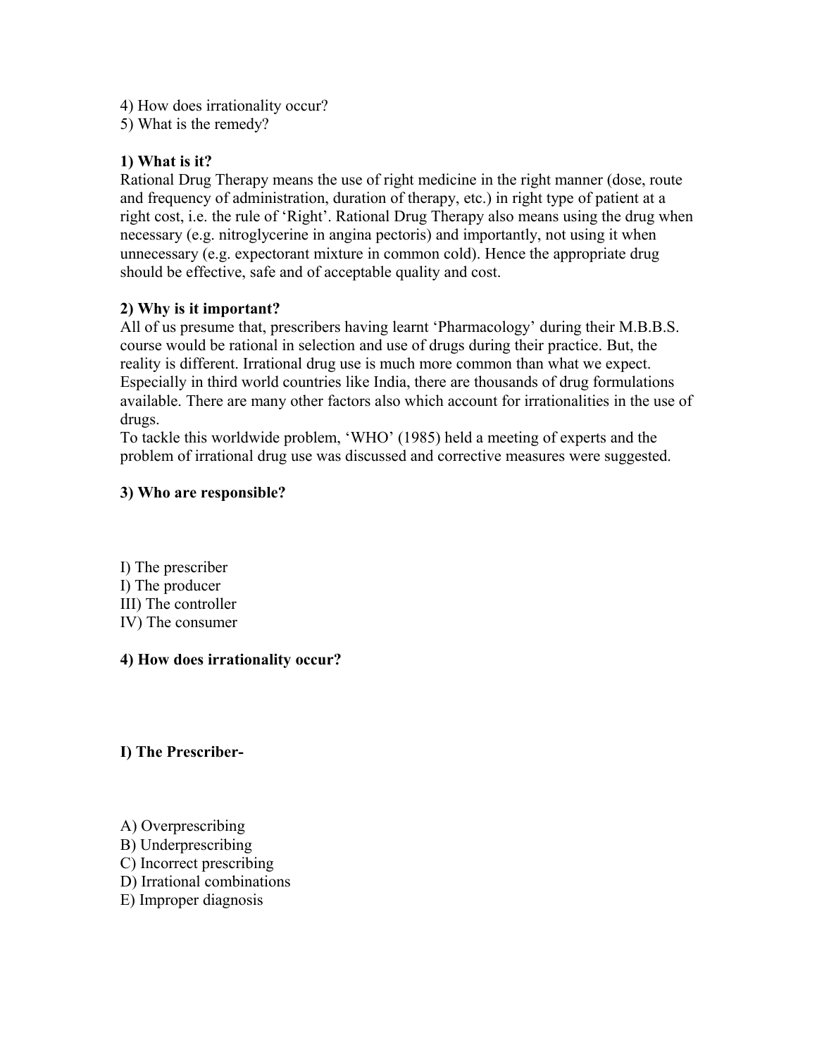4) How does irrationality occur?
5) What is the remedy?

**1) What is it?**
Rational Drug Therapy means the use of right medicine in the right manner (dose, route and frequency of administration, duration of therapy, etc.) in right type of patient at a right cost, i.e. the rule of 'Right'. Rational Drug Therapy also means using the drug when necessary (e.g. nitroglycerine in angina pectoris) and importantly, not using it when unnecessary (e.g. expectorant mixture in common cold). Hence the appropriate drug should be effective, safe and of acceptable quality and cost.

**2) Why is it important?**
All of us presume that, prescribers having learnt 'Pharmacology' during their M.B.B.S. course would be rational in selection and use of drugs during their practice. But, the reality is different. Irrational drug use is much more common than what we expect. Especially in third world countries like India, there are thousands of drug formulations available. There are many other factors also which account for irrationalities in the use of drugs.
To tackle this worldwide problem, 'WHO' (1985) held a meeting of experts and the problem of irrational drug use was discussed and corrective measures were suggested.

**3) Who are responsible?**

I) The prescriber
I) The producer
III) The controller
IV) The consumer

**4) How does irrationality occur?**

**I) The Prescriber-**

A) Overprescribing
B) Underprescribing
C) Incorrect prescribing
D) Irrational combinations
E) Improper diagnosis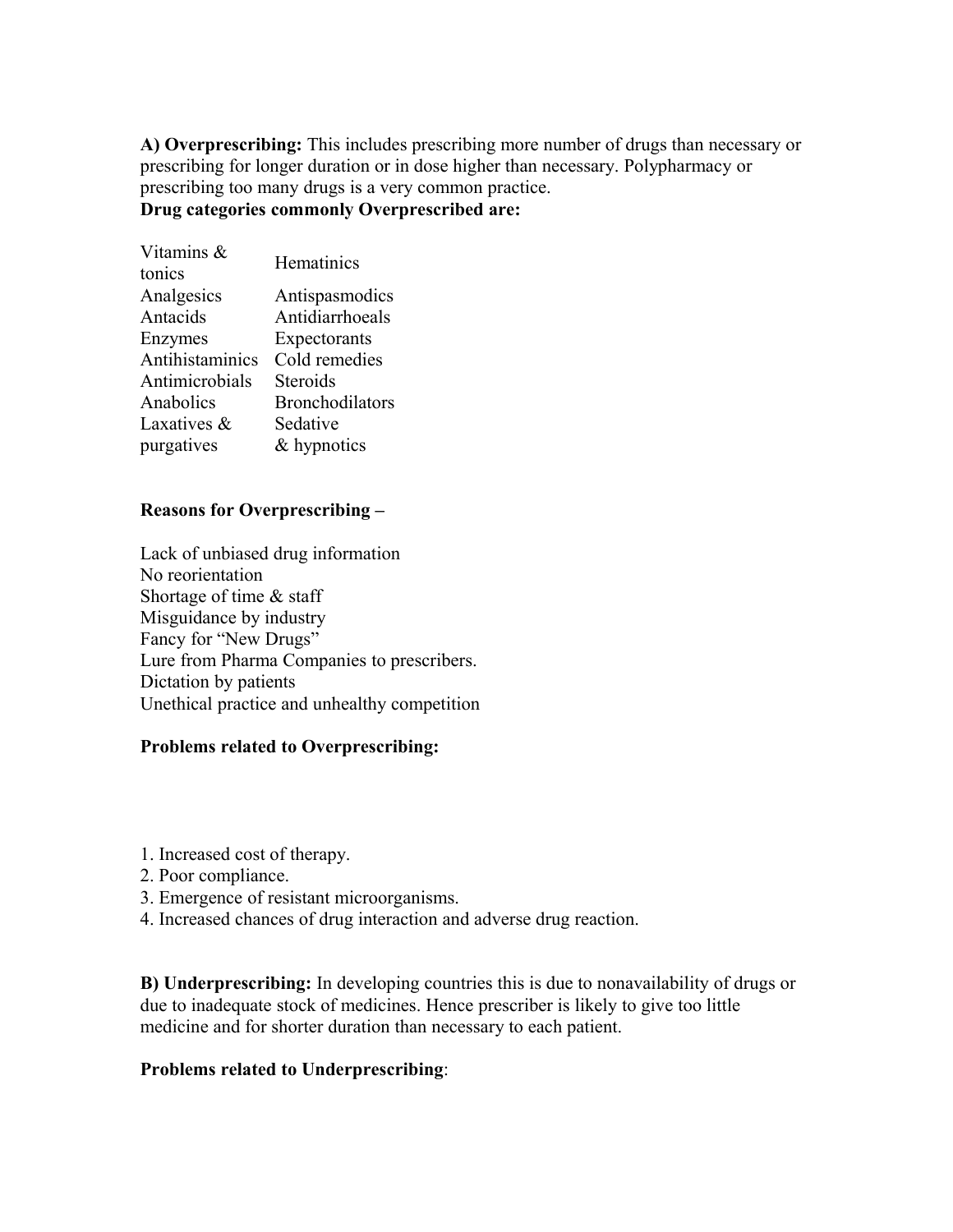**A) Overprescribing:** This includes prescribing more number of drugs than necessary or prescribing for longer duration or in dose higher than necessary. Polypharmacy or prescribing too many drugs is a very common practice.

**Drug categories commonly Overprescribed are:**

| | |
|---|---|
| Vitamins & tonics | Hematinics |
| Analgesics | Antispasmodics |
| Antacids | Antidiarrhoeals |
| Enzymes | Expectorants |
| Antihistaminics | Cold remedies |
| Antimicrobials | Steroids |
| Anabolics | Bronchodilators |
| Laxatives & purgatives | Sedative & hypnotics |

**Reasons for Overprescribing –**

Lack of unbiased drug information
No reorientation
Shortage of time & staff
Misguidance by industry
Fancy for "New Drugs"
Lure from Pharma Companies to prescribers.
Dictation by patients
Unethical practice and unhealthy competition

**Problems related to Overprescribing:**

1. Increased cost of therapy.
2. Poor compliance.
3. Emergence of resistant microorganisms.
4. Increased chances of drug interaction and adverse drug reaction.

**B) Underprescribing:** In developing countries this is due to nonavailability of drugs or due to inadequate stock of medicines. Hence prescriber is likely to give too little medicine and for shorter duration than necessary to each patient.

**Problems related to Underprescribing**: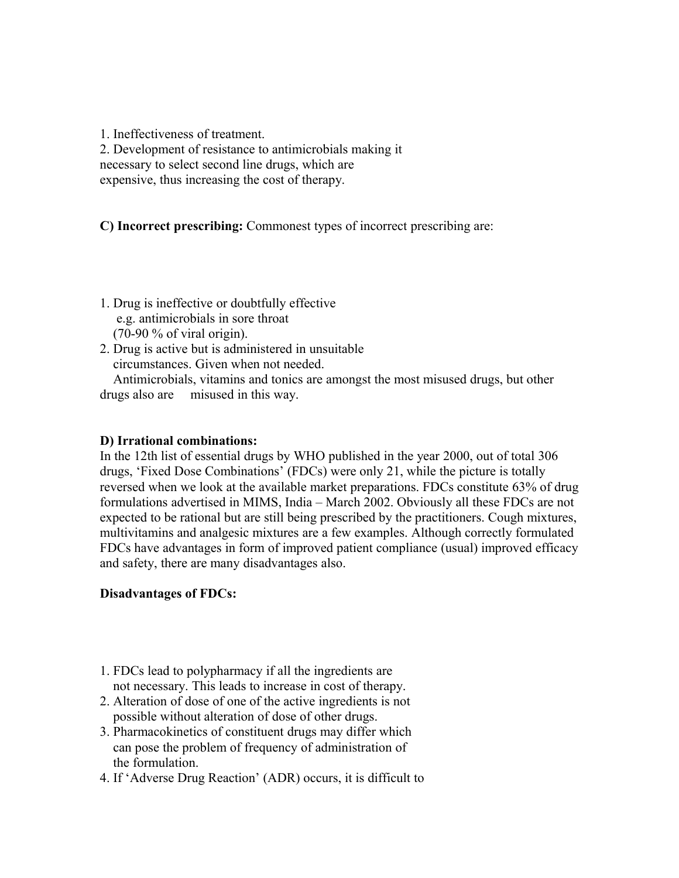1. Ineffectiveness of treatment.
2. Development of resistance to antimicrobials making it necessary to select second line drugs, which are expensive, thus increasing the cost of therapy.

**C) Incorrect prescribing:** Commonest types of incorrect prescribing are:

1. Drug is ineffective or doubtfully effective e.g. antimicrobials in sore throat (70-90 % of viral origin).
2. Drug is active but is administered in unsuitable circumstances. Given when not needed.
   Antimicrobials, vitamins and tonics are amongst the most misused drugs, but other drugs also are misused in this way.

**D) Irrational combinations:**

In the 12th list of essential drugs by WHO published in the year 2000, out of total 306 drugs, 'Fixed Dose Combinations' (FDCs) were only 21, while the picture is totally reversed when we look at the available market preparations. FDCs constitute 63% of drug formulations advertised in MIMS, India – March 2002. Obviously all these FDCs are not expected to be rational but are still being prescribed by the practitioners. Cough mixtures, multivitamins and analgesic mixtures are a few examples. Although correctly formulated FDCs have advantages in form of improved patient compliance (usual) improved efficacy and safety, there are many disadvantages also.

**Disadvantages of FDCs:**

1. FDCs lead to polypharmacy if all the ingredients are not necessary. This leads to increase in cost of therapy.
2. Alteration of dose of one of the active ingredients is not possible without alteration of dose of other drugs.
3. Pharmacokinetics of constituent drugs may differ which can pose the problem of frequency of administration of the formulation.
4. If 'Adverse Drug Reaction' (ADR) occurs, it is difficult to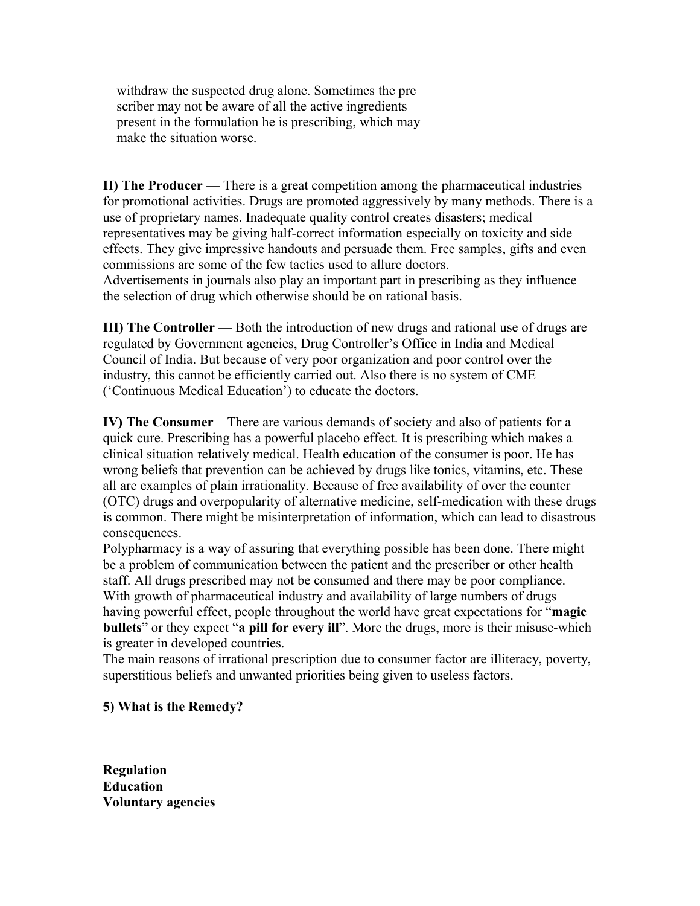withdraw the suspected drug alone. Sometimes the pre scriber may not be aware of all the active ingredients present in the formulation he is prescribing, which may make the situation worse.

**II) The Producer** — There is a great competition among the pharmaceutical industries for promotional activities. Drugs are promoted aggressively by many methods. There is a use of proprietary names. Inadequate quality control creates disasters; medical representatives may be giving half-correct information especially on toxicity and side effects. They give impressive handouts and persuade them. Free samples, gifts and even commissions are some of the few tactics used to allure doctors.
Advertisements in journals also play an important part in prescribing as they influence the selection of drug which otherwise should be on rational basis.

**III) The Controller** — Both the introduction of new drugs and rational use of drugs are regulated by Government agencies, Drug Controller's Office in India and Medical Council of India. But because of very poor organization and poor control over the industry, this cannot be efficiently carried out. Also there is no system of CME ('Continuous Medical Education') to educate the doctors.

**IV) The Consumer** – There are various demands of society and also of patients for a quick cure. Prescribing has a powerful placebo effect. It is prescribing which makes a clinical situation relatively medical. Health education of the consumer is poor. He has wrong beliefs that prevention can be achieved by drugs like tonics, vitamins, etc. These all are examples of plain irrationality. Because of free availability of over the counter (OTC) drugs and overpopularity of alternative medicine, self-medication with these drugs is common. There might be misinterpretation of information, which can lead to disastrous consequences.
Polypharmacy is a way of assuring that everything possible has been done. There might be a problem of communication between the patient and the prescriber or other health staff. All drugs prescribed may not be consumed and there may be poor compliance. With growth of pharmaceutical industry and availability of large numbers of drugs having powerful effect, people throughout the world have great expectations for "**magic bullets**" or they expect "**a pill for every ill**". More the drugs, more is their misuse-which is greater in developed countries.
The main reasons of irrational prescription due to consumer factor are illiteracy, poverty, superstitious beliefs and unwanted priorities being given to useless factors.

**5) What is the Remedy?**

**Regulation**
**Education**
**Voluntary agencies**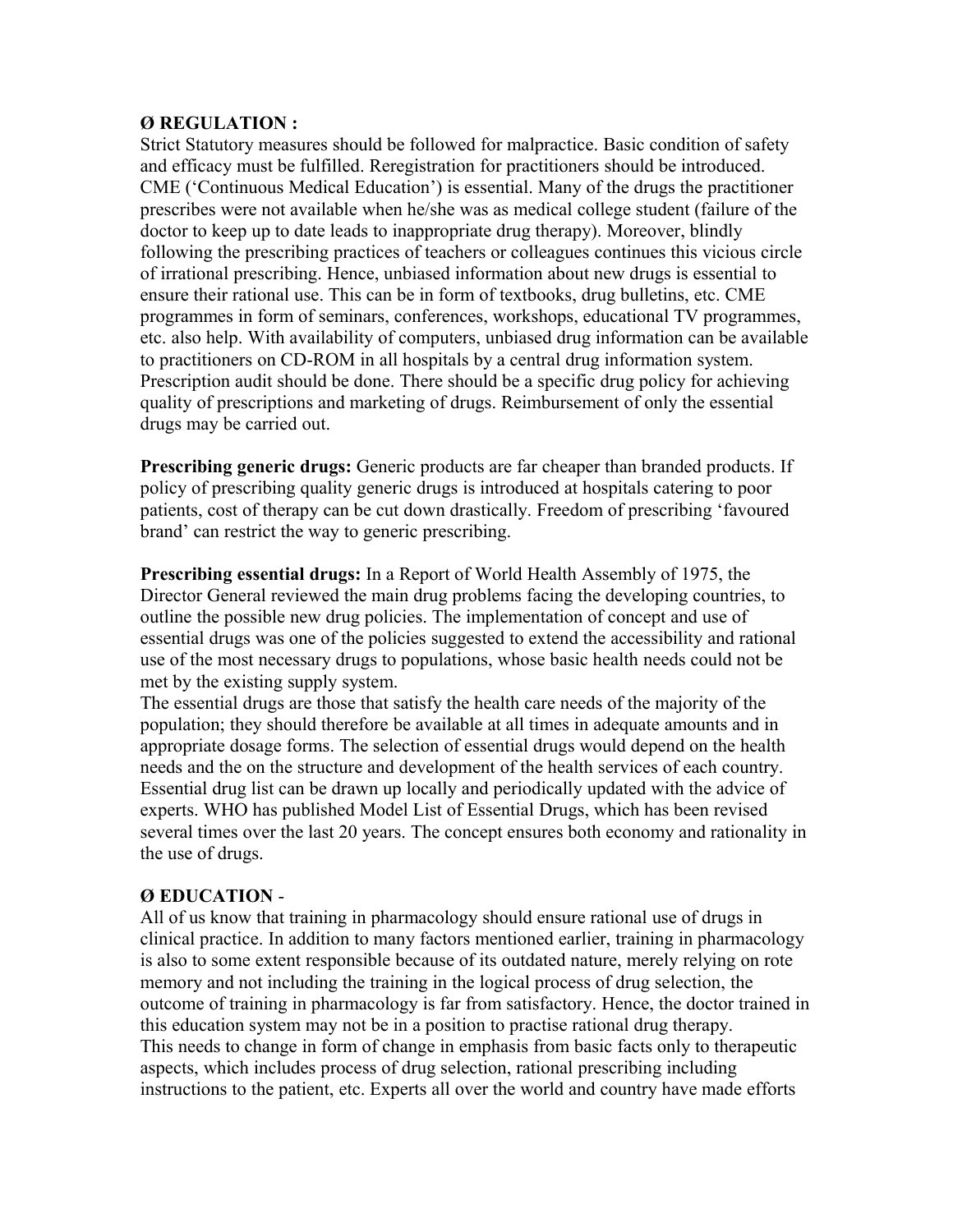**Ø REGULATION :**

Strict Statutory measures should be followed for malpractice. Basic condition of safety and efficacy must be fulfilled. Reregistration for practitioners should be introduced. CME ('Continuous Medical Education') is essential. Many of the drugs the practitioner prescribes were not available when he/she was as medical college student (failure of the doctor to keep up to date leads to inappropriate drug therapy). Moreover, blindly following the prescribing practices of teachers or colleagues continues this vicious circle of irrational prescribing. Hence, unbiased information about new drugs is essential to ensure their rational use. This can be in form of textbooks, drug bulletins, etc. CME programmes in form of seminars, conferences, workshops, educational TV programmes, etc. also help. With availability of computers, unbiased drug information can be available to practitioners on CD-ROM in all hospitals by a central drug information system. Prescription audit should be done. There should be a specific drug policy for achieving quality of prescriptions and marketing of drugs. Reimbursement of only the essential drugs may be carried out.

**Prescribing generic drugs:** Generic products are far cheaper than branded products. If policy of prescribing quality generic drugs is introduced at hospitals catering to poor patients, cost of therapy can be cut down drastically. Freedom of prescribing 'favoured brand' can restrict the way to generic prescribing.

**Prescribing essential drugs:** In a Report of World Health Assembly of 1975, the Director General reviewed the main drug problems facing the developing countries, to outline the possible new drug policies. The implementation of concept and use of essential drugs was one of the policies suggested to extend the accessibility and rational use of the most necessary drugs to populations, whose basic health needs could not be met by the existing supply system.

The essential drugs are those that satisfy the health care needs of the majority of the population; they should therefore be available at all times in adequate amounts and in appropriate dosage forms. The selection of essential drugs would depend on the health needs and the on the structure and development of the health services of each country. Essential drug list can be drawn up locally and periodically updated with the advice of experts. WHO has published Model List of Essential Drugs, which has been revised several times over the last 20 years. The concept ensures both economy and rationality in the use of drugs.

**Ø EDUCATION -**

All of us know that training in pharmacology should ensure rational use of drugs in clinical practice. In addition to many factors mentioned earlier, training in pharmacology is also to some extent responsible because of its outdated nature, merely relying on rote memory and not including the training in the logical process of drug selection, the outcome of training in pharmacology is far from satisfactory. Hence, the doctor trained in this education system may not be in a position to practise rational drug therapy.

This needs to change in form of change in emphasis from basic facts only to therapeutic aspects, which includes process of drug selection, rational prescribing including instructions to the patient, etc. Experts all over the world and country have made efforts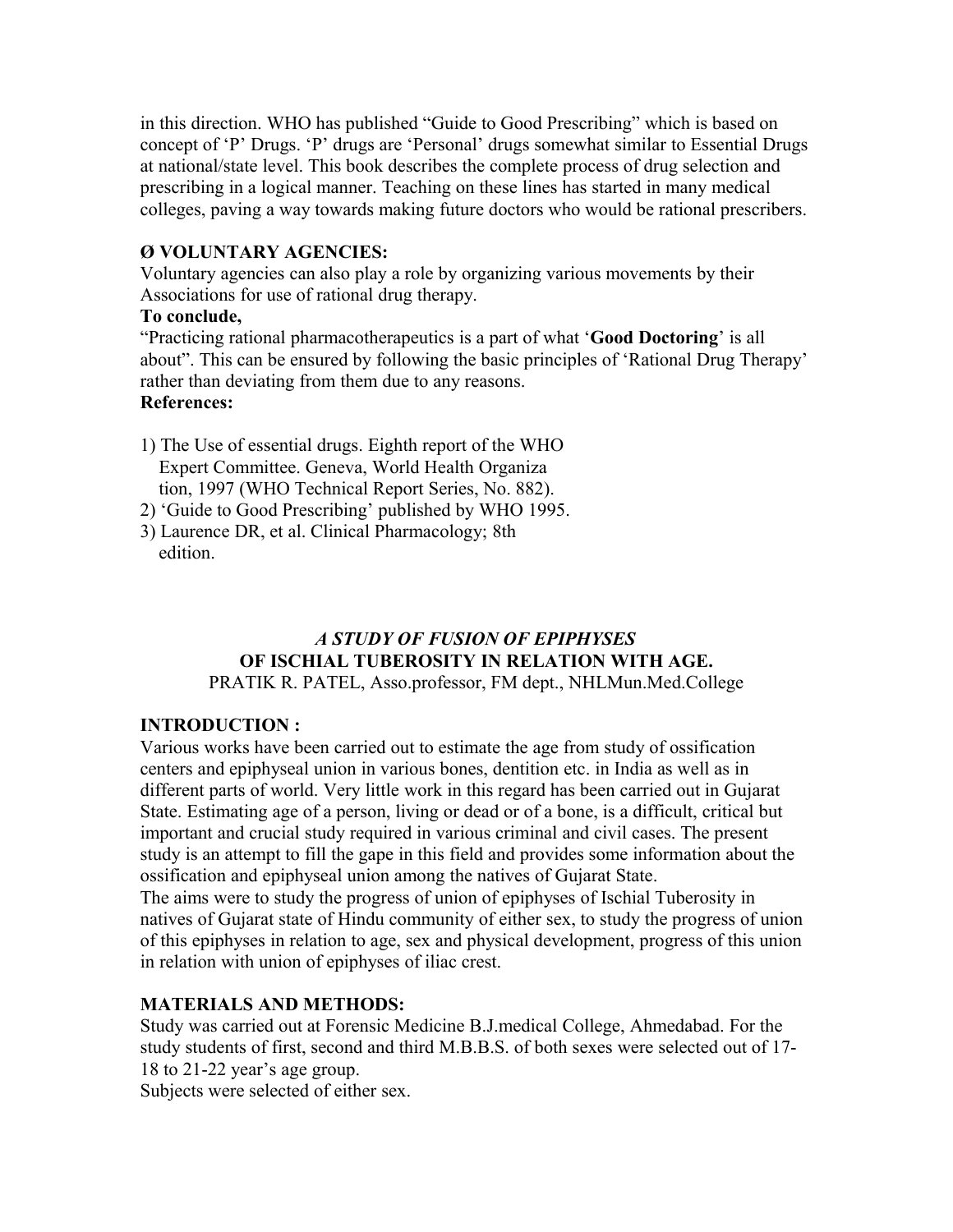in this direction. WHO has published "Guide to Good Prescribing" which is based on concept of 'P' Drugs. 'P' drugs are 'Personal' drugs somewhat similar to Essential Drugs at national/state level. This book describes the complete process of drug selection and prescribing in a logical manner. Teaching on these lines has started in many medical colleges, paving a way towards making future doctors who would be rational prescribers.

**Ø VOLUNTARY AGENCIES:**

Voluntary agencies can also play a role by organizing various movements by their Associations for use of rational drug therapy.

**To conclude,**

"Practicing rational pharmacotherapeutics is a part of what '**Good Doctoring**' is all about". This can be ensured by following the basic principles of 'Rational Drug Therapy' rather than deviating from them due to any reasons.

**References:**

1) The Use of essential drugs. Eighth report of the WHO Expert Committee. Geneva, World Health Organization, 1997 (WHO Technical Report Series, No. 882).
2) 'Guide to Good Prescribing' published by WHO 1995.
3) Laurence DR, et al. Clinical Pharmacology; 8th edition.

## *A STUDY OF FUSION OF EPIPHYSES* OF ISCHIAL TUBEROSITY IN RELATION WITH AGE.

PRATIK R. PATEL, Asso.professor, FM dept., NHLMun.Med.College

**INTRODUCTION :**

Various works have been carried out to estimate the age from study of ossification centers and epiphyseal union in various bones, dentition etc. in India as well as in different parts of world. Very little work in this regard has been carried out in Gujarat State. Estimating age of a person, living or dead or of a bone, is a difficult, critical but important and crucial study required in various criminal and civil cases. The present study is an attempt to fill the gape in this field and provides some information about the ossification and epiphyseal union among the natives of Gujarat State.

The aims were to study the progress of union of epiphyses of Ischial Tuberosity in natives of Gujarat state of Hindu community of either sex, to study the progress of union of this epiphyses in relation to age, sex and physical development, progress of this union in relation with union of epiphyses of iliac crest.

**MATERIALS AND METHODS:**

Study was carried out at Forensic Medicine B.J.medical College, Ahmedabad. For the study students of first, second and third M.B.B.S. of both sexes were selected out of 17-18 to 21-22 year's age group.

Subjects were selected of either sex.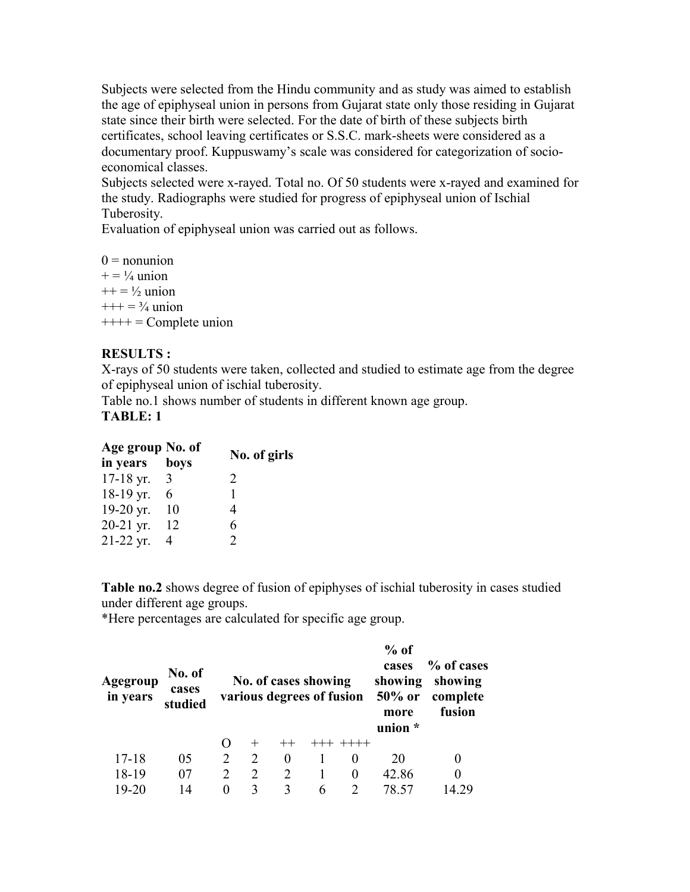Subjects were selected from the Hindu community and as study was aimed to establish the age of epiphyseal union in persons from Gujarat state only those residing in Gujarat state since their birth were selected. For the date of birth of these subjects birth certificates, school leaving certificates or S.S.C. mark-sheets were considered as a documentary proof. Kuppuswamy's scale was considered for categorization of socio-economical classes.

Subjects selected were x-rayed. Total no. Of 50 students were x-rayed and examined for the study. Radiographs were studied for progress of epiphyseal union of Ischial Tuberosity.

Evaluation of epiphyseal union was carried out as follows.

0 = nonunion
+ = ¼ union
++ = ½ union
+++ = ¾ union
++++ = Complete union

**RESULTS :**

X-rays of 50 students were taken, collected and studied to estimate age from the degree of epiphyseal union of ischial tuberosity.

Table no.1 shows number of students in different known age group.

**TABLE: 1**

| Age group in years | No. of boys | No. of girls |
|---|---|---|
| 17-18 yr. | 3 | 2 |
| 18-19 yr. | 6 | 1 |
| 19-20 yr. | 10 | 4 |
| 20-21 yr. | 12 | 6 |
| 21-22 yr. | 4 | 2 |

**Table no.2** shows degree of fusion of epiphyses of ischial tuberosity in cases studied under different age groups.

*Here percentages are calculated for specific age group.

| Agegroup in years | No. of cases studied | No. of cases showing various degrees of fusion | | | | | % of cases showing 50% or more union * | % of cases showing complete fusion |
|---|---|---|---|---|---|---|---|---|
| | | O | + | ++ | +++ | ++++ | | |
| 17-18 | 05 | 2 | 2 | 0 | 1 | 0 | 20 | 0 |
| 18-19 | 07 | 2 | 2 | 2 | 1 | 0 | 42.86 | 0 |
| 19-20 | 14 | 0 | 3 | 3 | 6 | 2 | 78.57 | 14.29 |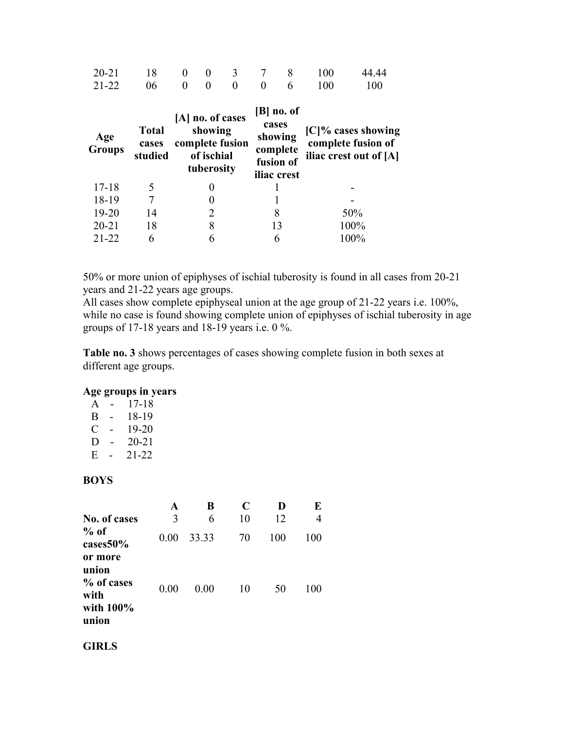| | | | | | | | | |
|---|---|---|---|---|---|---|---|---|
| 20-21 | 18 | 0 | 0 | 3 | 7 | 8 | 100 | 44.44 |
| 21-22 | 06 | 0 | 0 | 0 | 0 | 6 | 100 | 100 |

| Age Groups | Total cases studied | [A] no. of cases showing complete fusion of ischial tuberosity | [B] no. of cases showing complete fusion of iliac crest | [C]% cases showing complete fusion of iliac crest out of [A] |
|---|---|---|---|---|
| 17-18 | 5 | 0 | 1 | - |
| 18-19 | 7 | 0 | 1 | - |
| 19-20 | 14 | 2 | 8 | 50% |
| 20-21 | 18 | 8 | 13 | 100% |
| 21-22 | 6 | 6 | 6 | 100% |

50% or more union of epiphyses of ischial tuberosity is found in all cases from 20-21 years and 21-22 years age groups.
All cases show complete epiphyseal union at the age group of 21-22 years i.e. 100%, while no case is found showing complete union of epiphyses of ischial tuberosity in age groups of 17-18 years and 18-19 years i.e. 0 %.

**Table no. 3** shows percentages of cases showing complete fusion in both sexes at different age groups.

**Age groups in years**

A - 17-18
B - 18-19
C - 19-20
D - 20-21
E - 21-22

**BOYS**

| | A | B | C | D | E |
|---|---|---|---|---|---|
| **No. of cases** | 3 | 6 | 10 | 12 | 4 |
| **% of cases50% or more union** | 0.00 | 33.33 | 70 | 100 | 100 |
| **% of cases with with 100% union** | 0.00 | 0.00 | 10 | 50 | 100 |

**GIRLS**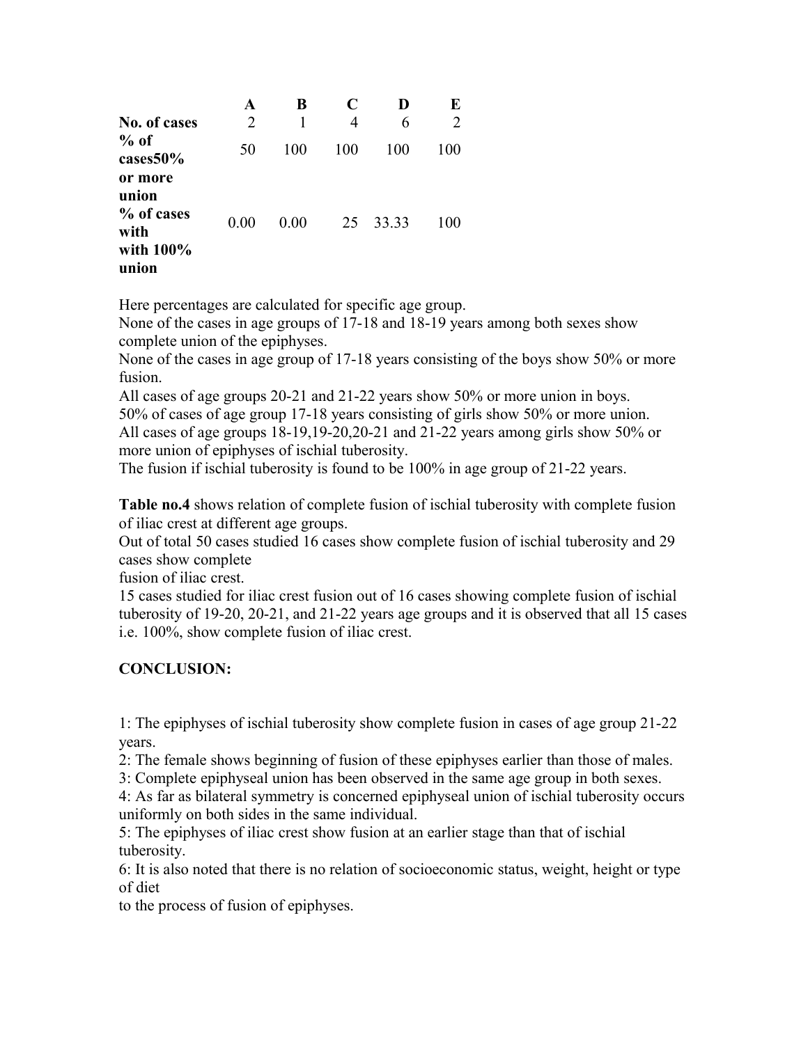| | A | B | C | D | E |
|---|---|---|---|---|---|
| **No. of cases** | 2 | 1 | 4 | 6 | 2 |
| **% of cases50% or more union** | 50 | 100 | 100 | 100 | 100 |
| **% of cases with with 100% union** | 0.00 | 0.00 | 25 | 33.33 | 100 |

Here percentages are calculated for specific age group.
None of the cases in age groups of 17-18 and 18-19 years among both sexes show complete union of the epiphyses.
None of the cases in age group of 17-18 years consisting of the boys show 50% or more fusion.
All cases of age groups 20-21 and 21-22 years show 50% or more union in boys.
50% of cases of age group 17-18 years consisting of girls show 50% or more union.
All cases of age groups 18-19,19-20,20-21 and 21-22 years among girls show 50% or more union of epiphyses of ischial tuberosity.
The fusion if ischial tuberosity is found to be 100% in age group of 21-22 years.

**Table no.4** shows relation of complete fusion of ischial tuberosity with complete fusion of iliac crest at different age groups.
Out of total 50 cases studied 16 cases show complete fusion of ischial tuberosity and 29 cases show complete
fusion of iliac crest.
15 cases studied for iliac crest fusion out of 16 cases showing complete fusion of ischial tuberosity of 19-20, 20-21, and 21-22 years age groups and it is observed that all 15 cases i.e. 100%, show complete fusion of iliac crest.

**CONCLUSION:**

1: The epiphyses of ischial tuberosity show complete fusion in cases of age group 21-22 years.
2: The female shows beginning of fusion of these epiphyses earlier than those of males.
3: Complete epiphyseal union has been observed in the same age group in both sexes.
4: As far as bilateral symmetry is concerned epiphyseal union of ischial tuberosity occurs uniformly on both sides in the same individual.
5: The epiphyses of iliac crest show fusion at an earlier stage than that of ischial tuberosity.
6: It is also noted that there is no relation of socioeconomic status, weight, height or type of diet
to the process of fusion of epiphyses.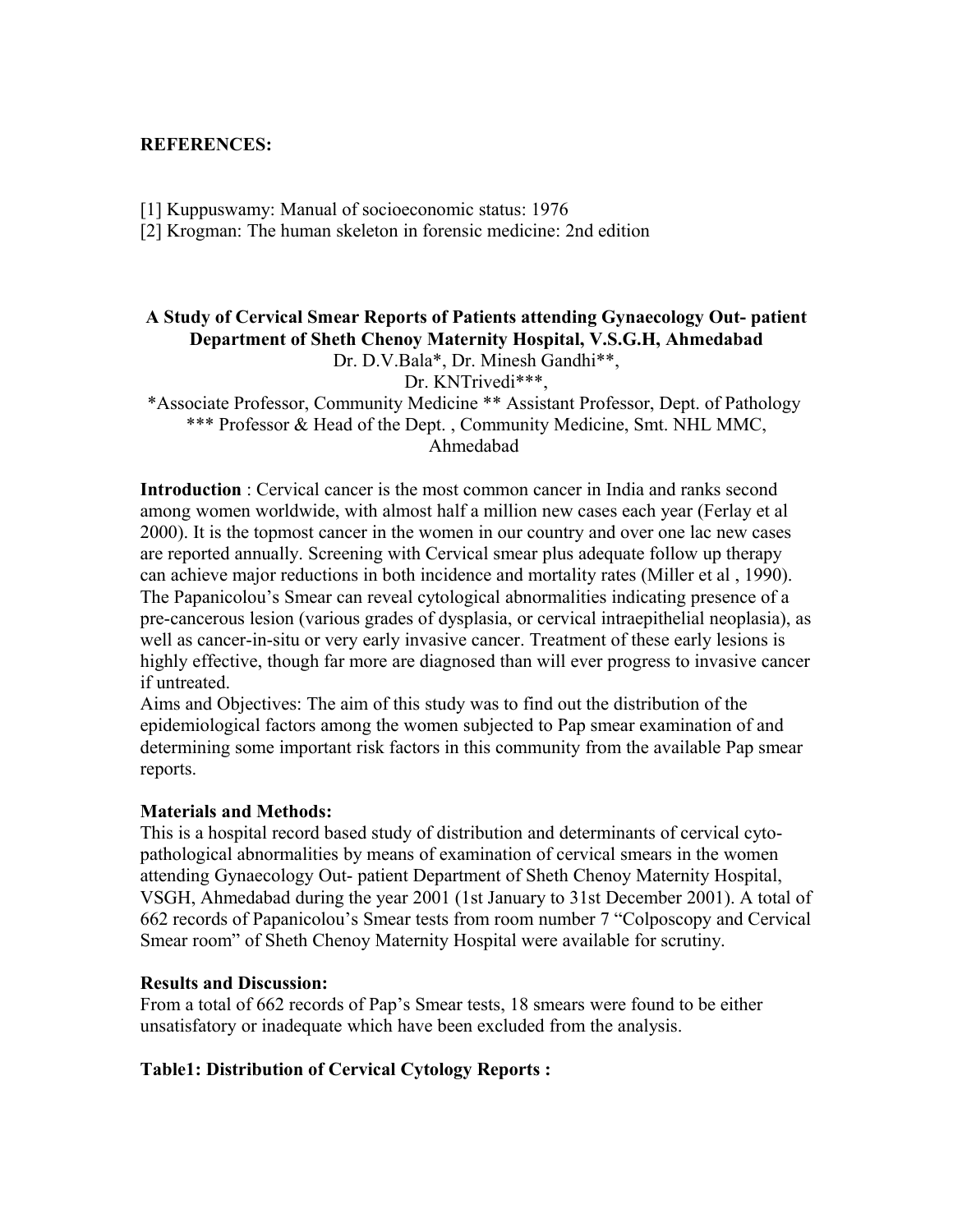**REFERENCES:**

[1] Kuppuswamy: Manual of socioeconomic status: 1976
[2] Krogman: The human skeleton in forensic medicine: 2nd edition

## A Study of Cervical Smear Reports of Patients attending Gynaecology Out- patient Department of Sheth Chenoy Maternity Hospital, V.S.G.H, Ahmedabad

Dr. D.V.Bala*, Dr. Minesh Gandhi**,
Dr. KNTrivedi***,

*Associate Professor, Community Medicine ** Assistant Professor, Dept. of Pathology
*** Professor & Head of the Dept. , Community Medicine, Smt. NHL MMC, Ahmedabad

**Introduction** : Cervical cancer is the most common cancer in India and ranks second among women worldwide, with almost half a million new cases each year (Ferlay et al 2000). It is the topmost cancer in the women in our country and over one lac new cases are reported annually. Screening with Cervical smear plus adequate follow up therapy can achieve major reductions in both incidence and mortality rates (Miller et al , 1990). The Papanicolou's Smear can reveal cytological abnormalities indicating presence of a pre-cancerous lesion (various grades of dysplasia, or cervical intraepithelial neoplasia), as well as cancer-in-situ or very early invasive cancer. Treatment of these early lesions is highly effective, though far more are diagnosed than will ever progress to invasive cancer if untreated.

Aims and Objectives: The aim of this study was to find out the distribution of the epidemiological factors among the women subjected to Pap smear examination of and determining some important risk factors in this community from the available Pap smear reports.

**Materials and Methods:**

This is a hospital record based study of distribution and determinants of cervical cyto-pathological abnormalities by means of examination of cervical smears in the women attending Gynaecology Out- patient Department of Sheth Chenoy Maternity Hospital, VSGH, Ahmedabad during the year 2001 (1st January to 31st December 2001). A total of 662 records of Papanicolou's Smear tests from room number 7 "Colposcopy and Cervical Smear room" of Sheth Chenoy Maternity Hospital were available for scrutiny.

**Results and Discussion:**

From a total of 662 records of Pap's Smear tests, 18 smears were found to be either unsatisfactory or inadequate which have been excluded from the analysis.

**Table1: Distribution of Cervical Cytology Reports :**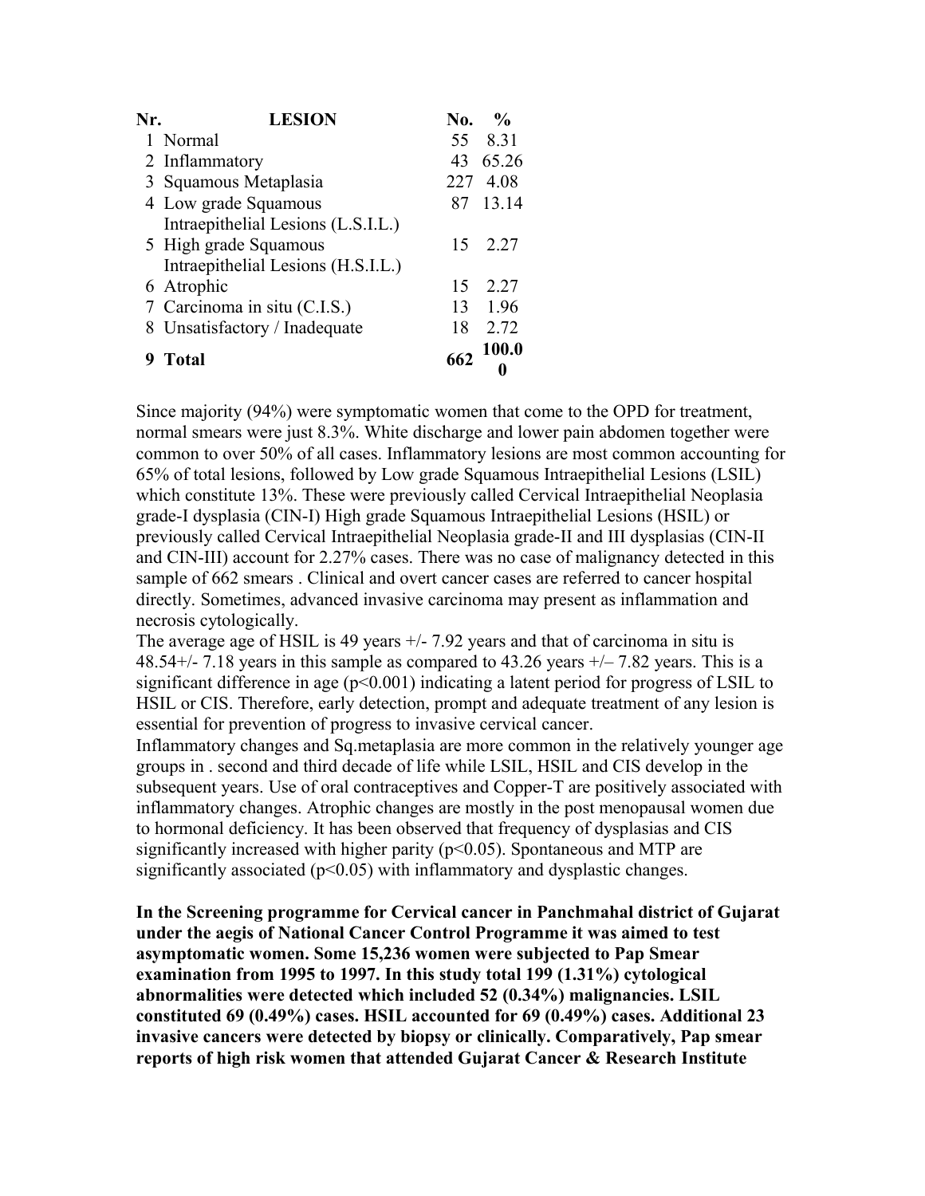| Nr. | LESION | No. | % |
|---|---|---|---|
| 1 | Normal | 55 | 8.31 |
| 2 | Inflammatory | 43 | 65.26 |
| 3 | Squamous Metaplasia | 227 | 4.08 |
| 4 | Low grade Squamous Intraepithelial Lesions (L.S.I.L.) | 87 | 13.14 |
| 5 | High grade Squamous Intraepithelial Lesions (H.S.I.L.) | 15 | 2.27 |
| 6 | Atrophic | 15 | 2.27 |
| 7 | Carcinoma in situ (C.I.S.) | 13 | 1.96 |
| 8 | Unsatisfactory / Inadequate | 18 | 2.72 |
| **9** | **Total** | **662** | **100.00** |

Since majority (94%) were symptomatic women that come to the OPD for treatment, normal smears were just 8.3%. White discharge and lower pain abdomen together were common to over 50% of all cases. Inflammatory lesions are most common accounting for 65% of total lesions, followed by Low grade Squamous Intraepithelial Lesions (LSIL) which constitute 13%. These were previously called Cervical Intraepithelial Neoplasia grade-I dysplasia (CIN-I) High grade Squamous Intraepithelial Lesions (HSIL) or previously called Cervical Intraepithelial Neoplasia grade-II and III dysplasias (CIN-II and CIN-III) account for 2.27% cases. There was no case of malignancy detected in this sample of 662 smears . Clinical and overt cancer cases are referred to cancer hospital directly. Sometimes, advanced invasive carcinoma may present as inflammation and necrosis cytologically.

The average age of HSIL is 49 years +/- 7.92 years and that of carcinoma in situ is 48.54+/- 7.18 years in this sample as compared to 43.26 years +/– 7.82 years. This is a significant difference in age ($p<0.001$) indicating a latent period for progress of LSIL to HSIL or CIS. Therefore, early detection, prompt and adequate treatment of any lesion is essential for prevention of progress to invasive cervical cancer.

Inflammatory changes and Sq.metaplasia are more common in the relatively younger age groups in . second and third decade of life while LSIL, HSIL and CIS develop in the subsequent years. Use of oral contraceptives and Copper-T are positively associated with inflammatory changes. Atrophic changes are mostly in the post menopausal women due to hormonal deficiency. It has been observed that frequency of dysplasias and CIS significantly increased with higher parity ($p<0.05$). Spontaneous and MTP are significantly associated ($p<0.05$) with inflammatory and dysplastic changes.

**In the Screening programme for Cervical cancer in Panchmahal district of Gujarat under the aegis of National Cancer Control Programme it was aimed to test asymptomatic women. Some 15,236 women were subjected to Pap Smear examination from 1995 to 1997. In this study total 199 (1.31%) cytological abnormalities were detected which included 52 (0.34%) malignancies. LSIL constituted 69 (0.49%) cases. HSIL accounted for 69 (0.49%) cases. Additional 23 invasive cancers were detected by biopsy or clinically. Comparatively, Pap smear reports of high risk women that attended Gujarat Cancer & Research Institute**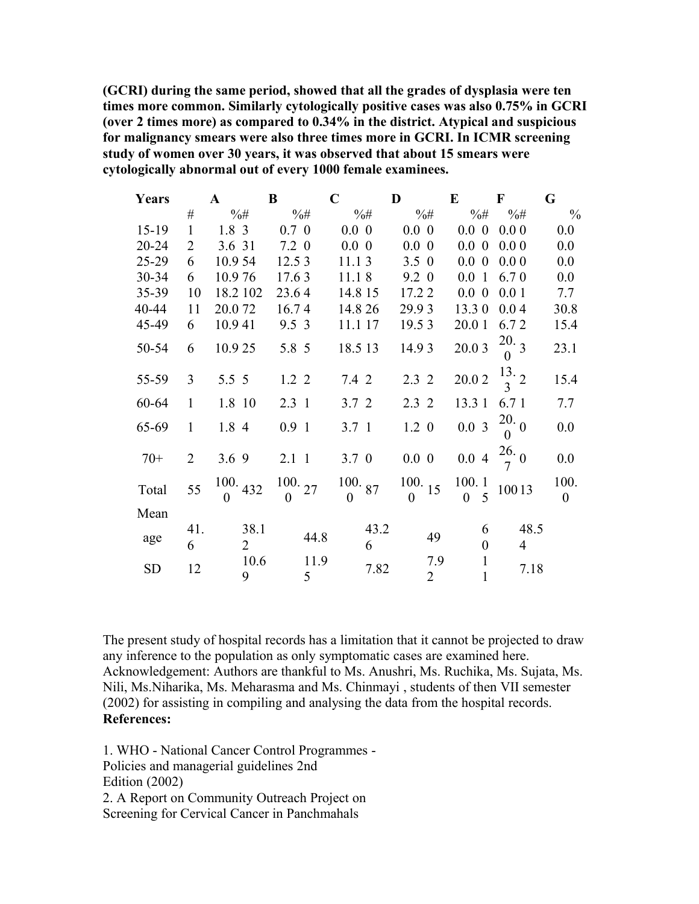**(GCRI) during the same period, showed that all the grades of dysplasia were ten times more common. Similarly cytologically positive cases was also 0.75% in GCRI (over 2 times more) as compared to 0.34% in the district. Atypical and suspicious for malignancy smears were also three times more in GCRI. In ICMR screening study of women over 30 years, it was observed that about 15 smears were cytologically abnormal out of every 1000 female examinees.**

| Years | A | | B | | C | | D | | E | | F | | G | |
|---|---|---|---|---|---|---|---|---|---|---|---|---|---|---|
| | # | % | # | % | # | % | # | % | # | % | # | % | # | % |
| 15-19 | 1 | 1.8 | 3 | 0.7 | 0 | 0.0 | 0 | 0.0 | 0 | 0.0 | 0 | 0.0 | 0 | 0.0 |
| 20-24 | 2 | 3.6 | 31 | 7.2 | 0 | 0.0 | 0 | 0.0 | 0 | 0.0 | 0 | 0.0 | 0 | 0.0 |
| 25-29 | 6 | 10.9 | 54 | 12.5 | 3 | 11.1 | 3 | 3.5 | 0 | 0.0 | 0 | 0.0 | 0 | 0.0 |
| 30-34 | 6 | 10.9 | 76 | 17.6 | 3 | 11.1 | 8 | 9.2 | 0 | 0.0 | 1 | 6.7 | 0 | 0.0 |
| 35-39 | 10 | 18.2 | 102 | 23.6 | 4 | 14.8 | 15 | 17.2 | 2 | 0.0 | 0 | 0.0 | 1 | 7.7 |
| 40-44 | 11 | 20.0 | 72 | 16.7 | 4 | 14.8 | 26 | 29.9 | 3 | 13.3 | 0 | 0.0 | 4 | 30.8 |
| 45-49 | 6 | 10.9 | 41 | 9.5 | 3 | 11.1 | 17 | 19.5 | 3 | 20.0 | 1 | 6.7 | 2 | 15.4 |
| 50-54 | 6 | 10.9 | 25 | 5.8 | 5 | 18.5 | 13 | 14.9 | 3 | 20.0 | 3 | 20.0 | 3 | 23.1 |
| 55-59 | 3 | 5.5 | 5 | 1.2 | 2 | 7.4 | 2 | 2.3 | 2 | 20.0 | 2 | 13.3 | 2 | 15.4 |
| 60-64 | 1 | 1.8 | 10 | 2.3 | 1 | 3.7 | 2 | 2.3 | 2 | 13.3 | 1 | 6.7 | 1 | 7.7 |
| 65-69 | 1 | 1.8 | 4 | 0.9 | 1 | 3.7 | 1 | 1.2 | 0 | 0.0 | 3 | 20.0 | 0 | 0.0 |
| 70+ | 2 | 3.6 | 9 | 2.1 | 1 | 3.7 | 0 | 0.0 | 0 | 0.0 | 4 | 26.7 | 0 | 0.0 |
| Total | 55 | 100.0 | 432 | 100.0 | 27 | 100.0 | 87 | 100.0 | 15 | 100.0 | 15 | 100 | 13 | 100.0 |
| Mean age | 41.6 | | 38.12 | | 44.8 | | 43.26 | | 49 | | 60 | | 48.54 | |
| SD | 12 | | 10.69 | | 11.95 | | 7.82 | | 7.92 | | 11 | | 7.18 | |

The present study of hospital records has a limitation that it cannot be projected to draw any inference to the population as only symptomatic cases are examined here.
Acknowledgement: Authors are thankful to Ms. Anushri, Ms. Ruchika, Ms. Sujata, Ms. Nili, Ms.Niharika, Ms. Meharasma and Ms. Chinmayi , students of then VII semester (2002) for assisting in compiling and analysing the data from the hospital records.

**References:**

1. WHO - National Cancer Control Programmes - Policies and managerial guidelines 2nd Edition (2002)
2. A Report on Community Outreach Project on Screening for Cervical Cancer in Panchmahals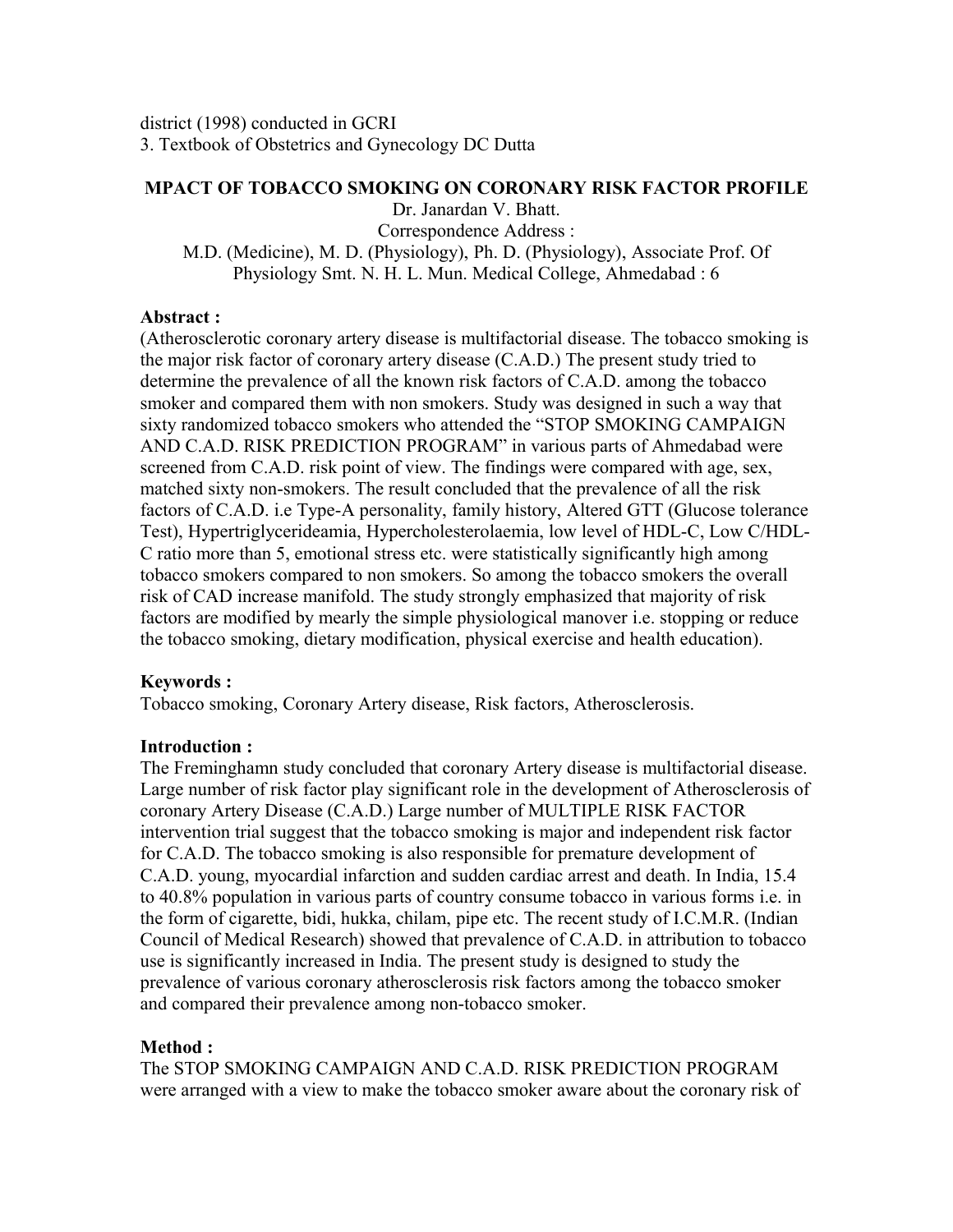district (1998) conducted in GCRI

3. Textbook of Obstetrics and Gynecology DC Dutta

## MPACT OF TOBACCO SMOKING ON CORONARY RISK FACTOR PROFILE

Dr. Janardan V. Bhatt.

Correspondence Address :

M.D. (Medicine), M. D. (Physiology), Ph. D. (Physiology), Associate Prof. Of Physiology Smt. N. H. L. Mun. Medical College, Ahmedabad : 6

### Abstract :

(Atherosclerotic coronary artery disease is multifactorial disease. The tobacco smoking is the major risk factor of coronary artery disease (C.A.D.) The present study tried to determine the prevalence of all the known risk factors of C.A.D. among the tobacco smoker and compared them with non smokers. Study was designed in such a way that sixty randomized tobacco smokers who attended the "STOP SMOKING CAMPAIGN AND C.A.D. RISK PREDICTION PROGRAM" in various parts of Ahmedabad were screened from C.A.D. risk point of view. The findings were compared with age, sex, matched sixty non-smokers. The result concluded that the prevalence of all the risk factors of C.A.D. i.e Type-A personality, family history, Altered GTT (Glucose tolerance Test), Hypertriglycerideamia, Hypercholesterolaemia, low level of HDL-C, Low C/HDL-C ratio more than 5, emotional stress etc. were statistically significantly high among tobacco smokers compared to non smokers. So among the tobacco smokers the overall risk of CAD increase manifold. The study strongly emphasized that majority of risk factors are modified by mearly the simple physiological manover i.e. stopping or reduce the tobacco smoking, dietary modification, physical exercise and health education).

### Keywords :

Tobacco smoking, Coronary Artery disease, Risk factors, Atherosclerosis.

### Introduction :

The Freminghamn study concluded that coronary Artery disease is multifactorial disease. Large number of risk factor play significant role in the development of Atherosclerosis of coronary Artery Disease (C.A.D.) Large number of MULTIPLE RISK FACTOR intervention trial suggest that the tobacco smoking is major and independent risk factor for C.A.D. The tobacco smoking is also responsible for premature development of C.A.D. young, myocardial infarction and sudden cardiac arrest and death. In India, 15.4 to 40.8% population in various parts of country consume tobacco in various forms i.e. in the form of cigarette, bidi, hukka, chilam, pipe etc. The recent study of I.C.M.R. (Indian Council of Medical Research) showed that prevalence of C.A.D. in attribution to tobacco use is significantly increased in India. The present study is designed to study the prevalence of various coronary atherosclerosis risk factors among the tobacco smoker and compared their prevalence among non-tobacco smoker.

### Method :

The STOP SMOKING CAMPAIGN AND C.A.D. RISK PREDICTION PROGRAM were arranged with a view to make the tobacco smoker aware about the coronary risk of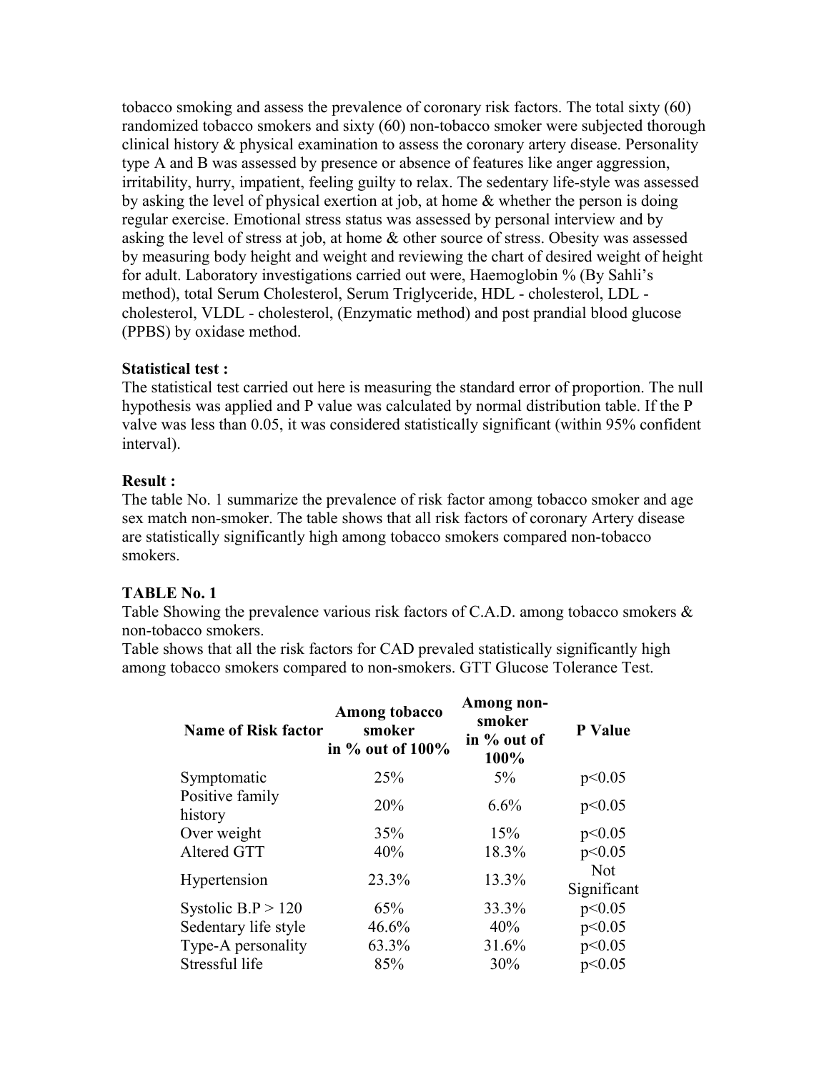tobacco smoking and assess the prevalence of coronary risk factors. The total sixty (60) randomized tobacco smokers and sixty (60) non-tobacco smoker were subjected thorough clinical history & physical examination to assess the coronary artery disease. Personality type A and B was assessed by presence or absence of features like anger aggression, irritability, hurry, impatient, feeling guilty to relax. The sedentary life-style was assessed by asking the level of physical exertion at job, at home & whether the person is doing regular exercise. Emotional stress status was assessed by personal interview and by asking the level of stress at job, at home & other source of stress. Obesity was assessed by measuring body height and weight and reviewing the chart of desired weight of height for adult. Laboratory investigations carried out were, Haemoglobin % (By Sahli's method), total Serum Cholesterol, Serum Triglyceride, HDL - cholesterol, LDL - cholesterol, VLDL - cholesterol, (Enzymatic method) and post prandial blood glucose (PPBS) by oxidase method.

**Statistical test :**

The statistical test carried out here is measuring the standard error of proportion. The null hypothesis was applied and P value was calculated by normal distribution table. If the P valve was less than 0.05, it was considered statistically significant (within 95% confident interval).

**Result :**

The table No. 1 summarize the prevalence of risk factor among tobacco smoker and age sex match non-smoker. The table shows that all risk factors of coronary Artery disease are statistically significantly high among tobacco smokers compared non-tobacco smokers.

**TABLE No. 1**

Table Showing the prevalence various risk factors of C.A.D. among tobacco smokers & non-tobacco smokers.

Table shows that all the risk factors for CAD prevaled statistically significantly high among tobacco smokers compared to non-smokers. GTT Glucose Tolerance Test.

| Name of Risk factor | Among tobacco smoker in % out of 100% | Among non-smoker in % out of 100% | P Value |
|---|---|---|---|
| Symptomatic | 25% | 5% | $p<0.05$ |
| Positive family history | 20% | 6.6% | $p<0.05$ |
| Over weight | 35% | 15% | $p<0.05$ |
| Altered GTT | 40% | 18.3% | $p<0.05$ |
| Hypertension | 23.3% | 13.3% | Not Significant |
| Systolic B.P > 120 | 65% | 33.3% | $p<0.05$ |
| Sedentary life style | 46.6% | 40% | $p<0.05$ |
| Type-A personality | 63.3% | 31.6% | $p<0.05$ |
| Stressful life | 85% | 30% | $p<0.05$ |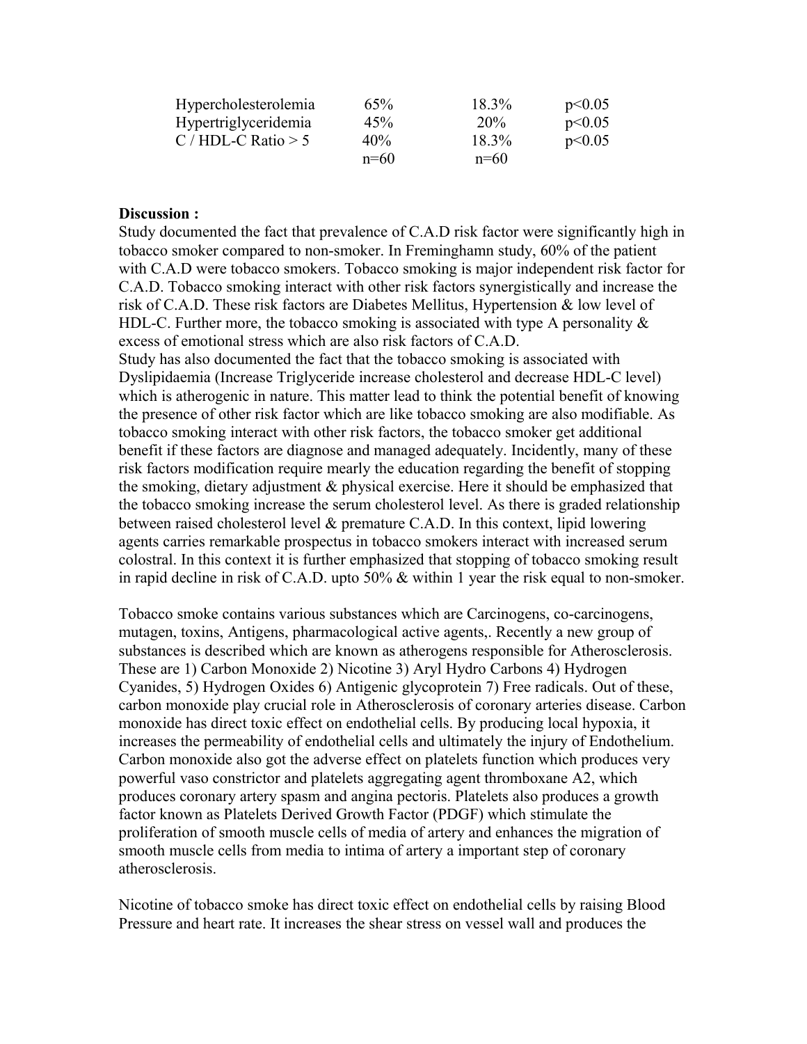| | | | |
|---|---|---|---|
| Hypercholesterolemia | 65% | 18.3% | $p<0.05$ |
| Hypertriglyceridemia | 45% | 20% | $p<0.05$ |
| C / HDL-C Ratio > 5 | 40% | 18.3% | $p<0.05$ |
| | n=60 | n=60 | |

**Discussion :**

Study documented the fact that prevalence of C.A.D risk factor were significantly high in tobacco smoker compared to non-smoker. In Freminghamn study, 60% of the patient with C.A.D were tobacco smokers. Tobacco smoking is major independent risk factor for C.A.D. Tobacco smoking interact with other risk factors synergistically and increase the risk of C.A.D. These risk factors are Diabetes Mellitus, Hypertension & low level of HDL-C. Further more, the tobacco smoking is associated with type A personality & excess of emotional stress which are also risk factors of C.A.D.

Study has also documented the fact that the tobacco smoking is associated with Dyslipidaemia (Increase Triglyceride increase cholesterol and decrease HDL-C level) which is atherogenic in nature. This matter lead to think the potential benefit of knowing the presence of other risk factor which are like tobacco smoking are also modifiable. As tobacco smoking interact with other risk factors, the tobacco smoker get additional benefit if these factors are diagnose and managed adequately. Incidently, many of these risk factors modification require mearly the education regarding the benefit of stopping the smoking, dietary adjustment & physical exercise. Here it should be emphasized that the tobacco smoking increase the serum cholesterol level. As there is graded relationship between raised cholesterol level & premature C.A.D. In this context, lipid lowering agents carries remarkable prospectus in tobacco smokers interact with increased serum colostral. In this context it is further emphasized that stopping of tobacco smoking result in rapid decline in risk of C.A.D. upto 50% & within 1 year the risk equal to non-smoker.

Tobacco smoke contains various substances which are Carcinogens, co-carcinogens, mutagen, toxins, Antigens, pharmacological active agents,. Recently a new group of substances is described which are known as atherogens responsible for Atherosclerosis. These are 1) Carbon Monoxide 2) Nicotine 3) Aryl Hydro Carbons 4) Hydrogen Cyanides, 5) Hydrogen Oxides 6) Antigenic glycoprotein 7) Free radicals. Out of these, carbon monoxide play crucial role in Atherosclerosis of coronary arteries disease. Carbon monoxide has direct toxic effect on endothelial cells. By producing local hypoxia, it increases the permeability of endothelial cells and ultimately the injury of Endothelium. Carbon monoxide also got the adverse effect on platelets function which produces very powerful vaso constrictor and platelets aggregating agent thromboxane A2, which produces coronary artery spasm and angina pectoris. Platelets also produces a growth factor known as Platelets Derived Growth Factor (PDGF) which stimulate the proliferation of smooth muscle cells of media of artery and enhances the migration of smooth muscle cells from media to intima of artery a important step of coronary atherosclerosis.

Nicotine of tobacco smoke has direct toxic effect on endothelial cells by raising Blood Pressure and heart rate. It increases the shear stress on vessel wall and produces the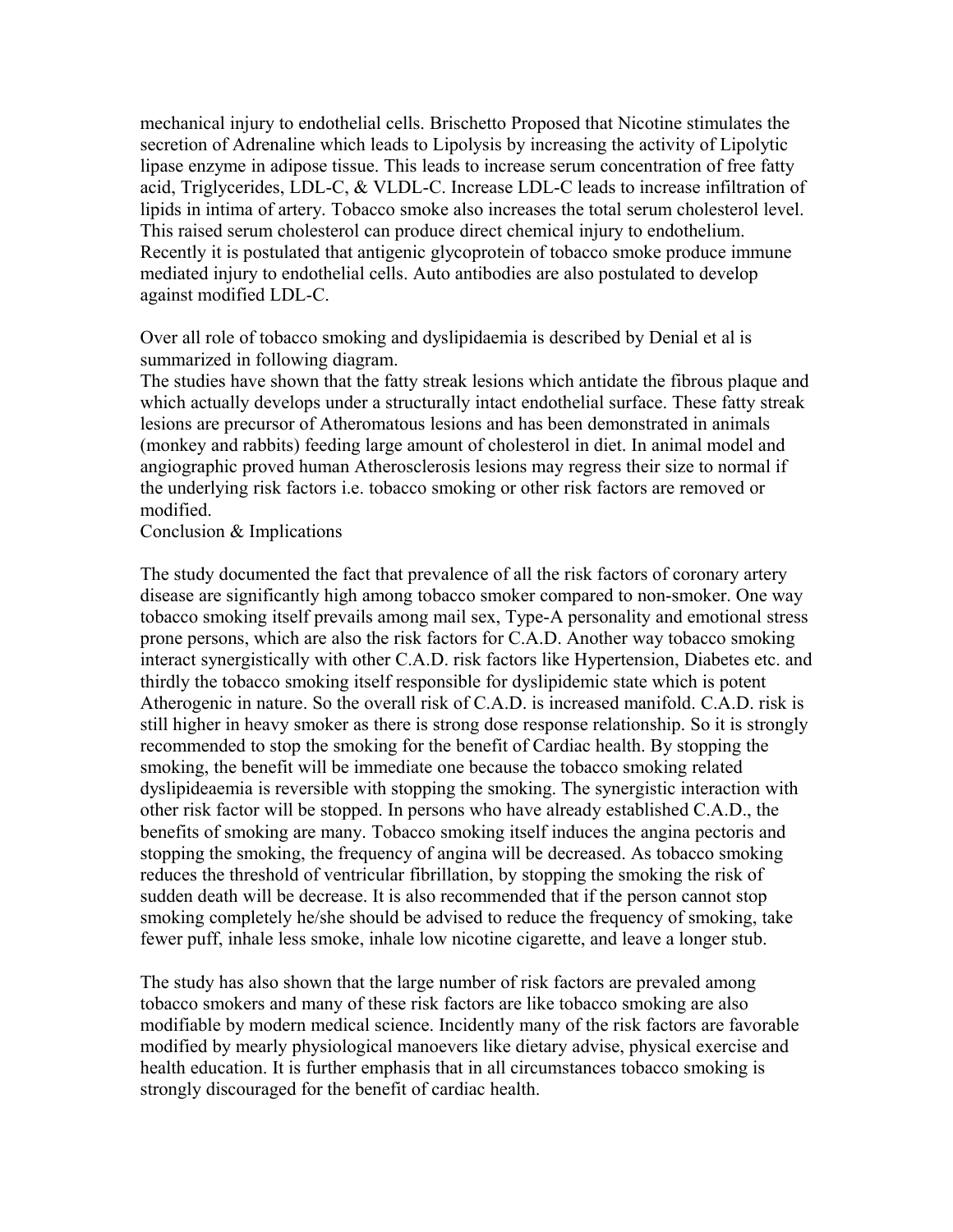mechanical injury to endothelial cells. Brischetto Proposed that Nicotine stimulates the secretion of Adrenaline which leads to Lipolysis by increasing the activity of Lipolytic lipase enzyme in adipose tissue. This leads to increase serum concentration of free fatty acid, Triglycerides, LDL-C, & VLDL-C. Increase LDL-C leads to increase infiltration of lipids in intima of artery. Tobacco smoke also increases the total serum cholesterol level. This raised serum cholesterol can produce direct chemical injury to endothelium. Recently it is postulated that antigenic glycoprotein of tobacco smoke produce immune mediated injury to endothelial cells. Auto antibodies are also postulated to develop against modified LDL-C.

Over all role of tobacco smoking and dyslipidaemia is described by Denial et al is summarized in following diagram.
The studies have shown that the fatty streak lesions which antidate the fibrous plaque and which actually develops under a structurally intact endothelial surface. These fatty streak lesions are precursor of Atheromatous lesions and has been demonstrated in animals (monkey and rabbits) feeding large amount of cholesterol in diet. In animal model and angiographic proved human Atherosclerosis lesions may regress their size to normal if the underlying risk factors i.e. tobacco smoking or other risk factors are removed or modified.

## Conclusion & Implications

The study documented the fact that prevalence of all the risk factors of coronary artery disease are significantly high among tobacco smoker compared to non-smoker. One way tobacco smoking itself prevails among mail sex, Type-A personality and emotional stress prone persons, which are also the risk factors for C.A.D. Another way tobacco smoking interact synergistically with other C.A.D. risk factors like Hypertension, Diabetes etc. and thirdly the tobacco smoking itself responsible for dyslipidemic state which is potent Atherogenic in nature. So the overall risk of C.A.D. is increased manifold. C.A.D. risk is still higher in heavy smoker as there is strong dose response relationship. So it is strongly recommended to stop the smoking for the benefit of Cardiac health. By stopping the smoking, the benefit will be immediate one because the tobacco smoking related dyslipideaemia is reversible with stopping the smoking. The synergistic interaction with other risk factor will be stopped. In persons who have already established C.A.D., the benefits of smoking are many. Tobacco smoking itself induces the angina pectoris and stopping the smoking, the frequency of angina will be decreased. As tobacco smoking reduces the threshold of ventricular fibrillation, by stopping the smoking the risk of sudden death will be decrease. It is also recommended that if the person cannot stop smoking completely he/she should be advised to reduce the frequency of smoking, take fewer puff, inhale less smoke, inhale low nicotine cigarette, and leave a longer stub.

The study has also shown that the large number of risk factors are prevaled among tobacco smokers and many of these risk factors are like tobacco smoking are also modifiable by modern medical science. Incidently many of the risk factors are favorable modified by mearly physiological manoevers like dietary advise, physical exercise and health education. It is further emphasis that in all circumstances tobacco smoking is strongly discouraged for the benefit of cardiac health.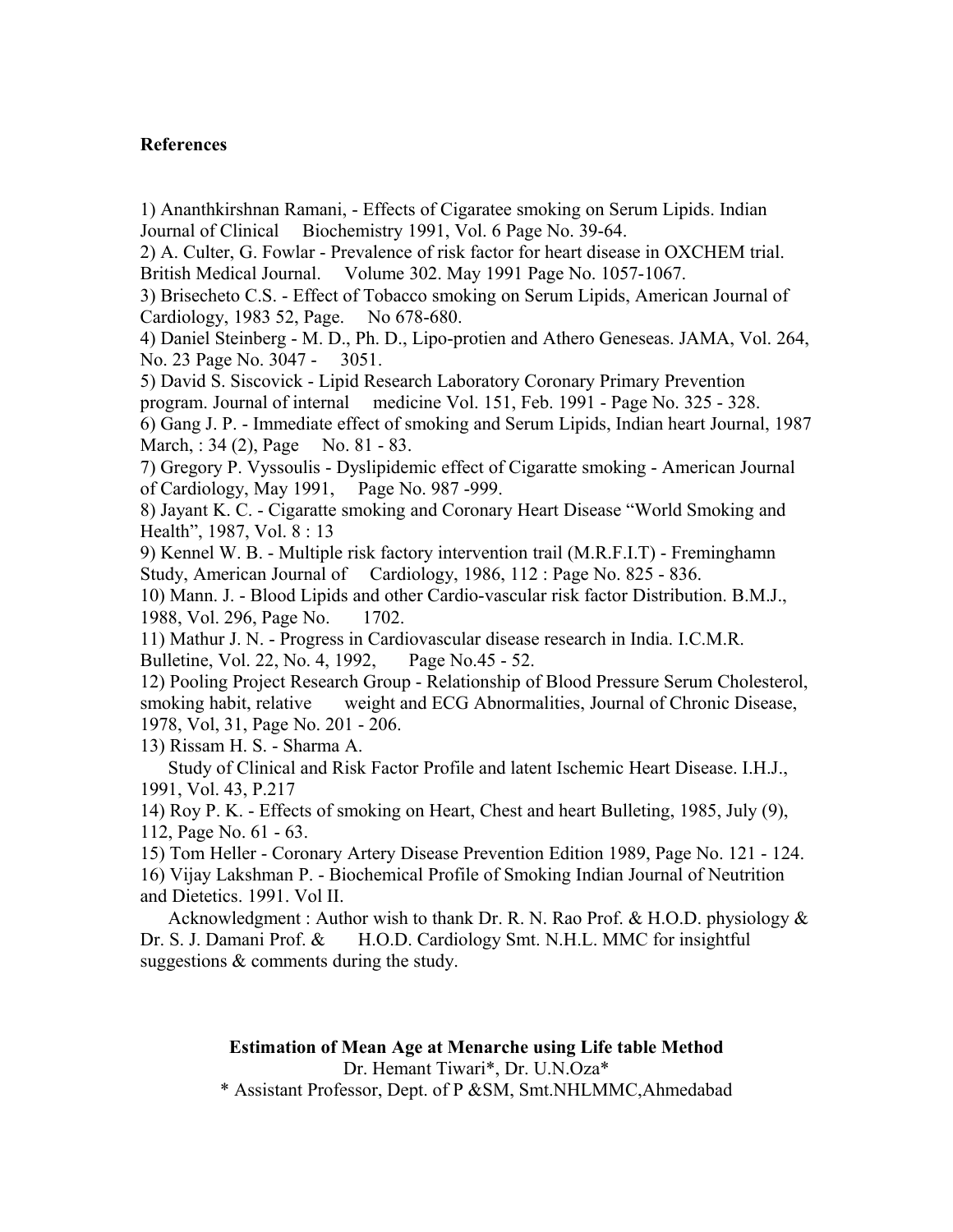**References**

1) Ananthkirshnan Ramani, - Effects of Cigaratee smoking on Serum Lipids. Indian Journal of Clinical Biochemistry 1991, Vol. 6 Page No. 39-64.

2) A. Culter, G. Fowlar - Prevalence of risk factor for heart disease in OXCHEM trial. British Medical Journal. Volume 302. May 1991 Page No. 1057-1067.

3) Brisecheto C.S. - Effect of Tobacco smoking on Serum Lipids, American Journal of Cardiology, 1983 52, Page. No 678-680.

4) Daniel Steinberg - M. D., Ph. D., Lipo-protien and Athero Geneseas. JAMA, Vol. 264, No. 23 Page No. 3047 - 3051.

5) David S. Siscovick - Lipid Research Laboratory Coronary Primary Prevention program. Journal of internal medicine Vol. 151, Feb. 1991 - Page No. 325 - 328.

6) Gang J. P. - Immediate effect of smoking and Serum Lipids, Indian heart Journal, 1987 March, : 34 (2), Page No. 81 - 83.

7) Gregory P. Vyssoulis - Dyslipidemic effect of Cigaratte smoking - American Journal of Cardiology, May 1991, Page No. 987 -999.

8) Jayant K. C. - Cigaratte smoking and Coronary Heart Disease "World Smoking and Health", 1987, Vol. 8 : 13

9) Kennel W. B. - Multiple risk factory intervention trail (M.R.F.I.T) - Freminghamn Study, American Journal of Cardiology, 1986, 112 : Page No. 825 - 836.

10) Mann. J. - Blood Lipids and other Cardio-vascular risk factor Distribution. B.M.J., 1988, Vol. 296, Page No. 1702.

11) Mathur J. N. - Progress in Cardiovascular disease research in India. I.C.M.R. Bulletine, Vol. 22, No. 4, 1992, Page No.45 - 52.

12) Pooling Project Research Group - Relationship of Blood Pressure Serum Cholesterol, smoking habit, relative weight and ECG Abnormalities, Journal of Chronic Disease, 1978, Vol, 31, Page No. 201 - 206.

13) Rissam H. S. - Sharma A.
Study of Clinical and Risk Factor Profile and latent Ischemic Heart Disease. I.H.J., 1991, Vol. 43, P.217

14) Roy P. K. - Effects of smoking on Heart, Chest and heart Bulleting, 1985, July (9), 112, Page No. 61 - 63.

15) Tom Heller - Coronary Artery Disease Prevention Edition 1989, Page No. 121 - 124.

16) Vijay Lakshman P. - Biochemical Profile of Smoking Indian Journal of Neutrition and Dietetics. 1991. Vol II.

Acknowledgment : Author wish to thank Dr. R. N. Rao Prof. & H.O.D. physiology & Dr. S. J. Damani Prof. & H.O.D. Cardiology Smt. N.H.L. MMC for insightful suggestions & comments during the study.

## Estimation of Mean Age at Menarche using Life table Method

Dr. Hemant Tiwari*, Dr. U.N.Oza*

\* Assistant Professor, Dept. of P &SM, Smt.NHLMMC,Ahmedabad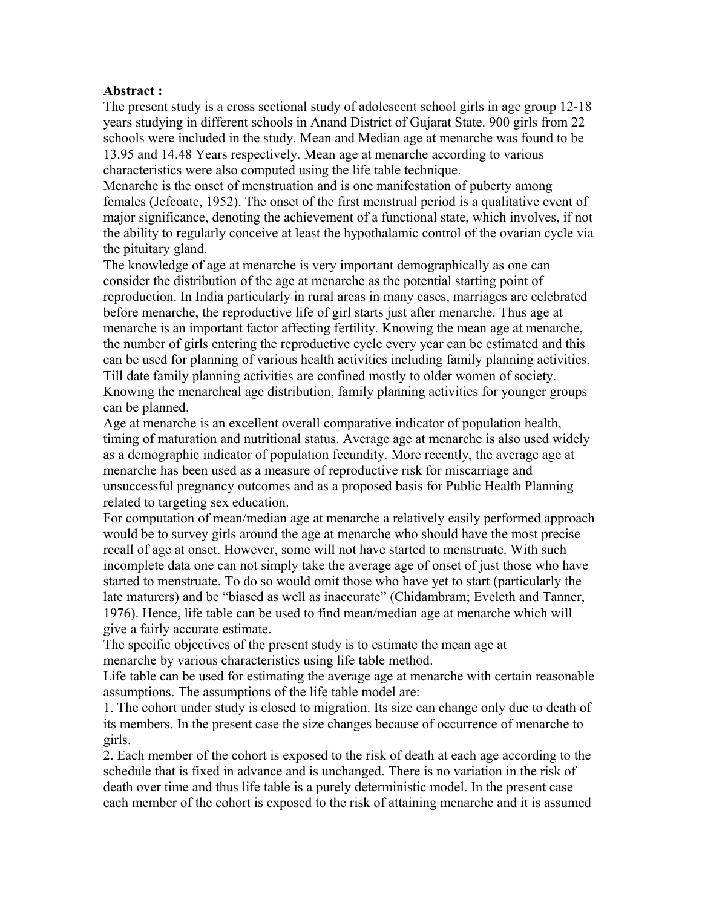**Abstract :**

The present study is a cross sectional study of adolescent school girls in age group 12-18 years studying in different schools in Anand District of Gujarat State. 900 girls from 22 schools were included in the study. Mean and Median age at menarche was found to be 13.95 and 14.48 Years respectively. Mean age at menarche according to various characteristics were also computed using the life table technique.

Menarche is the onset of menstruation and is one manifestation of puberty among females (Jefcoate, 1952). The onset of the first menstrual period is a qualitative event of major significance, denoting the achievement of a functional state, which involves, if not the ability to regularly conceive at least the hypothalamic control of the ovarian cycle via the pituitary gland.

The knowledge of age at menarche is very important demographically as one can consider the distribution of the age at menarche as the potential starting point of reproduction. In India particularly in rural areas in many cases, marriages are celebrated before menarche, the reproductive life of girl starts just after menarche. Thus age at menarche is an important factor affecting fertility. Knowing the mean age at menarche, the number of girls entering the reproductive cycle every year can be estimated and this can be used for planning of various health activities including family planning activities. Till date family planning activities are confined mostly to older women of society. Knowing the menarcheal age distribution, family planning activities for younger groups can be planned.

Age at menarche is an excellent overall comparative indicator of population health, timing of maturation and nutritional status. Average age at menarche is also used widely as a demographic indicator of population fecundity. More recently, the average age at menarche has been used as a measure of reproductive risk for miscarriage and unsuccessful pregnancy outcomes and as a proposed basis for Public Health Planning related to targeting sex education.

For computation of mean/median age at menarche a relatively easily performed approach would be to survey girls around the age at menarche who should have the most precise recall of age at onset. However, some will not have started to menstruate. With such incomplete data one can not simply take the average age of onset of just those who have started to menstruate. To do so would omit those who have yet to start (particularly the late maturers) and be "biased as well as inaccurate" (Chidambram; Eveleth and Tanner, 1976). Hence, life table can be used to find mean/median age at menarche which will give a fairly accurate estimate.

The specific objectives of the present study is to estimate the mean age at menarche by various characteristics using life table method.

Life table can be used for estimating the average age at menarche with certain reasonable assumptions. The assumptions of the life table model are:

1. The cohort under study is closed to migration. Its size can change only due to death of its members. In the present case the size changes because of occurrence of menarche to girls.
2. Each member of the cohort is exposed to the risk of death at each age according to the schedule that is fixed in advance and is unchanged. There is no variation in the risk of death over time and thus life table is a purely deterministic model. In the present case each member of the cohort is exposed to the risk of attaining menarche and it is assumed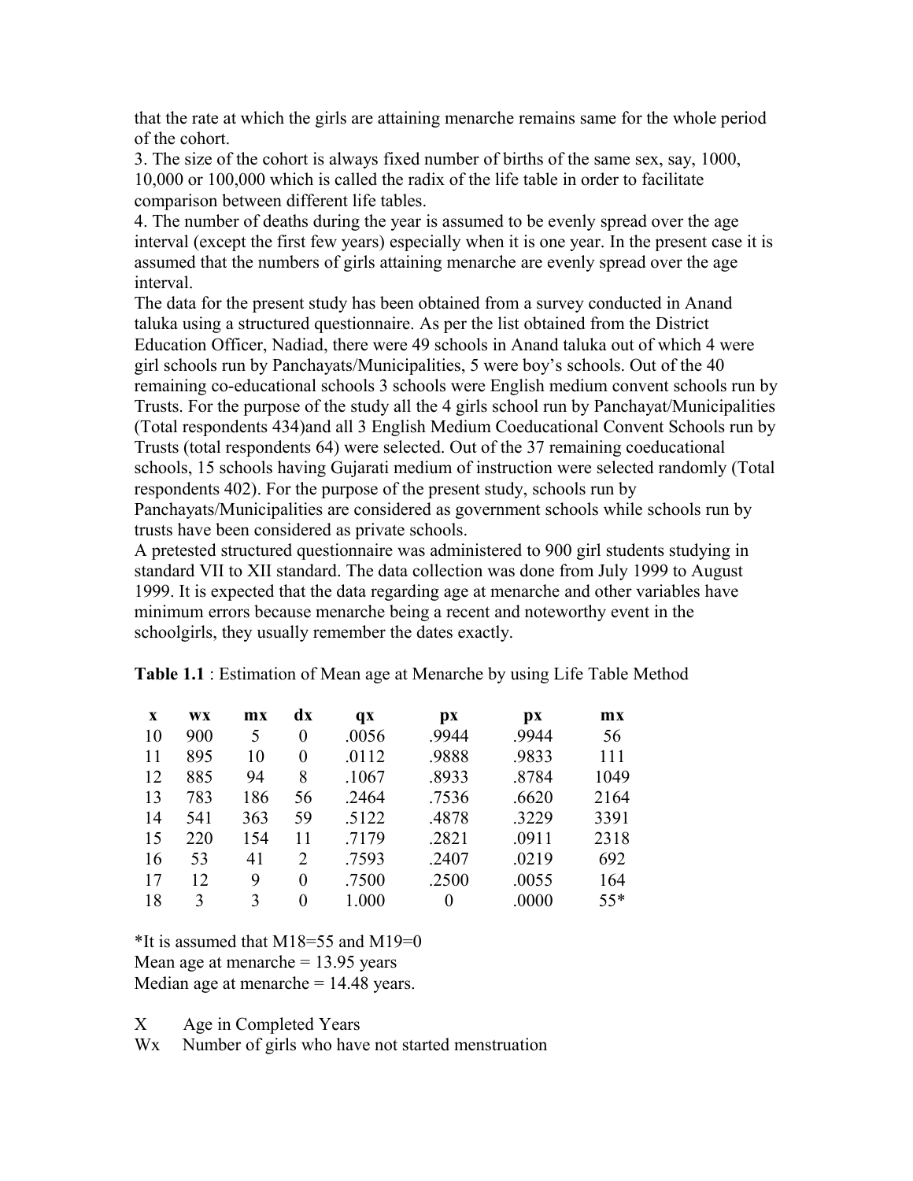that the rate at which the girls are attaining menarche remains same for the whole period of the cohort.

3. The size of the cohort is always fixed number of births of the same sex, say, 1000, 10,000 or 100,000 which is called the radix of the life table in order to facilitate comparison between different life tables.

4. The number of deaths during the year is assumed to be evenly spread over the age interval (except the first few years) especially when it is one year. In the present case it is assumed that the numbers of girls attaining menarche are evenly spread over the age interval.

The data for the present study has been obtained from a survey conducted in Anand taluka using a structured questionnaire. As per the list obtained from the District Education Officer, Nadiad, there were 49 schools in Anand taluka out of which 4 were girl schools run by Panchayats/Municipalities, 5 were boy's schools. Out of the 40 remaining co-educational schools 3 schools were English medium convent schools run by Trusts. For the purpose of the study all the 4 girls school run by Panchayat/Municipalities (Total respondents 434)and all 3 English Medium Coeducational Convent Schools run by Trusts (total respondents 64) were selected. Out of the 37 remaining coeducational schools, 15 schools having Gujarati medium of instruction were selected randomly (Total respondents 402). For the purpose of the present study, schools run by Panchayats/Municipalities are considered as government schools while schools run by trusts have been considered as private schools.

A pretested structured questionnaire was administered to 900 girl students studying in standard VII to XII standard. The data collection was done from July 1999 to August 1999. It is expected that the data regarding age at menarche and other variables have minimum errors because menarche being a recent and noteworthy event in the schoolgirls, they usually remember the dates exactly.

**Table 1.1** : Estimation of Mean age at Menarche by using Life Table Method

| x | wx | mx | dx | qx | px | px | mx |
|---|---|---|---|---|---|---|---|
| 10 | 900 | 5 | 0 | .0056 | .9944 | .9944 | 56 |
| 11 | 895 | 10 | 0 | .0112 | .9888 | .9833 | 111 |
| 12 | 885 | 94 | 8 | .1067 | .8933 | .8784 | 1049 |
| 13 | 783 | 186 | 56 | .2464 | .7536 | .6620 | 2164 |
| 14 | 541 | 363 | 59 | .5122 | .4878 | .3229 | 3391 |
| 15 | 220 | 154 | 11 | .7179 | .2821 | .0911 | 2318 |
| 16 | 53 | 41 | 2 | .7593 | .2407 | .0219 | 692 |
| 17 | 12 | 9 | 0 | .7500 | .2500 | .0055 | 164 |
| 18 | 3 | 3 | 0 | 1.000 | 0 | .0000 | 55* |

*It is assumed that M18=55 and M19=0

Mean age at menarche = 13.95 years

Median age at menarche = 14.48 years.

X Age in Completed Years

Wx Number of girls who have not started menstruation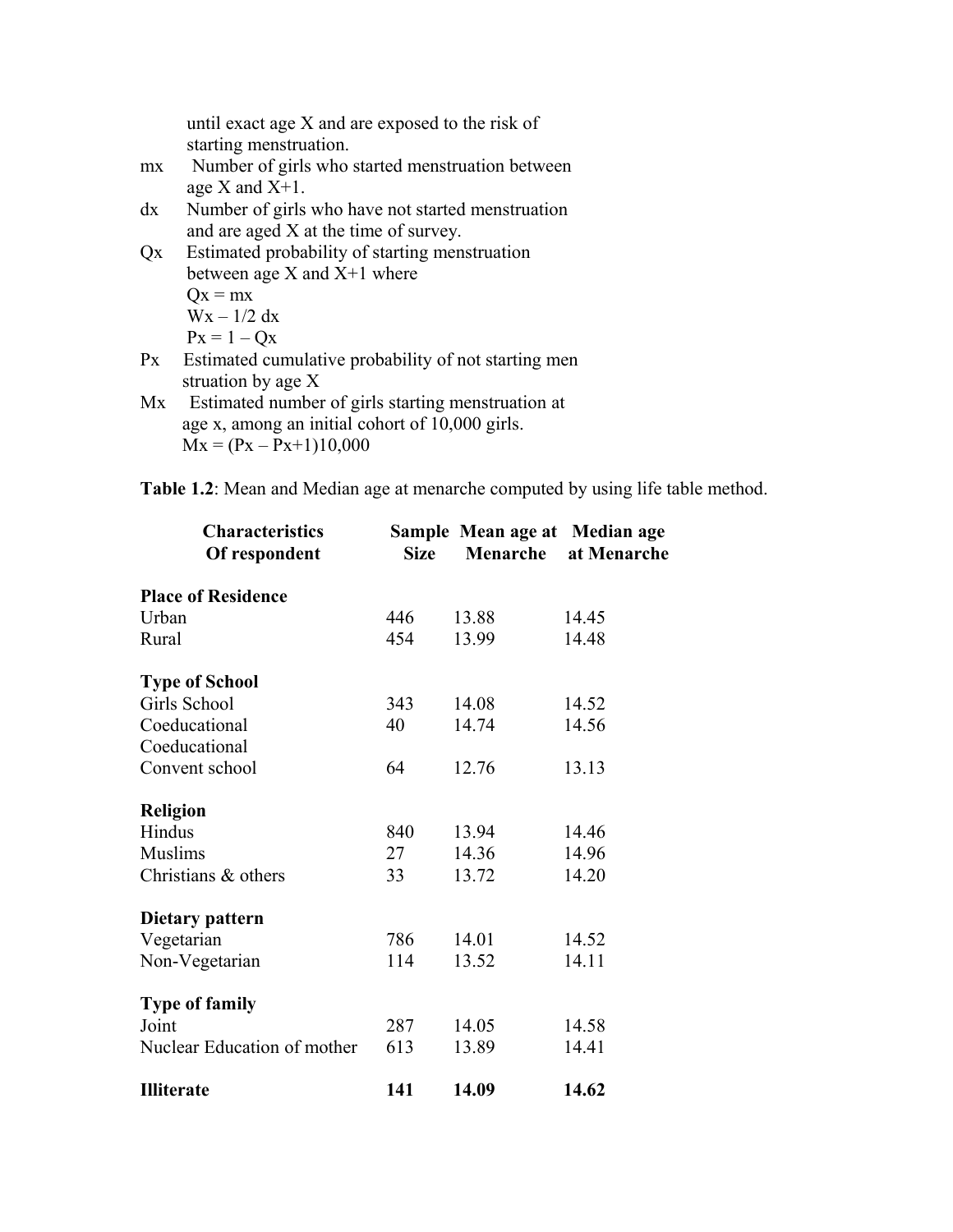until exact age X and are exposed to the risk of starting menstruation.

- mx Number of girls who started menstruation between age X and X+1.
- dx Number of girls who have not started menstruation and are aged X at the time of survey.
- Qx Estimated probability of starting menstruation between age X and X+1 where
  $Qx = mx$
  $Wx – 1/2\ dx$
  $Px = 1 – Qx$
- Px Estimated cumulative probability of not starting men struation by age X
- Mx Estimated number of girls starting menstruation at age x, among an initial cohort of 10,000 girls.
  $Mx = (Px – Px+1)10{,}000$

**Table 1.2**: Mean and Median age at menarche computed by using life table method.

| Characteristics Of respondent | Sample Size | Mean age at Menarche | Median age at Menarche |
|---|---|---|---|
| **Place of Residence** | | | |
| Urban | 446 | 13.88 | 14.45 |
| Rural | 454 | 13.99 | 14.48 |
| **Type of School** | | | |
| Girls School | 343 | 14.08 | 14.52 |
| Coeducational | 40 | 14.74 | 14.56 |
| Coeducational Convent school | 64 | 12.76 | 13.13 |
| **Religion** | | | |
| Hindus | 840 | 13.94 | 14.46 |
| Muslims | 27 | 14.36 | 14.96 |
| Christians & others | 33 | 13.72 | 14.20 |
| **Dietary pattern** | | | |
| Vegetarian | 786 | 14.01 | 14.52 |
| Non-Vegetarian | 114 | 13.52 | 14.11 |
| **Type of family** | | | |
| Joint | 287 | 14.05 | 14.58 |
| Nuclear Education of mother | 613 | 13.89 | 14.41 |
| **Illiterate** | **141** | **14.09** | **14.62** |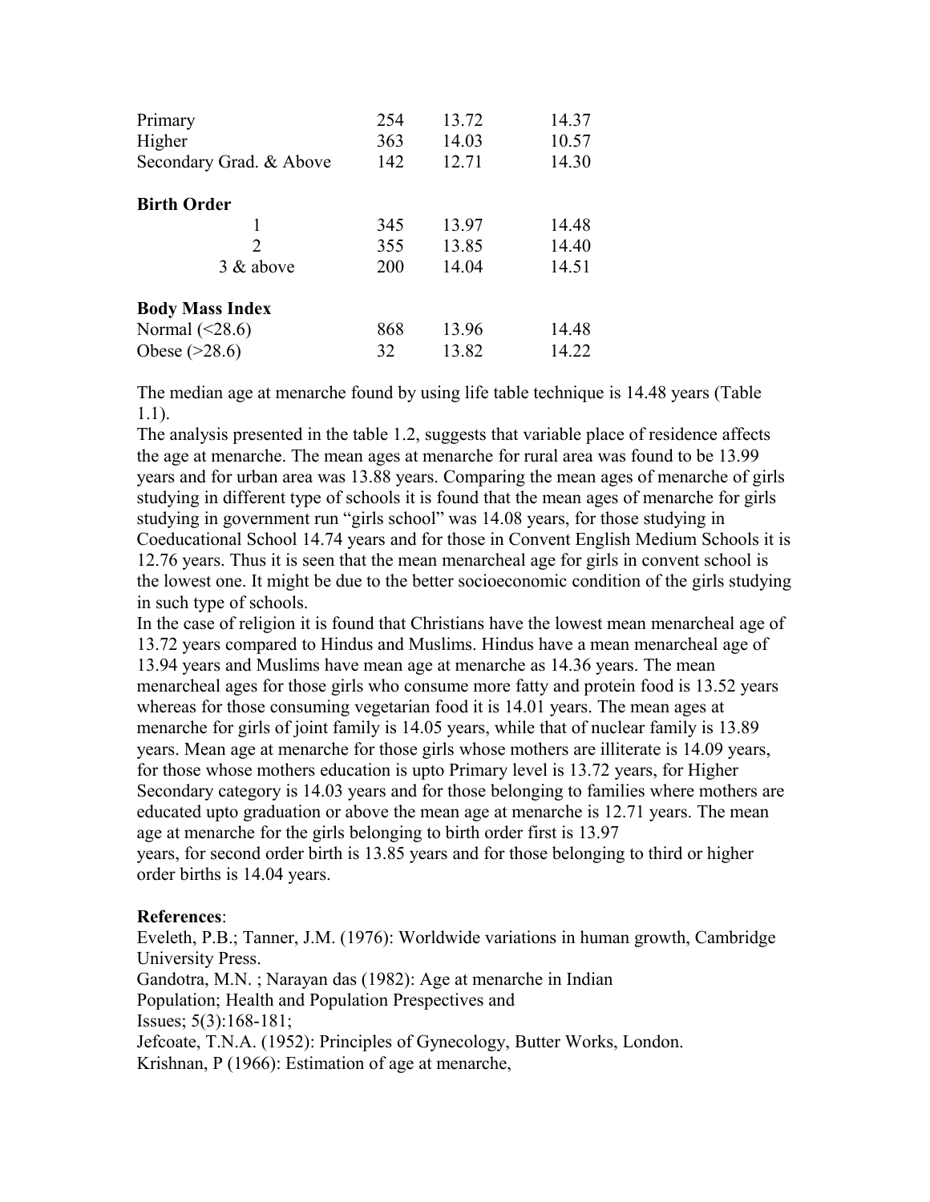| | | | |
|---|---|---|---|
| Primary | 254 | 13.72 | 14.37 |
| Higher | 363 | 14.03 | 10.57 |
| Secondary Grad. & Above | 142 | 12.71 | 14.30 |
| **Birth Order** | | | |
| 1 | 345 | 13.97 | 14.48 |
| 2 | 355 | 13.85 | 14.40 |
| 3 & above | 200 | 14.04 | 14.51 |
| **Body Mass Index** | | | |
| Normal (<28.6) | 868 | 13.96 | 14.48 |
| Obese (>28.6) | 32 | 13.82 | 14.22 |

The median age at menarche found by using life table technique is 14.48 years (Table 1.1).

The analysis presented in the table 1.2, suggests that variable place of residence affects the age at menarche. The mean ages at menarche for rural area was found to be 13.99 years and for urban area was 13.88 years. Comparing the mean ages of menarche of girls studying in different type of schools it is found that the mean ages of menarche for girls studying in government run "girls school" was 14.08 years, for those studying in Coeducational School 14.74 years and for those in Convent English Medium Schools it is 12.76 years. Thus it is seen that the mean menarcheal age for girls in convent school is the lowest one. It might be due to the better socioeconomic condition of the girls studying in such type of schools.

In the case of religion it is found that Christians have the lowest mean menarcheal age of 13.72 years compared to Hindus and Muslims. Hindus have a mean menarcheal age of 13.94 years and Muslims have mean age at menarche as 14.36 years. The mean menarcheal ages for those girls who consume more fatty and protein food is 13.52 years whereas for those consuming vegetarian food it is 14.01 years. The mean ages at menarche for girls of joint family is 14.05 years, while that of nuclear family is 13.89 years. Mean age at menarche for those girls whose mothers are illiterate is 14.09 years, for those whose mothers education is upto Primary level is 13.72 years, for Higher Secondary category is 14.03 years and for those belonging to families where mothers are educated upto graduation or above the mean age at menarche is 12.71 years. The mean age at menarche for the girls belonging to birth order first is 13.97 years, for second order birth is 13.85 years and for those belonging to third or higher order births is 14.04 years.

**References**:

Eveleth, P.B.; Tanner, J.M. (1976): Worldwide variations in human growth, Cambridge University Press.

Gandotra, M.N. ; Narayan das (1982): Age at menarche in Indian Population; Health and Population Prespectives and Issues; 5(3):168-181;

Jefcoate, T.N.A. (1952): Principles of Gynecology, Butter Works, London.

Krishnan, P (1966): Estimation of age at menarche,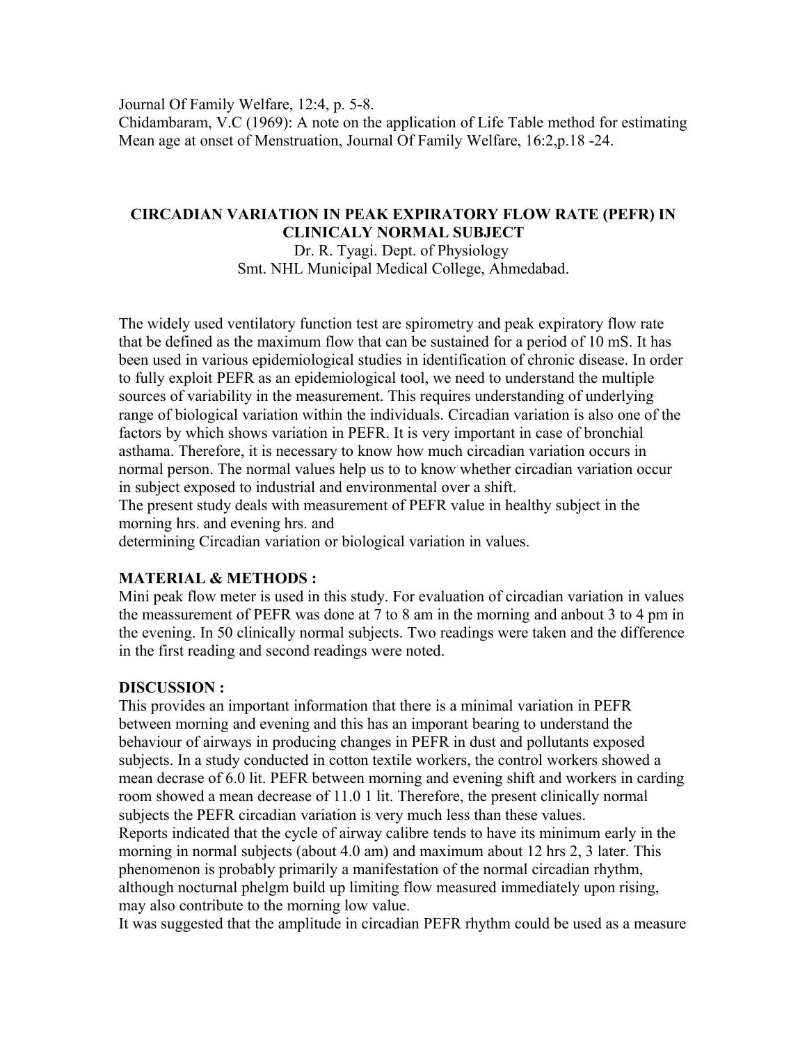Journal Of Family Welfare, 12:4, p. 5-8.
Chidambaram, V.C (1969): A note on the application of Life Table method for estimating Mean age at onset of Menstruation, Journal Of Family Welfare, 16:2,p.18 -24.

## CIRCADIAN VARIATION IN PEAK EXPIRATORY FLOW RATE (PEFR) IN CLINICALY NORMAL SUBJECT

Dr. R. Tyagi. Dept. of Physiology
Smt. NHL Municipal Medical College, Ahmedabad.

The widely used ventilatory function test are spirometry and peak expiratory flow rate that be defined as the maximum flow that can be sustained for a period of 10 mS. It has been used in various epidemiological studies in identification of chronic disease. In order to fully exploit PEFR as an epidemiological tool, we need to understand the multiple sources of variability in the measurement. This requires understanding of underlying range of biological variation within the individuals. Circadian variation is also one of the factors by which shows variation in PEFR. It is very important in case of bronchial asthama. Therefore, it is necessary to know how much circadian variation occurs in normal person. The normal values help us to to know whether circadian variation occur in subject exposed to industrial and environmental over a shift.
The present study deals with measurement of PEFR value in healthy subject in the morning hrs. and evening hrs. and
determining Circadian variation or biological variation in values.

### MATERIAL & METHODS :

Mini peak flow meter is used in this study. For evaluation of circadian variation in values the meassurement of PEFR was done at 7 to 8 am in the morning and anbout 3 to 4 pm in the evening. In 50 clinically normal subjects. Two readings were taken and the difference in the first reading and second readings were noted.

### DISCUSSION :

This provides an important information that there is a minimal variation in PEFR between morning and evening and this has an imporant bearing to understand the behaviour of airways in producing changes in PEFR in dust and pollutants exposed subjects. In a study conducted in cotton textile workers, the control workers showed a mean decrase of 6.0 lit. PEFR between morning and evening shift and workers in carding room showed a mean decrease of 11.0 1 lit. Therefore, the present clinically normal subjects the PEFR circadian variation is very much less than these values.
Reports indicated that the cycle of airway calibre tends to have its minimum early in the morning in normal subjects (about 4.0 am) and maximum about 12 hrs 2, 3 later. This phenomenon is probably primarily a manifestation of the normal circadian rhythm, although nocturnal phelgm build up limiting flow measured immediately upon rising, may also contribute to the morning low value.
It was suggested that the amplitude in circadian PEFR rhythm could be used as a measure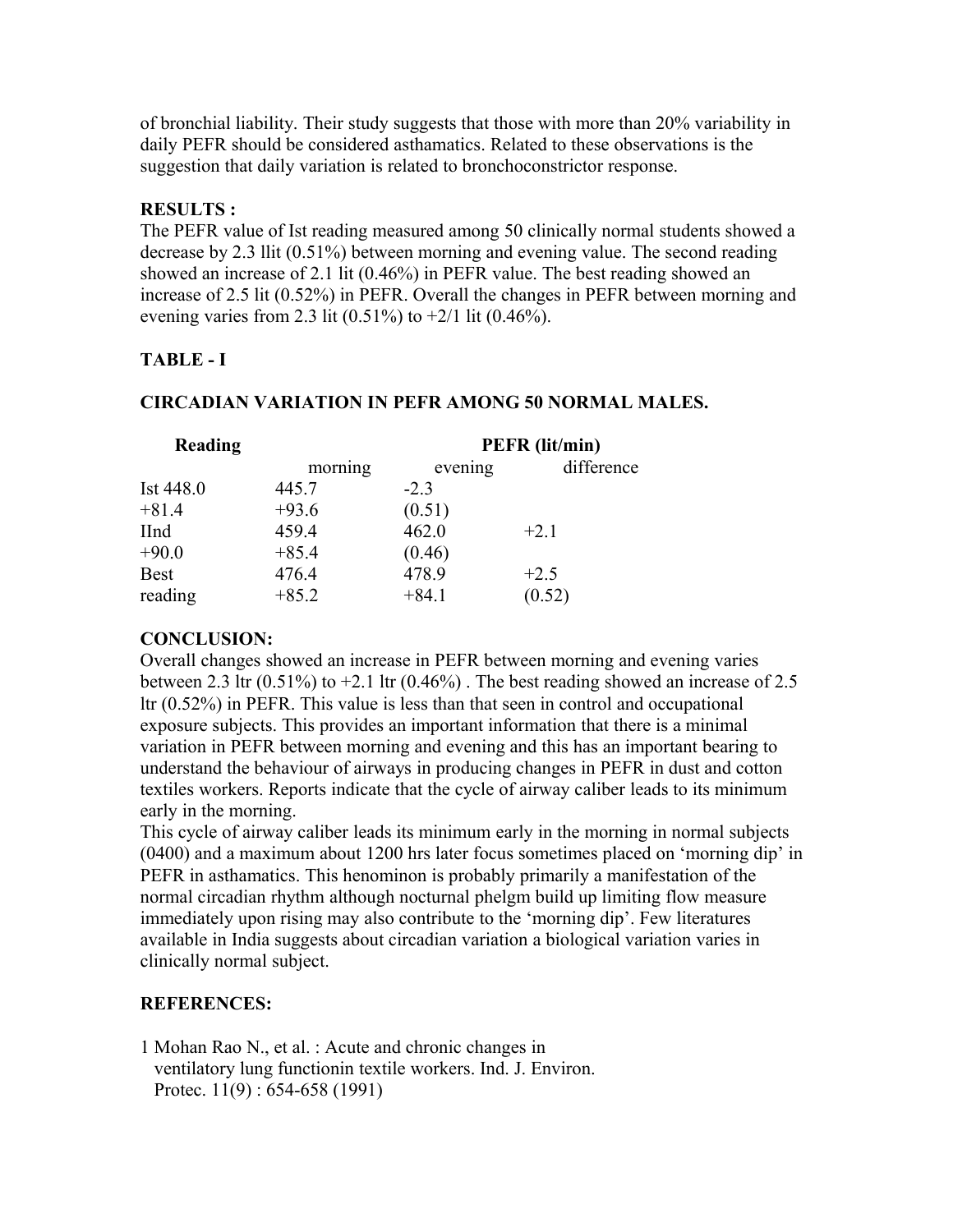of bronchial liability. Their study suggests that those with more than 20% variability in daily PEFR should be considered asthamatics. Related to these observations is the suggestion that daily variation is related to bronchoconstrictor response.

**RESULTS :**

The PEFR value of Ist reading measured among 50 clinically normal students showed a decrease by 2.3 llit (0.51%) between morning and evening value. The second reading showed an increase of 2.1 lit (0.46%) in PEFR value. The best reading showed an increase of 2.5 lit (0.52%) in PEFR. Overall the changes in PEFR between morning and evening varies from 2.3 lit (0.51%) to +2/1 lit (0.46%).

**TABLE - I**

**CIRCADIAN VARIATION IN PEFR AMONG 50 NORMAL MALES.**

| **Reading** | **PEFR (lit/min)** | | |
|---|---|---|---|
| | morning | evening | difference |
| Ist 448.0 | 445.7 | -2.3 | |
| +81.4 | +93.6 | (0.51) | |
| IInd | 459.4 | 462.0 | +2.1 |
| +90.0 | +85.4 | (0.46) | |
| Best | 476.4 | 478.9 | +2.5 |
| reading | +85.2 | +84.1 | (0.52) |

**CONCLUSION:**

Overall changes showed an increase in PEFR between morning and evening varies between 2.3 ltr (0.51%) to +2.1 ltr (0.46%) . The best reading showed an increase of 2.5 ltr (0.52%) in PEFR. This value is less than that seen in control and occupational exposure subjects. This provides an important information that there is a minimal variation in PEFR between morning and evening and this has an important bearing to understand the behaviour of airways in producing changes in PEFR in dust and cotton textiles workers. Reports indicate that the cycle of airway caliber leads to its minimum early in the morning.

This cycle of airway caliber leads its minimum early in the morning in normal subjects (0400) and a maximum about 1200 hrs later focus sometimes placed on 'morning dip' in PEFR in asthamatics. This henominon is probably primarily a manifestation of the normal circadian rhythm although nocturnal phelgm build up limiting flow measure immediately upon rising may also contribute to the 'morning dip'. Few literatures available in India suggests about circadian variation a biological variation varies in clinically normal subject.

**REFERENCES:**

1 Mohan Rao N., et al. : Acute and chronic changes in ventilatory lung functionin textile workers. Ind. J. Environ. Protec. 11(9) : 654-658 (1991)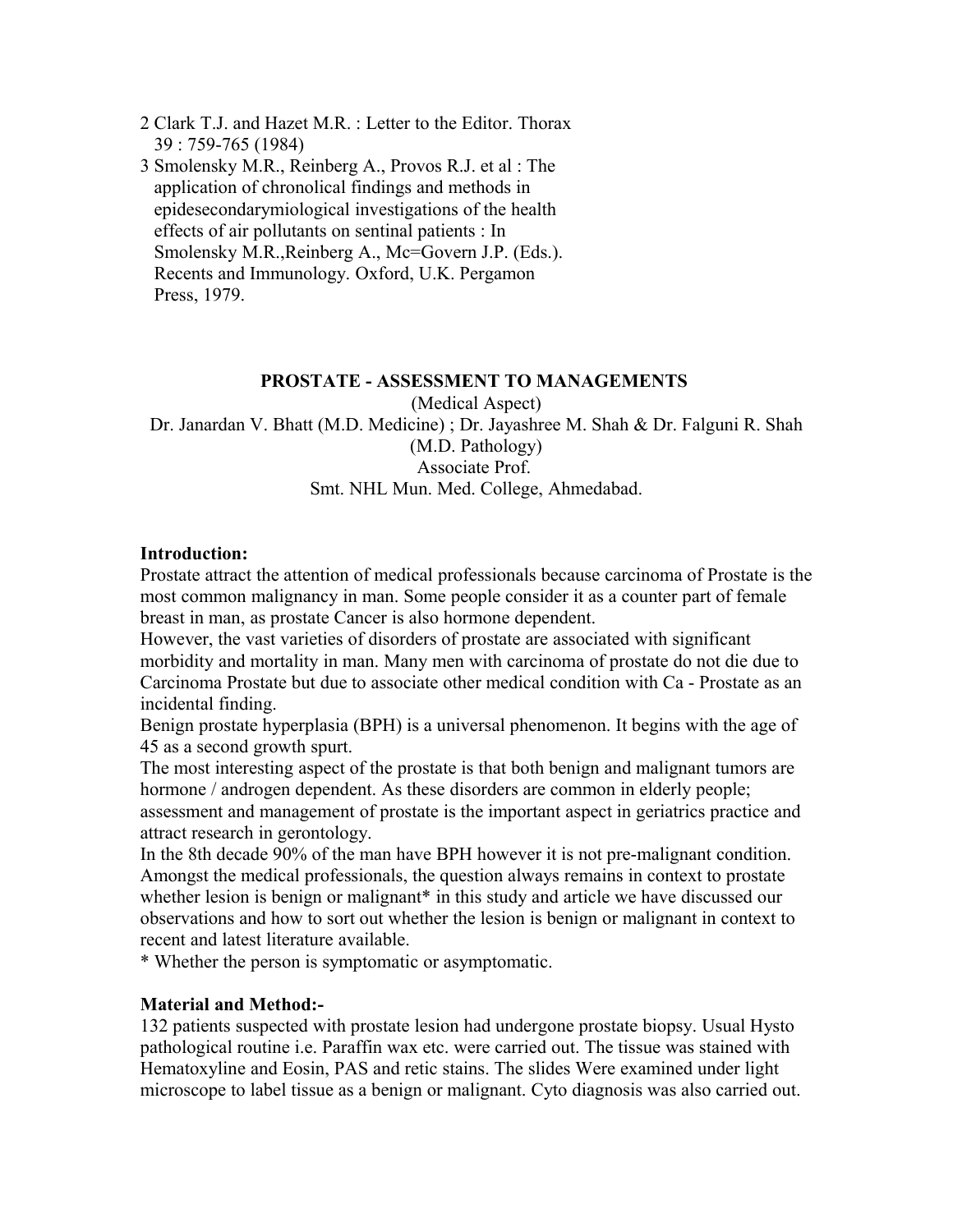2 Clark T.J. and Hazet M.R. : Letter to the Editor. Thorax 39 : 759-765 (1984)

3 Smolensky M.R., Reinberg A., Provos R.J. et al : The application of chronolical findings and methods in epidesecondarymiological investigations of the health effects of air pollutants on sentinal patients : In Smolensky M.R.,Reinberg A., Mc=Govern J.P. (Eds.). Recents and Immunology. Oxford, U.K. Pergamon Press, 1979.

## PROSTATE - ASSESSMENT TO MANAGEMENTS

(Medical Aspect)

Dr. Janardan V. Bhatt (M.D. Medicine) ; Dr. Jayashree M. Shah & Dr. Falguni R. Shah (M.D. Pathology)

Associate Prof.

Smt. NHL Mun. Med. College, Ahmedabad.

**Introduction:**

Prostate attract the attention of medical professionals because carcinoma of Prostate is the most common malignancy in man. Some people consider it as a counter part of female breast in man, as prostate Cancer is also hormone dependent.

However, the vast varieties of disorders of prostate are associated with significant morbidity and mortality in man. Many men with carcinoma of prostate do not die due to Carcinoma Prostate but due to associate other medical condition with Ca - Prostate as an incidental finding.

Benign prostate hyperplasia (BPH) is a universal phenomenon. It begins with the age of 45 as a second growth spurt.

The most interesting aspect of the prostate is that both benign and malignant tumors are hormone / androgen dependent. As these disorders are common in elderly people; assessment and management of prostate is the important aspect in geriatrics practice and attract research in gerontology.

In the 8th decade 90% of the man have BPH however it is not pre-malignant condition. Amongst the medical professionals, the question always remains in context to prostate whether lesion is benign or malignant* in this study and article we have discussed our observations and how to sort out whether the lesion is benign or malignant in context to recent and latest literature available.

* Whether the person is symptomatic or asymptomatic.

**Material and Method:-**

132 patients suspected with prostate lesion had undergone prostate biopsy. Usual Hysto pathological routine i.e. Paraffin wax etc. were carried out. The tissue was stained with Hematoxyline and Eosin, PAS and retic stains. The slides Were examined under light microscope to label tissue as a benign or malignant. Cyto diagnosis was also carried out.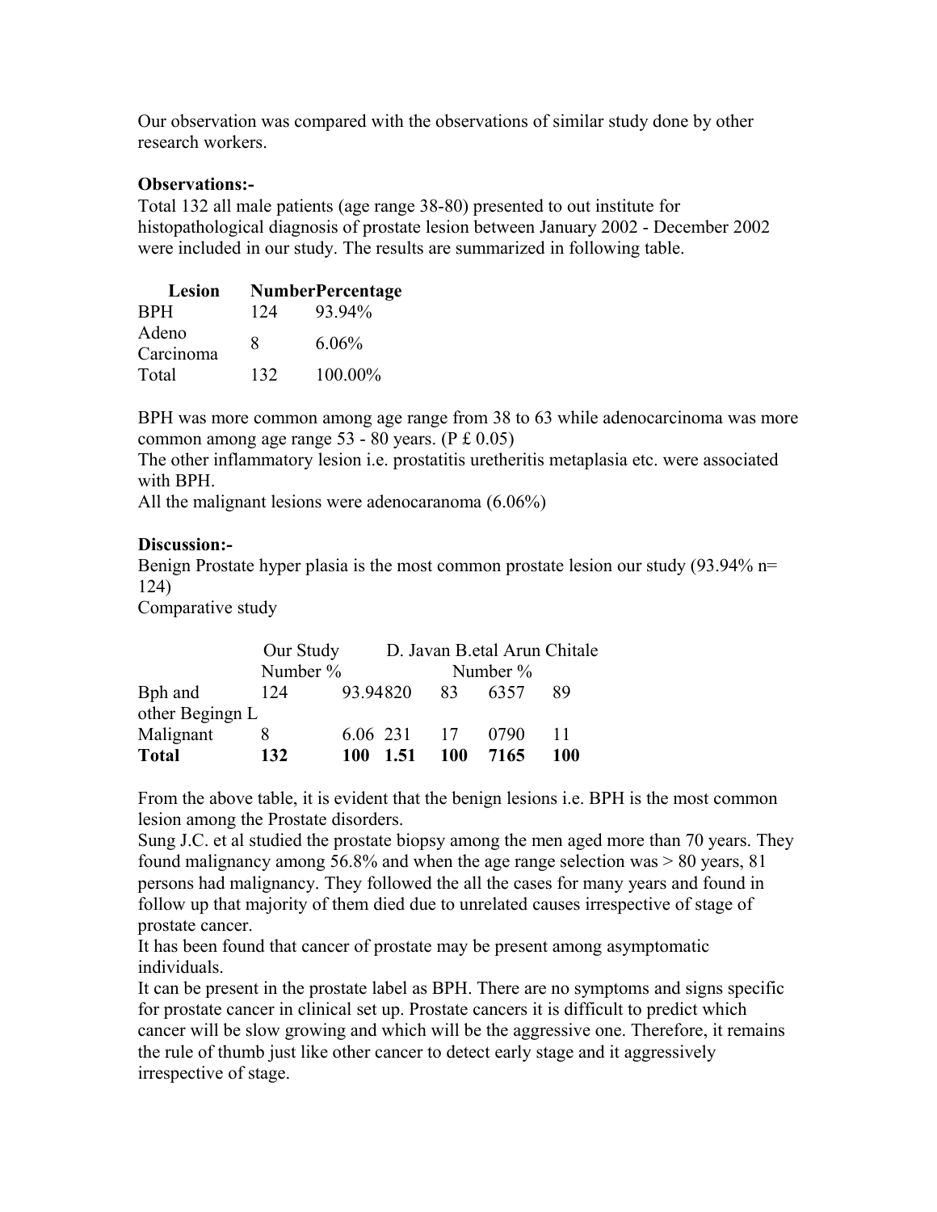Our observation was compared with the observations of similar study done by other research workers.

**Observations:-**

Total 132 all male patients (age range 38-80) presented to out institute for histopathological diagnosis of prostate lesion between January 2002 - December 2002 were included in our study. The results are summarized in following table.

| Lesion | Number | Percentage |
|---|---|---|
| BPH | 124 | 93.94% |
| Adeno Carcinoma | 8 | 6.06% |
| Total | 132 | 100.00% |

BPH was more common among age range from 38 to 63 while adenocarcinoma was more common among age range 53 - 80 years. (P £ 0.05)

The other inflammatory lesion i.e. prostatitis uretheritis metaplasia etc. were associated with BPH.

All the malignant lesions were adenocaranoma (6.06%)

**Discussion:-**

Benign Prostate hyper plasia is the most common prostate lesion our study (93.94% n= 124)

Comparative study

| | Our Study | | D. Javan B.etal | | Arun Chitale | |
|---|---|---|---|---|---|---|
| | Number | % | Number | % | | |
| Bph and other Begingn L | 124 | 93.94 | 820 | 83 | 6357 | 89 |
| Malignant | 8 | 6.06 | 231 | 17 | 0790 | 11 |
| **Total** | **132** | **100** | **1.51** | **100** | **7165** | **100** |

From the above table, it is evident that the benign lesions i.e. BPH is the most common lesion among the Prostate disorders.

Sung J.C. et al studied the prostate biopsy among the men aged more than 70 years. They found malignancy among 56.8% and when the age range selection was > 80 years, 81 persons had malignancy. They followed the all the cases for many years and found in follow up that majority of them died due to unrelated causes irrespective of stage of prostate cancer.

It has been found that cancer of prostate may be present among asymptomatic individuals.

It can be present in the prostate label as BPH. There are no symptoms and signs specific for prostate cancer in clinical set up. Prostate cancers it is difficult to predict which cancer will be slow growing and which will be the aggressive one. Therefore, it remains the rule of thumb just like other cancer to detect early stage and it aggressively irrespective of stage.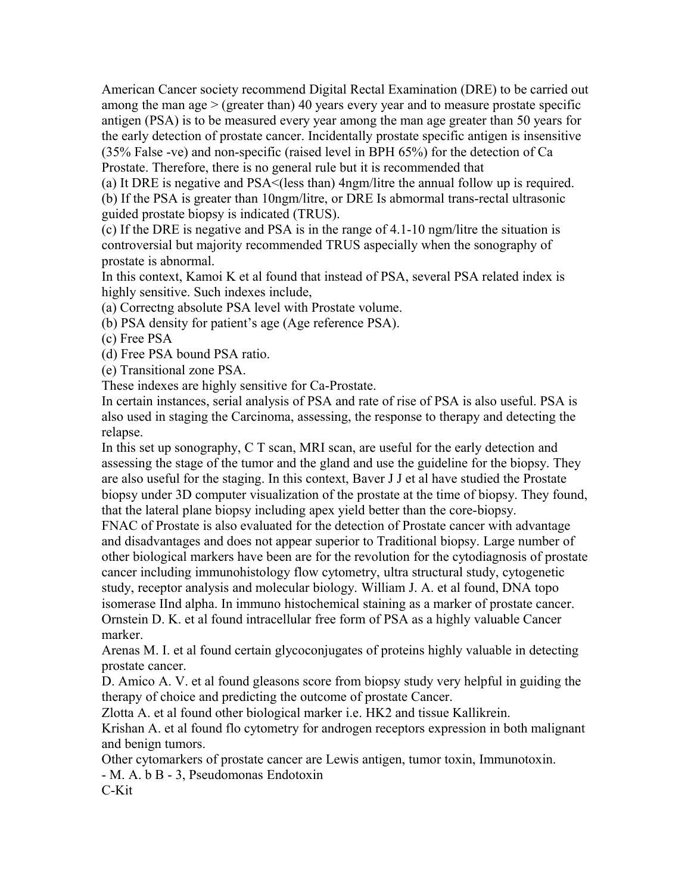American Cancer society recommend Digital Rectal Examination (DRE) to be carried out among the man age > (greater than) 40 years every year and to measure prostate specific antigen (PSA) is to be measured every year among the man age greater than 50 years for the early detection of prostate cancer. Incidentally prostate specific antigen is insensitive (35% False -ve) and non-specific (raised level in BPH 65%) for the detection of Ca Prostate. Therefore, there is no general rule but it is recommended that

(a) It DRE is negative and PSA<(less than) 4ngm/litre the annual follow up is required.
(b) If the PSA is greater than 10ngm/litre, or DRE Is abmormal trans-rectal ultrasonic guided prostate biopsy is indicated (TRUS).
(c) If the DRE is negative and PSA is in the range of 4.1-10 ngm/litre the situation is controversial but majority recommended TRUS aspecially when the sonography of prostate is abnormal.

In this context, Kamoi K et al found that instead of PSA, several PSA related index is highly sensitive. Such indexes include,

(a) Correctng absolute PSA level with Prostate volume.
(b) PSA density for patient's age (Age reference PSA).
(c) Free PSA
(d) Free PSA bound PSA ratio.
(e) Transitional zone PSA.

These indexes are highly sensitive for Ca-Prostate.

In certain instances, serial analysis of PSA and rate of rise of PSA is also useful. PSA is also used in staging the Carcinoma, assessing, the response to therapy and detecting the relapse.

In this set up sonography, C T scan, MRI scan, are useful for the early detection and assessing the stage of the tumor and the gland and use the guideline for the biopsy. They are also useful for the staging. In this context, Baver J J et al have studied the Prostate biopsy under 3D computer visualization of the prostate at the time of biopsy. They found, that the lateral plane biopsy including apex yield better than the core-biopsy.

FNAC of Prostate is also evaluated for the detection of Prostate cancer with advantage and disadvantages and does not appear superior to Traditional biopsy. Large number of other biological markers have been are for the revolution for the cytodiagnosis of prostate cancer including immunohistology flow cytometry, ultra structural study, cytogenetic study, receptor analysis and molecular biology. William J. A. et al found, DNA topo isomerase IInd alpha. In immuno histochemical staining as a marker of prostate cancer. Ornstein D. K. et al found intracellular free form of PSA as a highly valuable Cancer marker.

Arenas M. I. et al found certain glycoconjugates of proteins highly valuable in detecting prostate cancer.

D. Amico A. V. et al found gleasons score from biopsy study very helpful in guiding the therapy of choice and predicting the outcome of prostate Cancer.

Zlotta A. et al found other biological marker i.e. HK2 and tissue Kallikrein.

Krishan A. et al found flo cytometry for androgen receptors expression in both malignant and benign tumors.

Other cytomarkers of prostate cancer are Lewis antigen, tumor toxin, Immunotoxin.

- M. A. b B - 3, Pseudomonas Endotoxin

C-Kit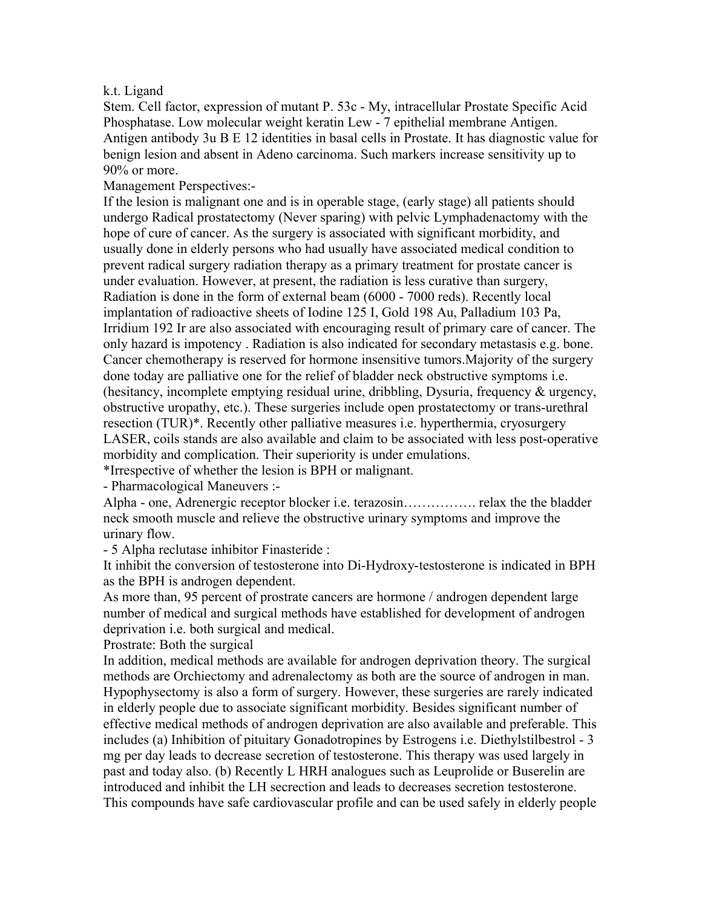k.t. Ligand

Stem. Cell factor, expression of mutant P. 53c - My, intracellular Prostate Specific Acid Phosphatase. Low molecular weight keratin Lew - 7 epithelial membrane Antigen. Antigen antibody 3u B E 12 identities in basal cells in Prostate. It has diagnostic value for benign lesion and absent in Adeno carcinoma. Such markers increase sensitivity up to 90% or more.

Management Perspectives:-

If the lesion is malignant one and is in operable stage, (early stage) all patients should undergo Radical prostatectomy (Never sparing) with pelvic Lymphadenactomy with the hope of cure of cancer. As the surgery is associated with significant morbidity, and usually done in elderly persons who had usually have associated medical condition to prevent radical surgery radiation therapy as a primary treatment for prostate cancer is under evaluation. However, at present, the radiation is less curative than surgery, Radiation is done in the form of external beam (6000 - 7000 reds). Recently local implantation of radioactive sheets of Iodine 125 I, Gold 198 Au, Palladium 103 Pa, Irridium 192 Ir are also associated with encouraging result of primary care of cancer. The only hazard is impotency . Radiation is also indicated for secondary metastasis e.g. bone. Cancer chemotherapy is reserved for hormone insensitive tumors.Majority of the surgery done today are palliative one for the relief of bladder neck obstructive symptoms i.e. (hesitancy, incomplete emptying residual urine, dribbling, Dysuria, frequency & urgency, obstructive uropathy, etc.). These surgeries include open prostatectomy or trans-urethral resection (TUR)*. Recently other palliative measures i.e. hyperthermia, cryosurgery LASER, coils stands are also available and claim to be associated with less post-operative morbidity and complication. Their superiority is under emulations.

*Irrespective of whether the lesion is BPH or malignant.

- Pharmacological Maneuvers :-

Alpha - one, Adrenergic receptor blocker i.e. terazosin……………. relax the the bladder neck smooth muscle and relieve the obstructive urinary symptoms and improve the urinary flow.

- 5 Alpha reclutase inhibitor Finasteride :

It inhibit the conversion of testosterone into Di-Hydroxy-testosterone is indicated in BPH as the BPH is androgen dependent.

As more than, 95 percent of prostrate cancers are hormone / androgen dependent large number of medical and surgical methods have established for development of androgen deprivation i.e. both surgical and medical.

Prostrate: Both the surgical

In addition, medical methods are available for androgen deprivation theory. The surgical methods are Orchiectomy and adrenalectomy as both are the source of androgen in man. Hypophysectomy is also a form of surgery. However, these surgeries are rarely indicated in elderly people due to associate significant morbidity. Besides significant number of effective medical methods of androgen deprivation are also available and preferable. This includes (a) Inhibition of pituitary Gonadotropines by Estrogens i.e. Diethylstilbestrol - 3 mg per day leads to decrease secretion of testosterone. This therapy was used largely in past and today also. (b) Recently L HRH analogues such as Leuprolide or Buserelin are introduced and inhibit the LH secrection and leads to decreases secretion testosterone. This compounds have safe cardiovascular profile and can be used safely in elderly people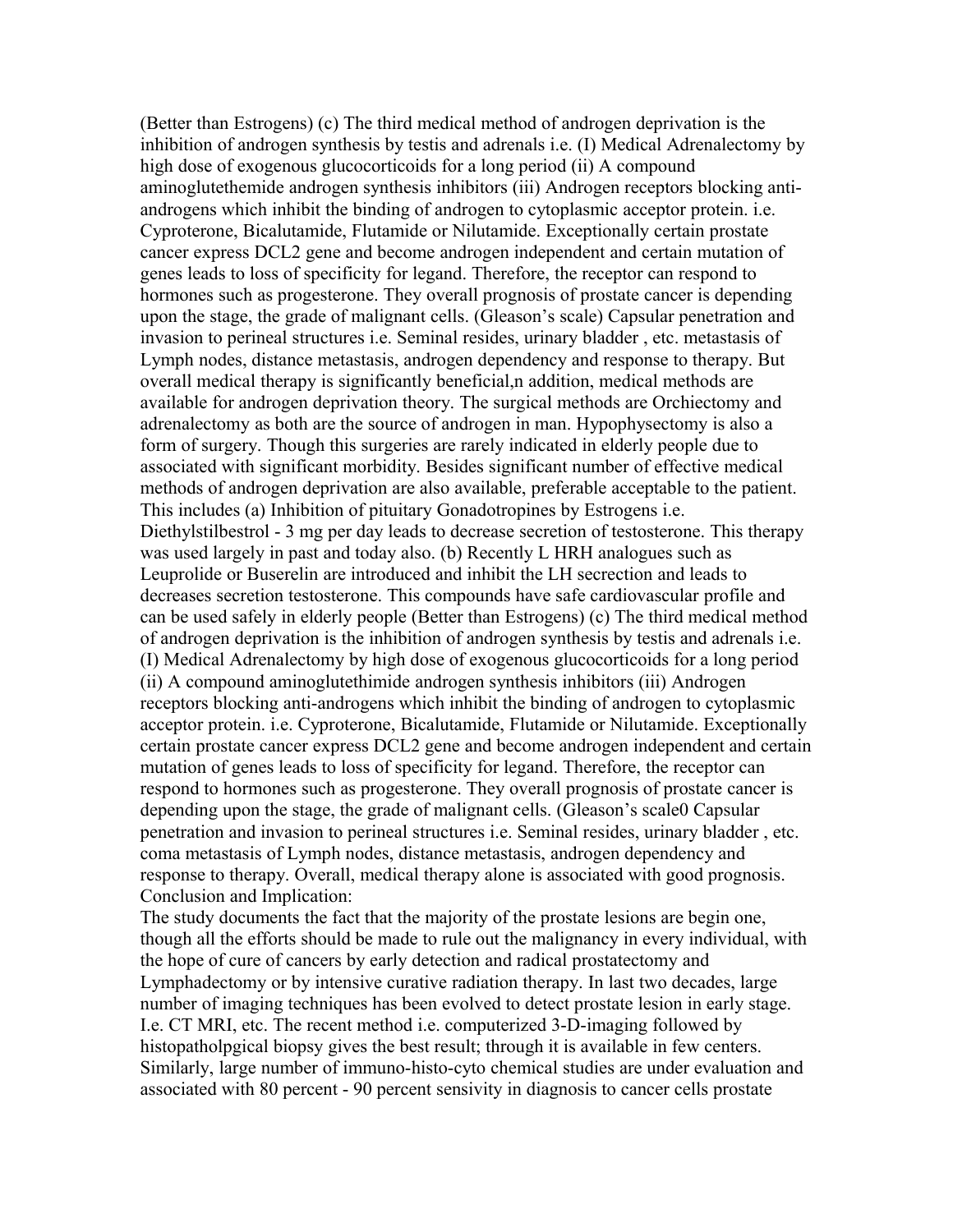(Better than Estrogens) (c) The third medical method of androgen deprivation is the inhibition of androgen synthesis by testis and adrenals i.e. (I) Medical Adrenalectomy by high dose of exogenous glucocorticoids for a long period (ii) A compound aminoglutethemide androgen synthesis inhibitors (iii) Androgen receptors blocking anti-androgens which inhibit the binding of androgen to cytoplasmic acceptor protein. i.e. Cyproterone, Bicalutamide, Flutamide or Nilutamide. Exceptionally certain prostate cancer express DCL2 gene and become androgen independent and certain mutation of genes leads to loss of specificity for legand. Therefore, the receptor can respond to hormones such as progesterone. They overall prognosis of prostate cancer is depending upon the stage, the grade of malignant cells. (Gleason's scale) Capsular penetration and invasion to perineal structures i.e. Seminal resides, urinary bladder , etc. metastasis of Lymph nodes, distance metastasis, androgen dependency and response to therapy. But overall medical therapy is significantly beneficial,n addition, medical methods are available for androgen deprivation theory. The surgical methods are Orchiectomy and adrenalectomy as both are the source of androgen in man. Hypophysectomy is also a form of surgery. Though this surgeries are rarely indicated in elderly people due to associated with significant morbidity. Besides significant number of effective medical methods of androgen deprivation are also available, preferable acceptable to the patient. This includes (a) Inhibition of pituitary Gonadotropines by Estrogens i.e. Diethylstilbestrol - 3 mg per day leads to decrease secretion of testosterone. This therapy was used largely in past and today also. (b) Recently L HRH analogues such as Leuprolide or Buserelin are introduced and inhibit the LH secrection and leads to decreases secretion testosterone. This compounds have safe cardiovascular profile and can be used safely in elderly people (Better than Estrogens) (c) The third medical method of androgen deprivation is the inhibition of androgen synthesis by testis and adrenals i.e. (I) Medical Adrenalectomy by high dose of exogenous glucocorticoids for a long period (ii) A compound aminoglutethimide androgen synthesis inhibitors (iii) Androgen receptors blocking anti-androgens which inhibit the binding of androgen to cytoplasmic acceptor protein. i.e. Cyproterone, Bicalutamide, Flutamide or Nilutamide. Exceptionally certain prostate cancer express DCL2 gene and become androgen independent and certain mutation of genes leads to loss of specificity for legand. Therefore, the receptor can respond to hormones such as progesterone. They overall prognosis of prostate cancer is depending upon the stage, the grade of malignant cells. (Gleason's scale0 Capsular penetration and invasion to perineal structures i.e. Seminal resides, urinary bladder , etc. coma metastasis of Lymph nodes, distance metastasis, androgen dependency and response to therapy. Overall, medical therapy alone is associated with good prognosis.

Conclusion and Implication:

The study documents the fact that the majority of the prostate lesions are begin one, though all the efforts should be made to rule out the malignancy in every individual, with the hope of cure of cancers by early detection and radical prostatectomy and Lymphadectomy or by intensive curative radiation therapy. In last two decades, large number of imaging techniques has been evolved to detect prostate lesion in early stage. I.e. CT MRI, etc. The recent method i.e. computerized 3-D-imaging followed by histopatholpgical biopsy gives the best result; through it is available in few centers. Similarly, large number of immuno-histo-cyto chemical studies are under evaluation and associated with 80 percent - 90 percent sensivity in diagnosis to cancer cells prostate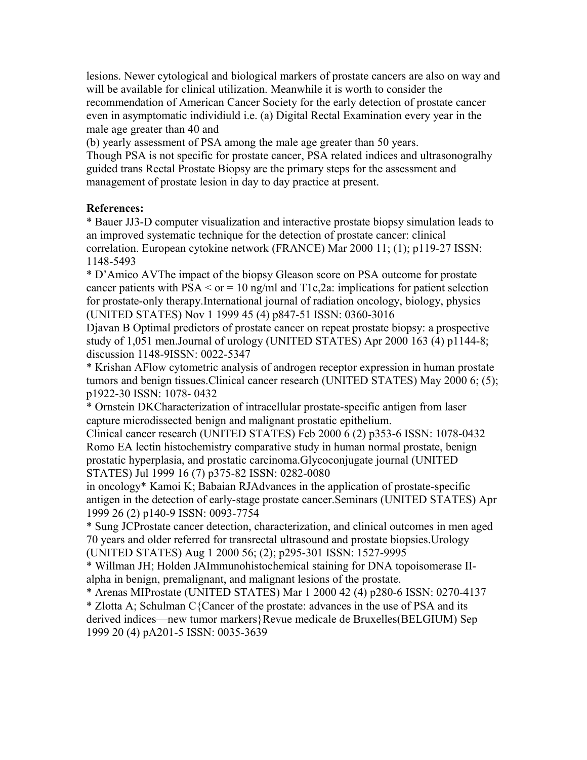lesions. Newer cytological and biological markers of prostate cancers are also on way and will be available for clinical utilization. Meanwhile it is worth to consider the recommendation of American Cancer Society for the early detection of prostate cancer even in asymptomatic individiuld i.e. (a) Digital Rectal Examination every year in the male age greater than 40 and

(b) yearly assessment of PSA among the male age greater than 50 years.

Though PSA is not specific for prostate cancer, PSA related indices and ultrasonogralhy guided trans Rectal Prostate Biopsy are the primary steps for the assessment and management of prostate lesion in day to day practice at present.

**References:**

* Bauer JJ3-D computer visualization and interactive prostate biopsy simulation leads to an improved systematic technique for the detection of prostate cancer: clinical correlation. European cytokine network (FRANCE) Mar 2000 11; (1); p119-27 ISSN: 1148-5493

* D'Amico AVThe impact of the biopsy Gleason score on PSA outcome for prostate cancer patients with PSA < or = 10 ng/ml and T1c,2a: implications for patient selection for prostate-only therapy.International journal of radiation oncology, biology, physics (UNITED STATES) Nov 1 1999 45 (4) p847-51 ISSN: 0360-3016

Djavan B Optimal predictors of prostate cancer on repeat prostate biopsy: a prospective study of 1,051 men.Journal of urology (UNITED STATES) Apr 2000 163 (4) p1144-8; discussion 1148-9ISSN: 0022-5347

* Krishan AFlow cytometric analysis of androgen receptor expression in human prostate tumors and benign tissues.Clinical cancer research (UNITED STATES) May 2000 6; (5); p1922-30 ISSN: 1078- 0432

* Ornstein DKCharacterization of intracellular prostate-specific antigen from laser capture microdissected benign and malignant prostatic epithelium.

Clinical cancer research (UNITED STATES) Feb 2000 6 (2) p353-6 ISSN: 1078-0432

Romo EA lectin histochemistry comparative study in human normal prostate, benign prostatic hyperplasia, and prostatic carcinoma.Glycoconjugate journal (UNITED STATES) Jul 1999 16 (7) p375-82 ISSN: 0282-0080

in oncology* Kamoi K; Babaian RJAdvances in the application of prostate-specific antigen in the detection of early-stage prostate cancer.Seminars (UNITED STATES) Apr 1999 26 (2) p140-9 ISSN: 0093-7754

* Sung JCProstate cancer detection, characterization, and clinical outcomes in men aged 70 years and older referred for transrectal ultrasound and prostate biopsies.Urology (UNITED STATES) Aug 1 2000 56; (2); p295-301 ISSN: 1527-9995

* Willman JH; Holden JAImmunohistochemical staining for DNA topoisomerase II-alpha in benign, premalignant, and malignant lesions of the prostate.

* Arenas MIProstate (UNITED STATES) Mar 1 2000 42 (4) p280-6 ISSN: 0270-4137

* Zlotta A; Schulman C{Cancer of the prostate: advances in the use of PSA and its derived indices—new tumor markers}Revue medicale de Bruxelles(BELGIUM) Sep 1999 20 (4) pA201-5 ISSN: 0035-3639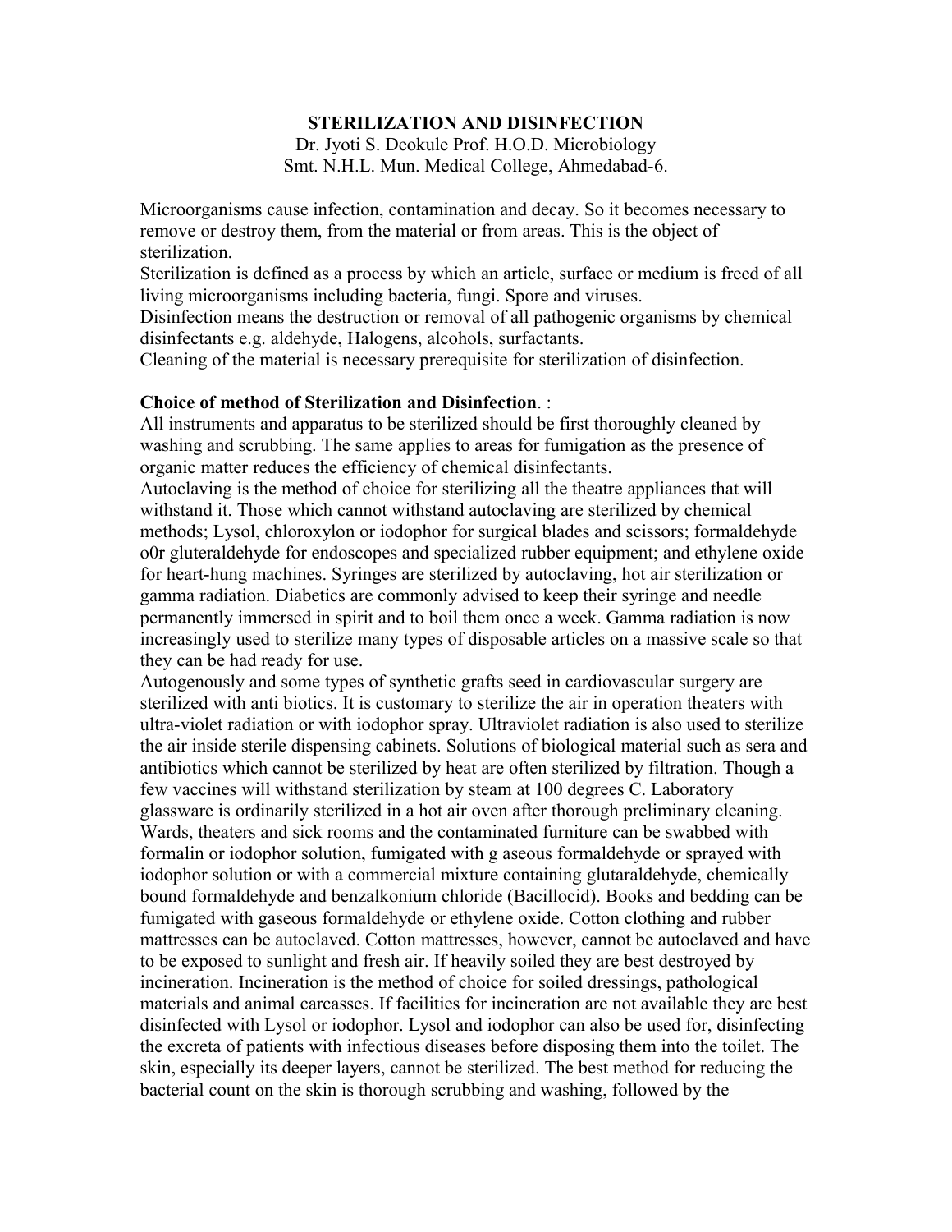**STERILIZATION AND DISINFECTION**

Dr. Jyoti S. Deokule Prof. H.O.D. Microbiology
Smt. N.H.L. Mun. Medical College, Ahmedabad-6.

Microorganisms cause infection, contamination and decay. So it becomes necessary to remove or destroy them, from the material or from areas. This is the object of sterilization.

Sterilization is defined as a process by which an article, surface or medium is freed of all living microorganisms including bacteria, fungi. Spore and viruses.

Disinfection means the destruction or removal of all pathogenic organisms by chemical disinfectants e.g. aldehyde, Halogens, alcohols, surfactants.

Cleaning of the material is necessary prerequisite for sterilization of disinfection.

**Choice of method of Sterilization and Disinfection**. :

All instruments and apparatus to be sterilized should be first thoroughly cleaned by washing and scrubbing. The same applies to areas for fumigation as the presence of organic matter reduces the efficiency of chemical disinfectants.

Autoclaving is the method of choice for sterilizing all the theatre appliances that will withstand it. Those which cannot withstand autoclaving are sterilized by chemical methods; Lysol, chloroxylon or iodophor for surgical blades and scissors; formaldehyde o0r gluteraldehyde for endoscopes and specialized rubber equipment; and ethylene oxide for heart-hung machines. Syringes are sterilized by autoclaving, hot air sterilization or gamma radiation. Diabetics are commonly advised to keep their syringe and needle permanently immersed in spirit and to boil them once a week. Gamma radiation is now increasingly used to sterilize many types of disposable articles on a massive scale so that they can be had ready for use.

Autogenously and some types of synthetic grafts seed in cardiovascular surgery are sterilized with anti biotics. It is customary to sterilize the air in operation theaters with ultra-violet radiation or with iodophor spray. Ultraviolet radiation is also used to sterilize the air inside sterile dispensing cabinets. Solutions of biological material such as sera and antibiotics which cannot be sterilized by heat are often sterilized by filtration. Though a few vaccines will withstand sterilization by steam at 100 degrees C. Laboratory glassware is ordinarily sterilized in a hot air oven after thorough preliminary cleaning. Wards, theaters and sick rooms and the contaminated furniture can be swabbed with formalin or iodophor solution, fumigated with g aseous formaldehyde or sprayed with iodophor solution or with a commercial mixture containing glutaraldehyde, chemically bound formaldehyde and benzalkonium chloride (Bacillocid). Books and bedding can be fumigated with gaseous formaldehyde or ethylene oxide. Cotton clothing and rubber mattresses can be autoclaved. Cotton mattresses, however, cannot be autoclaved and have to be exposed to sunlight and fresh air. If heavily soiled they are best destroyed by incineration. Incineration is the method of choice for soiled dressings, pathological materials and animal carcasses. If facilities for incineration are not available they are best disinfected with Lysol or iodophor. Lysol and iodophor can also be used for, disinfecting the excreta of patients with infectious diseases before disposing them into the toilet. The skin, especially its deeper layers, cannot be sterilized. The best method for reducing the bacterial count on the skin is thorough scrubbing and washing, followed by the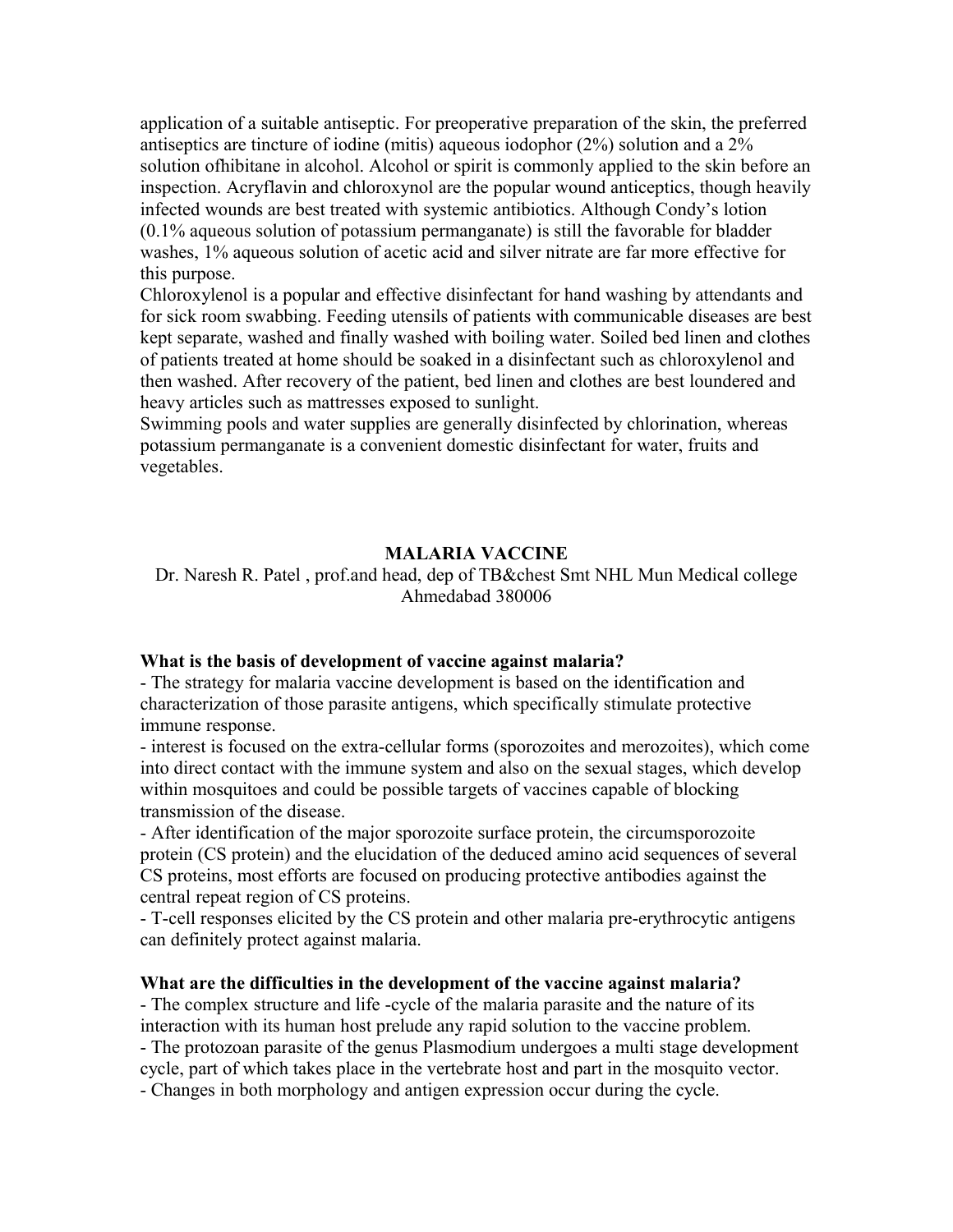application of a suitable antiseptic. For preoperative preparation of the skin, the preferred antiseptics are tincture of iodine (mitis) aqueous iodophor (2%) solution and a 2% solution ofhibitane in alcohol. Alcohol or spirit is commonly applied to the skin before an inspection. Acryflavin and chloroxynol are the popular wound anticeptics, though heavily infected wounds are best treated with systemic antibiotics. Although Condy's lotion (0.1% aqueous solution of potassium permanganate) is still the favorable for bladder washes, 1% aqueous solution of acetic acid and silver nitrate are far more effective for this purpose.

Chloroxylenol is a popular and effective disinfectant for hand washing by attendants and for sick room swabbing. Feeding utensils of patients with communicable diseases are best kept separate, washed and finally washed with boiling water. Soiled bed linen and clothes of patients treated at home should be soaked in a disinfectant such as chloroxylenol and then washed. After recovery of the patient, bed linen and clothes are best loundered and heavy articles such as mattresses exposed to sunlight.

Swimming pools and water supplies are generally disinfected by chlorination, whereas potassium permanganate is a convenient domestic disinfectant for water, fruits and vegetables.

# MALARIA VACCINE

Dr. Naresh R. Patel , prof.and head, dep of TB&chest Smt NHL Mun Medical college Ahmedabad 380006

**What is the basis of development of vaccine against malaria?**

- The strategy for malaria vaccine development is based on the identification and characterization of those parasite antigens, which specifically stimulate protective immune response.
- interest is focused on the extra-cellular forms (sporozoites and merozoites), which come into direct contact with the immune system and also on the sexual stages, which develop within mosquitoes and could be possible targets of vaccines capable of blocking transmission of the disease.
- After identification of the major sporozoite surface protein, the circumsporozoite protein (CS protein) and the elucidation of the deduced amino acid sequences of several CS proteins, most efforts are focused on producing protective antibodies against the central repeat region of CS proteins.
- T-cell responses elicited by the CS protein and other malaria pre-erythrocytic antigens can definitely protect against malaria.

**What are the difficulties in the development of the vaccine against malaria?**

- The complex structure and life -cycle of the malaria parasite and the nature of its interaction with its human host prelude any rapid solution to the vaccine problem.
- The protozoan parasite of the genus Plasmodium undergoes a multi stage development cycle, part of which takes place in the vertebrate host and part in the mosquito vector.
- Changes in both morphology and antigen expression occur during the cycle.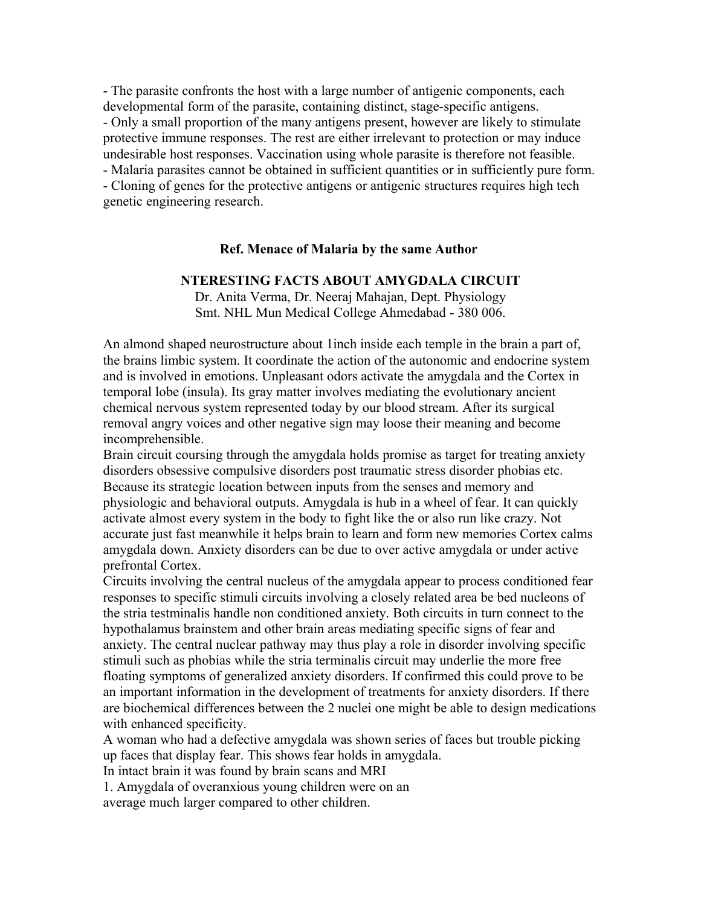- The parasite confronts the host with a large number of antigenic components, each developmental form of the parasite, containing distinct, stage-specific antigens.
- Only a small proportion of the many antigens present, however are likely to stimulate protective immune responses. The rest are either irrelevant to protection or may induce undesirable host responses. Vaccination using whole parasite is therefore not feasible.
- Malaria parasites cannot be obtained in sufficient quantities or in sufficiently pure form.
- Cloning of genes for the protective antigens or antigenic structures requires high tech genetic engineering research.

**Ref. Menace of Malaria by the same Author**

## NTERESTING FACTS ABOUT AMYGDALA CIRCUIT

Dr. Anita Verma, Dr. Neeraj Mahajan, Dept. Physiology
Smt. NHL Mun Medical College Ahmedabad - 380 006.

An almond shaped neurostructure about 1inch inside each temple in the brain a part of, the brains limbic system. It coordinate the action of the autonomic and endocrine system and is involved in emotions. Unpleasant odors activate the amygdala and the Cortex in temporal lobe (insula). Its gray matter involves mediating the evolutionary ancient chemical nervous system represented today by our blood stream. After its surgical removal angry voices and other negative sign may loose their meaning and become incomprehensible.

Brain circuit coursing through the amygdala holds promise as target for treating anxiety disorders obsessive compulsive disorders post traumatic stress disorder phobias etc. Because its strategic location between inputs from the senses and memory and physiologic and behavioral outputs. Amygdala is hub in a wheel of fear. It can quickly activate almost every system in the body to fight like the or also run like crazy. Not accurate just fast meanwhile it helps brain to learn and form new memories Cortex calms amygdala down. Anxiety disorders can be due to over active amygdala or under active prefrontal Cortex.

Circuits involving the central nucleus of the amygdala appear to process conditioned fear responses to specific stimuli circuits involving a closely related area be bed nucleons of the stria testminalis handle non conditioned anxiety. Both circuits in turn connect to the hypothalamus brainstem and other brain areas mediating specific signs of fear and anxiety. The central nuclear pathway may thus play a role in disorder involving specific stimuli such as phobias while the stria terminalis circuit may underlie the more free floating symptoms of generalized anxiety disorders. If confirmed this could prove to be an important information in the development of treatments for anxiety disorders. If there are biochemical differences between the 2 nuclei one might be able to design medications with enhanced specificity.

A woman who had a defective amygdala was shown series of faces but trouble picking up faces that display fear. This shows fear holds in amygdala.

In intact brain it was found by brain scans and MRI

1. Amygdala of overanxious young children were on an average much larger compared to other children.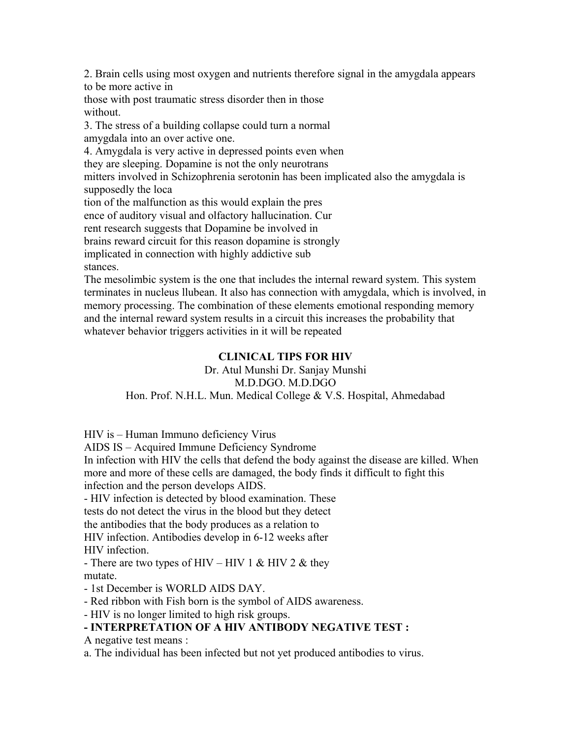2. Brain cells using most oxygen and nutrients therefore signal in the amygdala appears to be more active in those with post traumatic stress disorder then in those without.

3. The stress of a building collapse could turn a normal amygdala into an over active one.

4. Amygdala is very active in depressed points even when they are sleeping. Dopamine is not the only neurotrans mitters involved in Schizophrenia serotonin has been implicated also the amygdala is supposedly the loca tion of the malfunction as this would explain the pres ence of auditory visual and olfactory hallucination. Cur rent research suggests that Dopamine be involved in brains reward circuit for this reason dopamine is strongly implicated in connection with highly addictive sub stances.

The mesolimbic system is the one that includes the internal reward system. This system terminates in nucleus llubean. It also has connection with amygdala, which is involved, in memory processing. The combination of these elements emotional responding memory and the internal reward system results in a circuit this increases the probability that whatever behavior triggers activities in it will be repeated

## CLINICAL TIPS FOR HIV

Dr. Atul Munshi Dr. Sanjay Munshi
M.D.DGO. M.D.DGO
Hon. Prof. N.H.L. Mun. Medical College & V.S. Hospital, Ahmedabad

HIV is – Human Immuno deficiency Virus

AIDS IS – Acquired Immune Deficiency Syndrome

In infection with HIV the cells that defend the body against the disease are killed. When more and more of these cells are damaged, the body finds it difficult to fight this infection and the person develops AIDS.

- HIV infection is detected by blood examination. These tests do not detect the virus in the blood but they detect the antibodies that the body produces as a relation to HIV infection. Antibodies develop in 6-12 weeks after HIV infection.
- There are two types of HIV – HIV 1 & HIV 2 & they mutate.
- 1st December is WORLD AIDS DAY.
- Red ribbon with Fish born is the symbol of AIDS awareness.
- HIV is no longer limited to high risk groups.
- **INTERPRETATION OF A HIV ANTIBODY NEGATIVE TEST :**

A negative test means :

a. The individual has been infected but not yet produced antibodies to virus.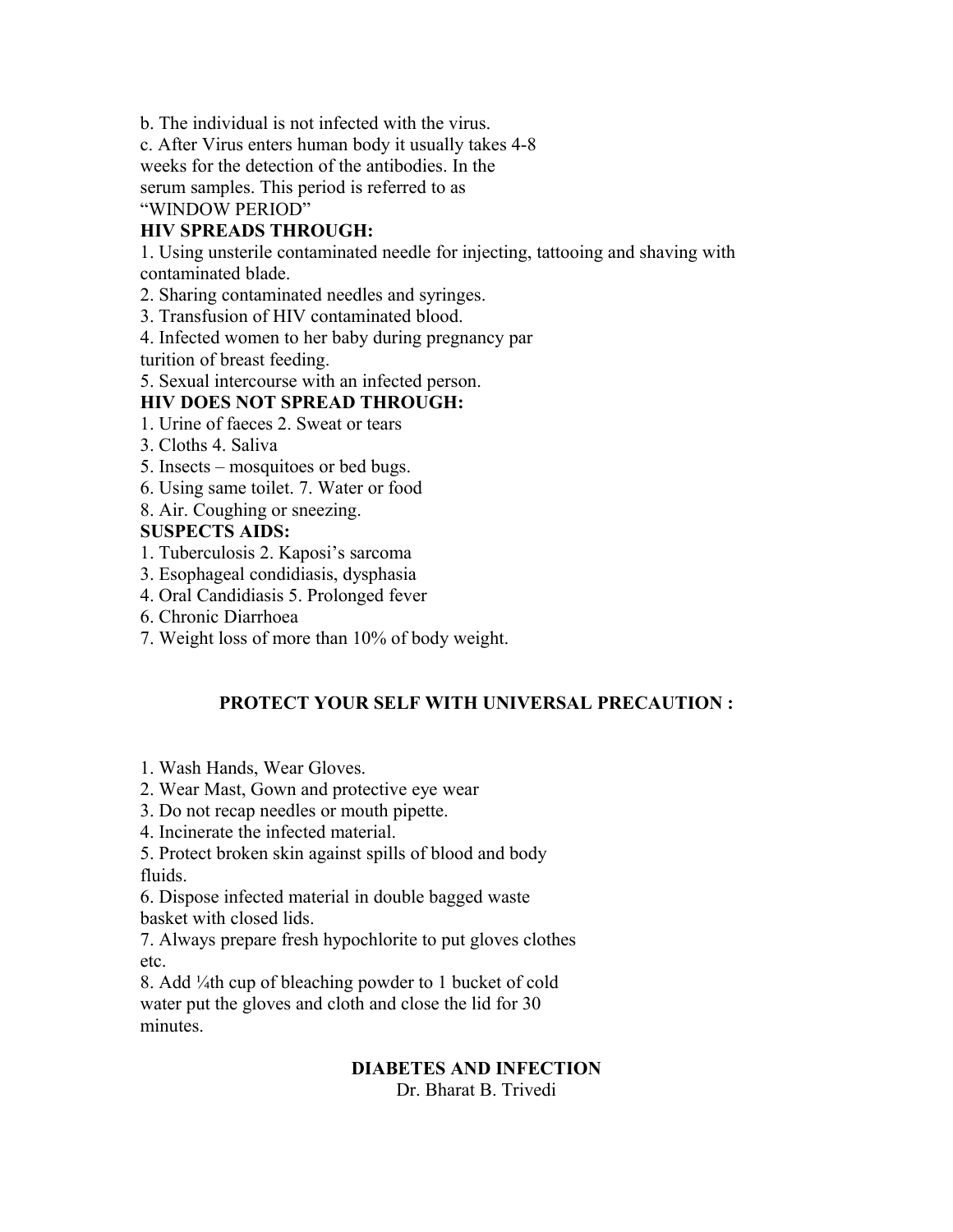b. The individual is not infected with the virus.

c. After Virus enters human body it usually takes 4-8 weeks for the detection of the antibodies. In the serum samples. This period is referred to as "WINDOW PERIOD"

**HIV SPREADS THROUGH:**

1. Using unsterile contaminated needle for injecting, tattooing and shaving with contaminated blade.
2. Sharing contaminated needles and syringes.
3. Transfusion of HIV contaminated blood.
4. Infected women to her baby during pregnancy par turition of breast feeding.
5. Sexual intercourse with an infected person.

**HIV DOES NOT SPREAD THROUGH:**

1. Urine of faeces 2. Sweat or tears
3. Cloths 4. Saliva
5. Insects – mosquitoes or bed bugs.
6. Using same toilet. 7. Water or food
8. Air. Coughing or sneezing.

**SUSPECTS AIDS:**

1. Tuberculosis 2. Kaposi's sarcoma
3. Esophageal condidiasis, dysphasia
4. Oral Candidiasis 5. Prolonged fever
6. Chronic Diarrhoea
7. Weight loss of more than 10% of body weight.

**PROTECT YOUR SELF WITH UNIVERSAL PRECAUTION :**

1. Wash Hands, Wear Gloves.
2. Wear Mast, Gown and protective eye wear
3. Do not recap needles or mouth pipette.
4. Incinerate the infected material.
5. Protect broken skin against spills of blood and body fluids.
6. Dispose infected material in double bagged waste basket with closed lids.
7. Always prepare fresh hypochlorite to put gloves clothes etc.
8. Add ¼th cup of bleaching powder to 1 bucket of cold water put the gloves and cloth and close the lid for 30 minutes.

## DIABETES AND INFECTION

Dr. Bharat B. Trivedi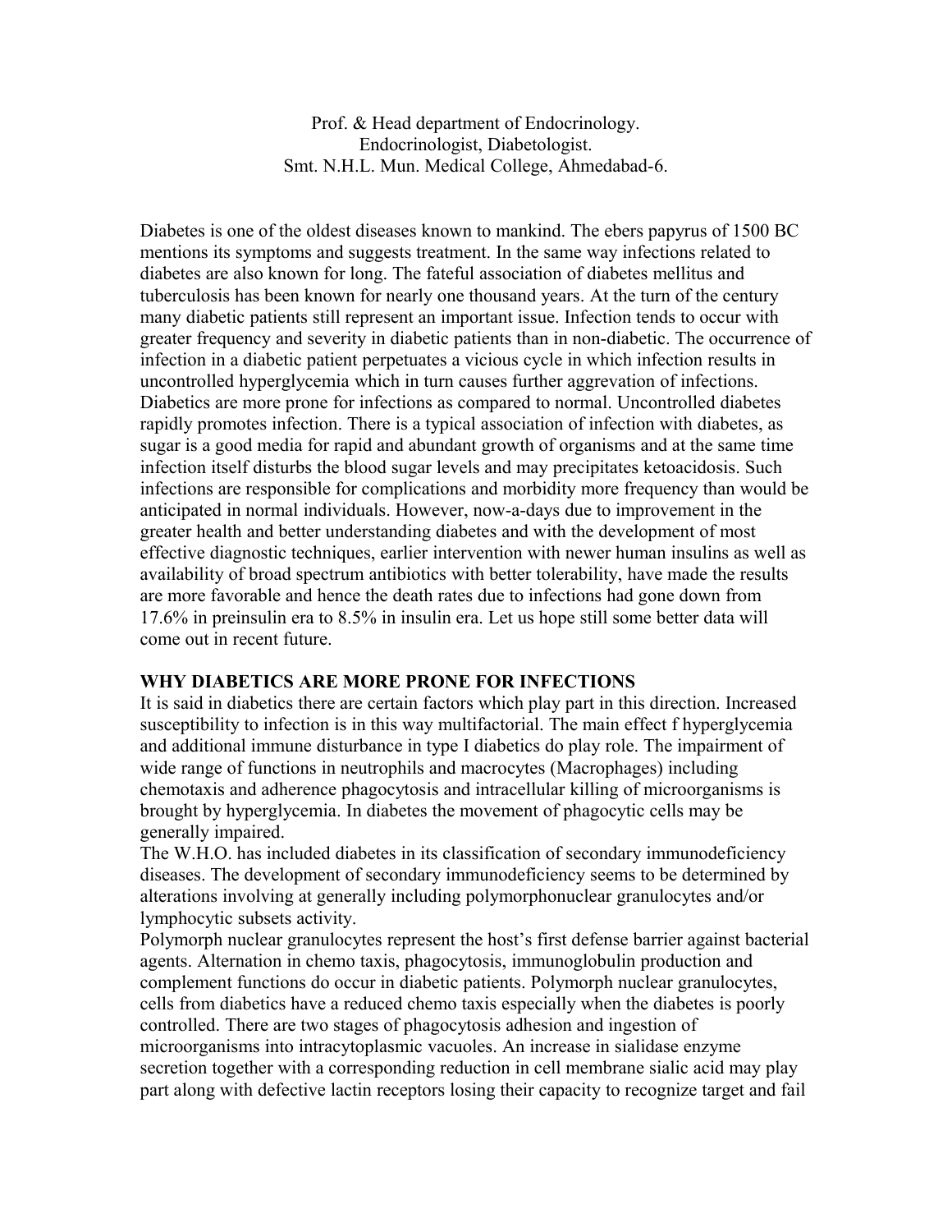Prof. & Head department of Endocrinology.
Endocrinologist, Diabetologist.
Smt. N.H.L. Mun. Medical College, Ahmedabad-6.

Diabetes is one of the oldest diseases known to mankind. The ebers papyrus of 1500 BC mentions its symptoms and suggests treatment. In the same way infections related to diabetes are also known for long. The fateful association of diabetes mellitus and tuberculosis has been known for nearly one thousand years. At the turn of the century many diabetic patients still represent an important issue. Infection tends to occur with greater frequency and severity in diabetic patients than in non-diabetic. The occurrence of infection in a diabetic patient perpetuates a vicious cycle in which infection results in uncontrolled hyperglycemia which in turn causes further aggrevation of infections. Diabetics are more prone for infections as compared to normal. Uncontrolled diabetes rapidly promotes infection. There is a typical association of infection with diabetes, as sugar is a good media for rapid and abundant growth of organisms and at the same time infection itself disturbs the blood sugar levels and may precipitates ketoacidosis. Such infections are responsible for complications and morbidity more frequency than would be anticipated in normal individuals. However, now-a-days due to improvement in the greater health and better understanding diabetes and with the development of most effective diagnostic techniques, earlier intervention with newer human insulins as well as availability of broad spectrum antibiotics with better tolerability, have made the results are more favorable and hence the death rates due to infections had gone down from 17.6% in preinsulin era to 8.5% in insulin era. Let us hope still some better data will come out in recent future.

## WHY DIABETICS ARE MORE PRONE FOR INFECTIONS

It is said in diabetics there are certain factors which play part in this direction. Increased susceptibility to infection is in this way multifactorial. The main effect f hyperglycemia and additional immune disturbance in type I diabetics do play role. The impairment of wide range of functions in neutrophils and macrocytes (Macrophages) including chemotaxis and adherence phagocytosis and intracellular killing of microorganisms is brought by hyperglycemia. In diabetes the movement of phagocytic cells may be generally impaired.

The W.H.O. has included diabetes in its classification of secondary immunodeficiency diseases. The development of secondary immunodeficiency seems to be determined by alterations involving at generally including polymorphonuclear granulocytes and/or lymphocytic subsets activity.

Polymorph nuclear granulocytes represent the host's first defense barrier against bacterial agents. Alternation in chemo taxis, phagocytosis, immunoglobulin production and complement functions do occur in diabetic patients. Polymorph nuclear granulocytes, cells from diabetics have a reduced chemo taxis especially when the diabetes is poorly controlled. There are two stages of phagocytosis adhesion and ingestion of microorganisms into intracytoplasmic vacuoles. An increase in sialidase enzyme secretion together with a corresponding reduction in cell membrane sialic acid may play part along with defective lactin receptors losing their capacity to recognize target and fail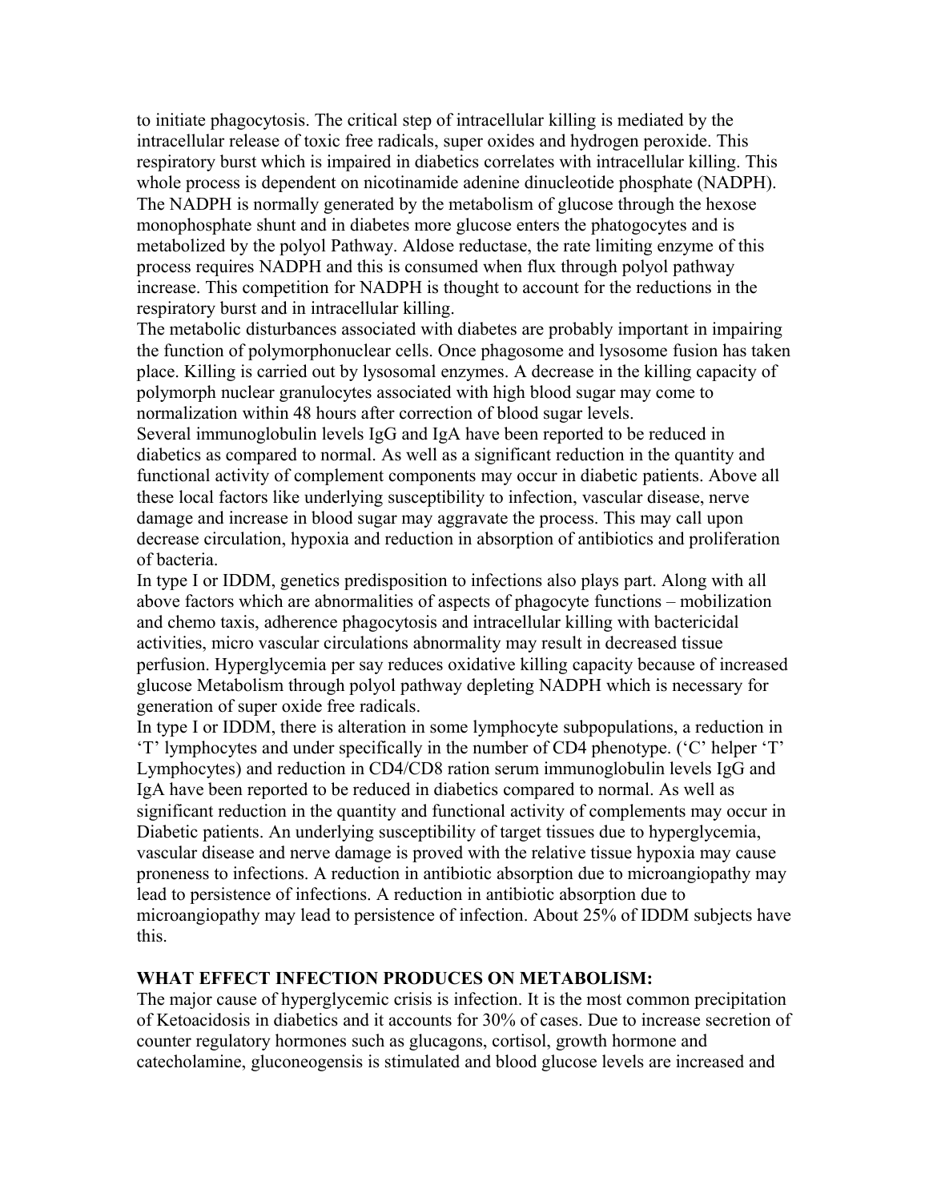to initiate phagocytosis. The critical step of intracellular killing is mediated by the intracellular release of toxic free radicals, super oxides and hydrogen peroxide. This respiratory burst which is impaired in diabetics correlates with intracellular killing. This whole process is dependent on nicotinamide adenine dinucleotide phosphate (NADPH). The NADPH is normally generated by the metabolism of glucose through the hexose monophosphate shunt and in diabetes more glucose enters the phatogocytes and is metabolized by the polyol Pathway. Aldose reductase, the rate limiting enzyme of this process requires NADPH and this is consumed when flux through polyol pathway increase. This competition for NADPH is thought to account for the reductions in the respiratory burst and in intracellular killing.

The metabolic disturbances associated with diabetes are probably important in impairing the function of polymorphonuclear cells. Once phagosome and lysosome fusion has taken place. Killing is carried out by lysosomal enzymes. A decrease in the killing capacity of polymorph nuclear granulocytes associated with high blood sugar may come to normalization within 48 hours after correction of blood sugar levels.

Several immunoglobulin levels IgG and IgA have been reported to be reduced in diabetics as compared to normal. As well as a significant reduction in the quantity and functional activity of complement components may occur in diabetic patients. Above all these local factors like underlying susceptibility to infection, vascular disease, nerve damage and increase in blood sugar may aggravate the process. This may call upon decrease circulation, hypoxia and reduction in absorption of antibiotics and proliferation of bacteria.

In type I or IDDM, genetics predisposition to infections also plays part. Along with all above factors which are abnormalities of aspects of phagocyte functions – mobilization and chemo taxis, adherence phagocytosis and intracellular killing with bactericidal activities, micro vascular circulations abnormality may result in decreased tissue perfusion. Hyperglycemia per say reduces oxidative killing capacity because of increased glucose Metabolism through polyol pathway depleting NADPH which is necessary for generation of super oxide free radicals.

In type I or IDDM, there is alteration in some lymphocyte subpopulations, a reduction in 'T' lymphocytes and under specifically in the number of CD4 phenotype. ('C' helper 'T' Lymphocytes) and reduction in CD4/CD8 ration serum immunoglobulin levels IgG and IgA have been reported to be reduced in diabetics compared to normal. As well as significant reduction in the quantity and functional activity of complements may occur in Diabetic patients. An underlying susceptibility of target tissues due to hyperglycemia, vascular disease and nerve damage is proved with the relative tissue hypoxia may cause proneness to infections. A reduction in antibiotic absorption due to microangiopathy may lead to persistence of infections. A reduction in antibiotic absorption due to microangiopathy may lead to persistence of infection. About 25% of IDDM subjects have this.

**WHAT EFFECT INFECTION PRODUCES ON METABOLISM:**

The major cause of hyperglycemic crisis is infection. It is the most common precipitation of Ketoacidosis in diabetics and it accounts for 30% of cases. Due to increase secretion of counter regulatory hormones such as glucagons, cortisol, growth hormone and catecholamine, gluconeogensis is stimulated and blood glucose levels are increased and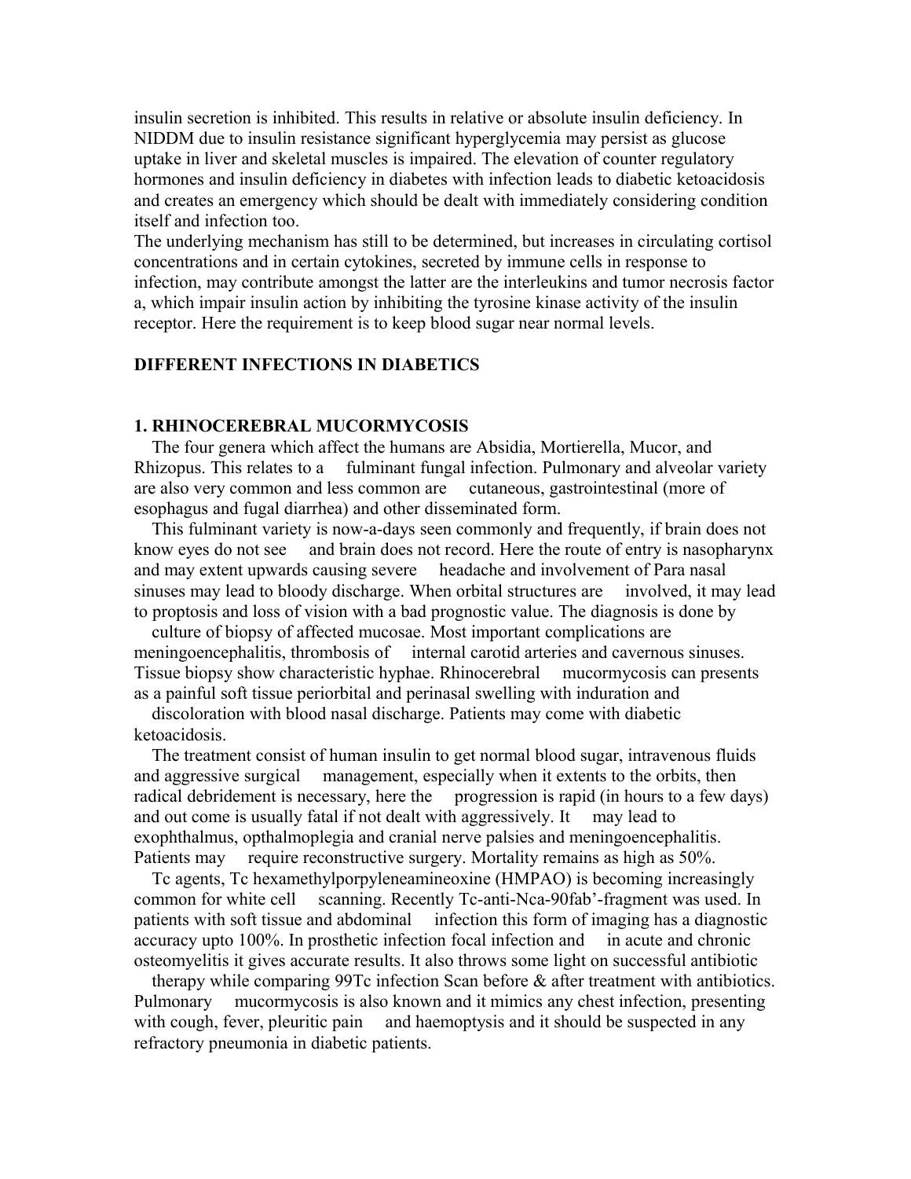insulin secretion is inhibited. This results in relative or absolute insulin deficiency. In NIDDM due to insulin resistance significant hyperglycemia may persist as glucose uptake in liver and skeletal muscles is impaired. The elevation of counter regulatory hormones and insulin deficiency in diabetes with infection leads to diabetic ketoacidosis and creates an emergency which should be dealt with immediately considering condition itself and infection too.

The underlying mechanism has still to be determined, but increases in circulating cortisol concentrations and in certain cytokines, secreted by immune cells in response to infection, may contribute amongst the latter are the interleukins and tumor necrosis factor a, which impair insulin action by inhibiting the tyrosine kinase activity of the insulin receptor. Here the requirement is to keep blood sugar near normal levels.

## DIFFERENT INFECTIONS IN DIABETICS

### 1. RHINOCEREBRAL MUCORMYCOSIS

The four genera which affect the humans are Absidia, Mortierella, Mucor, and Rhizopus. This relates to a fulminant fungal infection. Pulmonary and alveolar variety are also very common and less common are cutaneous, gastrointestinal (more of esophagus and fugal diarrhea) and other disseminated form.

This fulminant variety is now-a-days seen commonly and frequently, if brain does not know eyes do not see and brain does not record. Here the route of entry is nasopharynx and may extent upwards causing severe headache and involvement of Para nasal sinuses may lead to bloody discharge. When orbital structures are involved, it may lead to proptosis and loss of vision with a bad prognostic value. The diagnosis is done by culture of biopsy of affected mucosae. Most important complications are meningoencephalitis, thrombosis of internal carotid arteries and cavernous sinuses. Tissue biopsy show characteristic hyphae. Rhinocerebral mucormycosis can presents as a painful soft tissue periorbital and perinasal swelling with induration and discoloration with blood nasal discharge. Patients may come with diabetic ketoacidosis.

The treatment consist of human insulin to get normal blood sugar, intravenous fluids and aggressive surgical management, especially when it extents to the orbits, then radical debridement is necessary, here the progression is rapid (in hours to a few days) and out come is usually fatal if not dealt with aggressively. It may lead to exophthalmus, opthalmoplegia and cranial nerve palsies and meningoencephalitis. Patients may require reconstructive surgery. Mortality remains as high as 50%.

Tc agents, Tc hexamethylporpyleneamineoxine (HMPAO) is becoming increasingly common for white cell scanning. Recently Tc-anti-Nca-90fab'-fragment was used. In patients with soft tissue and abdominal infection this form of imaging has a diagnostic accuracy upto 100%. In prosthetic infection focal infection and in acute and chronic osteomyelitis it gives accurate results. It also throws some light on successful antibiotic therapy while comparing 99Tc infection Scan before & after treatment with antibiotics. Pulmonary mucormycosis is also known and it mimics any chest infection, presenting with cough, fever, pleuritic pain and haemoptysis and it should be suspected in any refractory pneumonia in diabetic patients.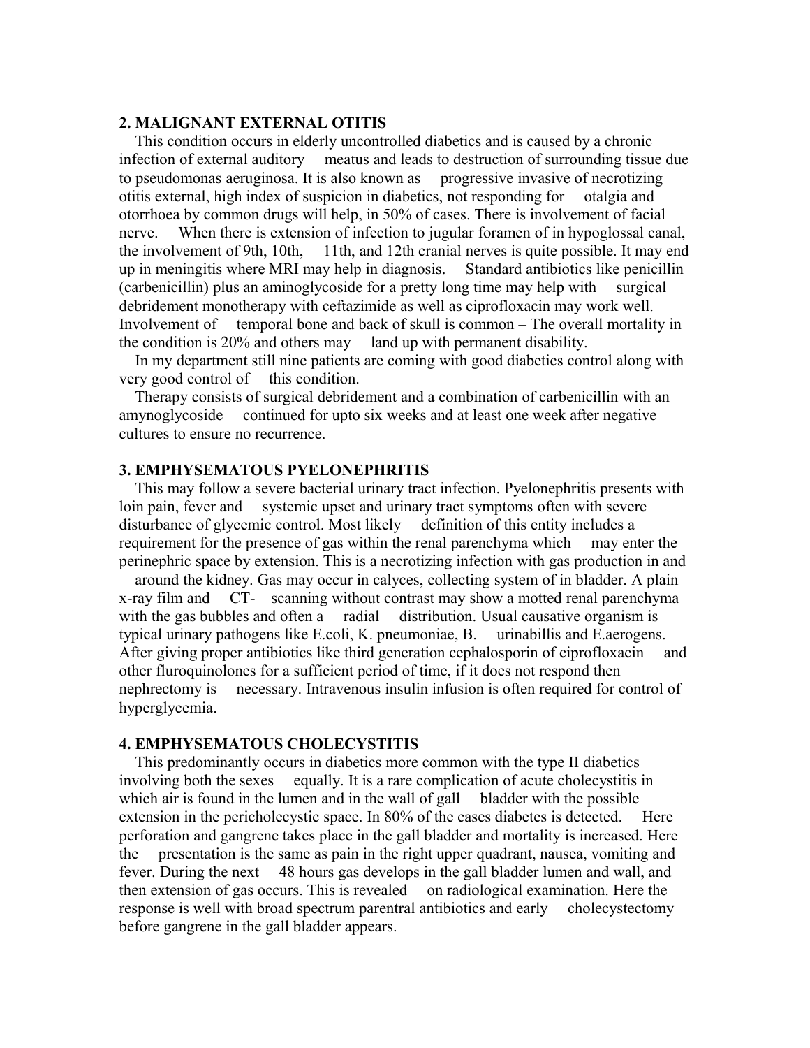## 2. MALIGNANT EXTERNAL OTITIS

This condition occurs in elderly uncontrolled diabetics and is caused by a chronic infection of external auditory meatus and leads to destruction of surrounding tissue due to pseudomonas aeruginosa. It is also known as progressive invasive of necrotizing otitis external, high index of suspicion in diabetics, not responding for otalgia and otorrhoea by common drugs will help, in 50% of cases. There is involvement of facial nerve. When there is extension of infection to jugular foramen of in hypoglossal canal, the involvement of 9th, 10th, 11th, and 12th cranial nerves is quite possible. It may end up in meningitis where MRI may help in diagnosis. Standard antibiotics like penicillin (carbenicillin) plus an aminoglycoside for a pretty long time may help with surgical debridement monotherapy with ceftazimide as well as ciprofloxacin may work well. Involvement of temporal bone and back of skull is common – The overall mortality in the condition is 20% and others may land up with permanent disability.

In my department still nine patients are coming with good diabetics control along with very good control of this condition.

Therapy consists of surgical debridement and a combination of carbenicillin with an amynoglycoside continued for upto six weeks and at least one week after negative cultures to ensure no recurrence.

## 3. EMPHYSEMATOUS PYELONEPHRITIS

This may follow a severe bacterial urinary tract infection. Pyelonephritis presents with loin pain, fever and systemic upset and urinary tract symptoms often with severe disturbance of glycemic control. Most likely definition of this entity includes a requirement for the presence of gas within the renal parenchyma which may enter the perinephric space by extension. This is a necrotizing infection with gas production in and around the kidney. Gas may occur in calyces, collecting system of in bladder. A plain x-ray film and CT- scanning without contrast may show a motted renal parenchyma with the gas bubbles and often a radial distribution. Usual causative organism is typical urinary pathogens like E.coli, K. pneumoniae, B. urinabillis and E.aerogens. After giving proper antibiotics like third generation cephalosporin of ciprofloxacin and other fluroquinolones for a sufficient period of time, if it does not respond then nephrectomy is necessary. Intravenous insulin infusion is often required for control of hyperglycemia.

## 4. EMPHYSEMATOUS CHOLECYSTITIS

This predominantly occurs in diabetics more common with the type II diabetics involving both the sexes equally. It is a rare complication of acute cholecystitis in which air is found in the lumen and in the wall of gall bladder with the possible extension in the pericholecystic space. In 80% of the cases diabetes is detected. Here perforation and gangrene takes place in the gall bladder and mortality is increased. Here the presentation is the same as pain in the right upper quadrant, nausea, vomiting and fever. During the next 48 hours gas develops in the gall bladder lumen and wall, and then extension of gas occurs. This is revealed on radiological examination. Here the response is well with broad spectrum parentral antibiotics and early cholecystectomy before gangrene in the gall bladder appears.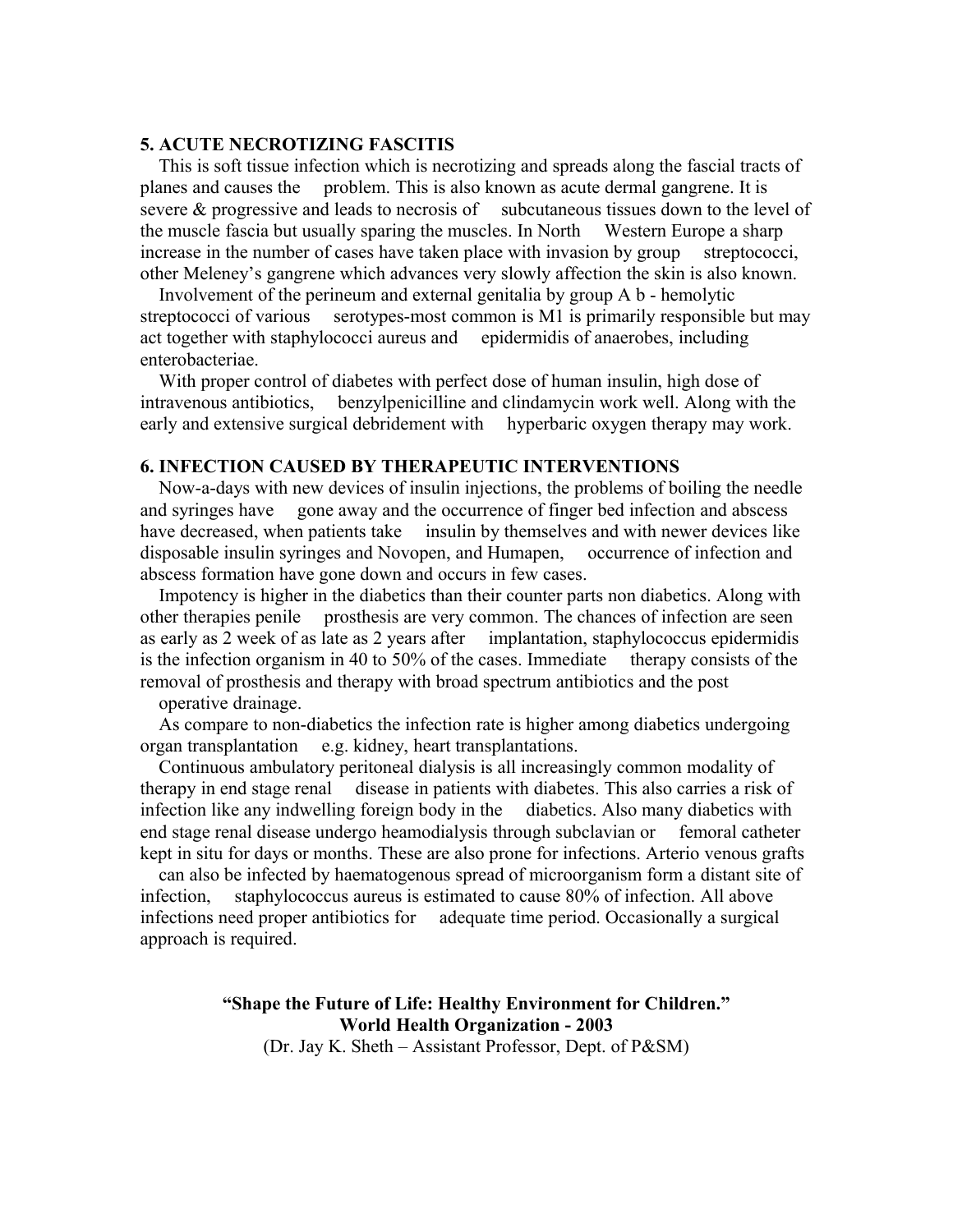### 5. ACUTE NECROTIZING FASCITIS

This is soft tissue infection which is necrotizing and spreads along the fascial tracts of planes and causes the problem. This is also known as acute dermal gangrene. It is severe & progressive and leads to necrosis of subcutaneous tissues down to the level of the muscle fascia but usually sparing the muscles. In North Western Europe a sharp increase in the number of cases have taken place with invasion by group streptococci, other Meleney's gangrene which advances very slowly affection the skin is also known.

Involvement of the perineum and external genitalia by group A b - hemolytic streptococci of various serotypes-most common is M1 is primarily responsible but may act together with staphylococci aureus and epidermidis of anaerobes, including enterobacteriae.

With proper control of diabetes with perfect dose of human insulin, high dose of intravenous antibiotics, benzylpenicilline and clindamycin work well. Along with the early and extensive surgical debridement with hyperbaric oxygen therapy may work.

### 6. INFECTION CAUSED BY THERAPEUTIC INTERVENTIONS

Now-a-days with new devices of insulin injections, the problems of boiling the needle and syringes have gone away and the occurrence of finger bed infection and abscess have decreased, when patients take insulin by themselves and with newer devices like disposable insulin syringes and Novopen, and Humapen, occurrence of infection and abscess formation have gone down and occurs in few cases.

Impotency is higher in the diabetics than their counter parts non diabetics. Along with other therapies penile prosthesis are very common. The chances of infection are seen as early as 2 week of as late as 2 years after implantation, staphylococcus epidermidis is the infection organism in 40 to 50% of the cases. Immediate therapy consists of the removal of prosthesis and therapy with broad spectrum antibiotics and the post operative drainage.

As compare to non-diabetics the infection rate is higher among diabetics undergoing organ transplantation e.g. kidney, heart transplantations.

Continuous ambulatory peritoneal dialysis is all increasingly common modality of therapy in end stage renal disease in patients with diabetes. This also carries a risk of infection like any indwelling foreign body in the diabetics. Also many diabetics with end stage renal disease undergo heamodialysis through subclavian or femoral catheter kept in situ for days or months. These are also prone for infections. Arterio venous grafts can also be infected by haematogenous spread of microorganism form a distant site of infection, staphylococcus aureus is estimated to cause 80% of infection. All above infections need proper antibiotics for adequate time period. Occasionally a surgical approach is required.

**"Shape the Future of Life: Healthy Environment for Children."**
**World Health Organization - 2003**
(Dr. Jay K. Sheth – Assistant Professor, Dept. of P&SM)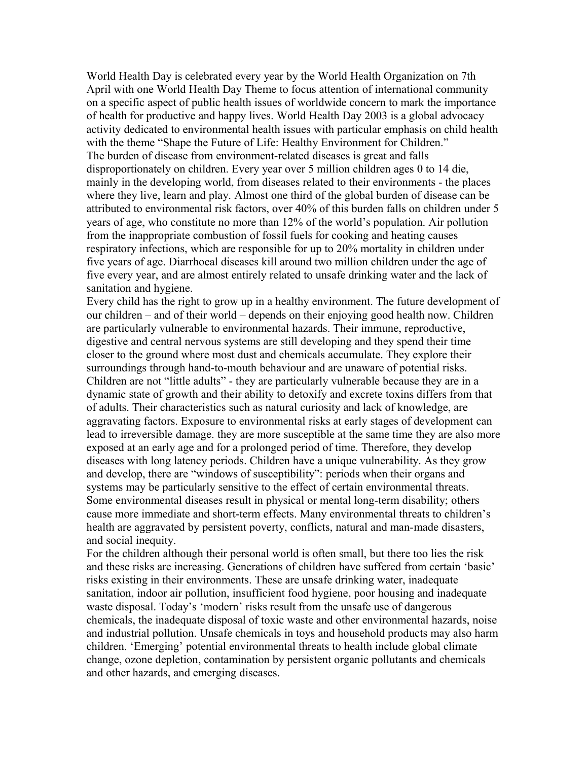World Health Day is celebrated every year by the World Health Organization on 7th April with one World Health Day Theme to focus attention of international community on a specific aspect of public health issues of worldwide concern to mark the importance of health for productive and happy lives. World Health Day 2003 is a global advocacy activity dedicated to environmental health issues with particular emphasis on child health with the theme "Shape the Future of Life: Healthy Environment for Children."

The burden of disease from environment-related diseases is great and falls disproportionately on children. Every year over 5 million children ages 0 to 14 die, mainly in the developing world, from diseases related to their environments - the places where they live, learn and play. Almost one third of the global burden of disease can be attributed to environmental risk factors, over 40% of this burden falls on children under 5 years of age, who constitute no more than 12% of the world's population. Air pollution from the inappropriate combustion of fossil fuels for cooking and heating causes respiratory infections, which are responsible for up to 20% mortality in children under five years of age. Diarrhoeal diseases kill around two million children under the age of five every year, and are almost entirely related to unsafe drinking water and the lack of sanitation and hygiene.

Every child has the right to grow up in a healthy environment. The future development of our children – and of their world – depends on their enjoying good health now. Children are particularly vulnerable to environmental hazards. Their immune, reproductive, digestive and central nervous systems are still developing and they spend their time closer to the ground where most dust and chemicals accumulate. They explore their surroundings through hand-to-mouth behaviour and are unaware of potential risks. Children are not "little adults" - they are particularly vulnerable because they are in a dynamic state of growth and their ability to detoxify and excrete toxins differs from that of adults. Their characteristics such as natural curiosity and lack of knowledge, are aggravating factors. Exposure to environmental risks at early stages of development can lead to irreversible damage. they are more susceptible at the same time they are also more exposed at an early age and for a prolonged period of time. Therefore, they develop diseases with long latency periods. Children have a unique vulnerability. As they grow and develop, there are "windows of susceptibility": periods when their organs and systems may be particularly sensitive to the effect of certain environmental threats. Some environmental diseases result in physical or mental long-term disability; others cause more immediate and short-term effects. Many environmental threats to children's health are aggravated by persistent poverty, conflicts, natural and man-made disasters, and social inequity.

For the children although their personal world is often small, but there too lies the risk and these risks are increasing. Generations of children have suffered from certain 'basic' risks existing in their environments. These are unsafe drinking water, inadequate sanitation, indoor air pollution, insufficient food hygiene, poor housing and inadequate waste disposal. Today's 'modern' risks result from the unsafe use of dangerous chemicals, the inadequate disposal of toxic waste and other environmental hazards, noise and industrial pollution. Unsafe chemicals in toys and household products may also harm children. 'Emerging' potential environmental threats to health include global climate change, ozone depletion, contamination by persistent organic pollutants and chemicals and other hazards, and emerging diseases.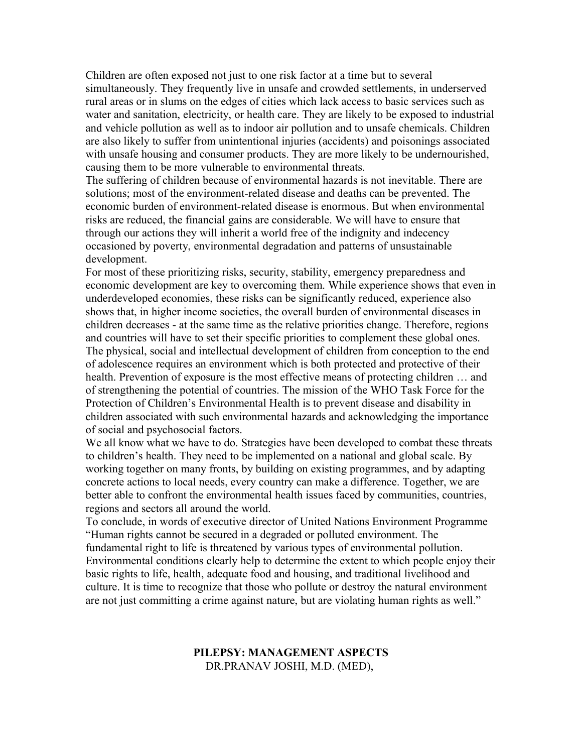Children are often exposed not just to one risk factor at a time but to several simultaneously. They frequently live in unsafe and crowded settlements, in underserved rural areas or in slums on the edges of cities which lack access to basic services such as water and sanitation, electricity, or health care. They are likely to be exposed to industrial and vehicle pollution as well as to indoor air pollution and to unsafe chemicals. Children are also likely to suffer from unintentional injuries (accidents) and poisonings associated with unsafe housing and consumer products. They are more likely to be undernourished, causing them to be more vulnerable to environmental threats.

The suffering of children because of environmental hazards is not inevitable. There are solutions; most of the environment-related disease and deaths can be prevented. The economic burden of environment-related disease is enormous. But when environmental risks are reduced, the financial gains are considerable. We will have to ensure that through our actions they will inherit a world free of the indignity and indecency occasioned by poverty, environmental degradation and patterns of unsustainable development.

For most of these prioritizing risks, security, stability, emergency preparedness and economic development are key to overcoming them. While experience shows that even in underdeveloped economies, these risks can be significantly reduced, experience also shows that, in higher income societies, the overall burden of environmental diseases in children decreases - at the same time as the relative priorities change. Therefore, regions and countries will have to set their specific priorities to complement these global ones.

The physical, social and intellectual development of children from conception to the end of adolescence requires an environment which is both protected and protective of their health. Prevention of exposure is the most effective means of protecting children … and of strengthening the potential of countries. The mission of the WHO Task Force for the Protection of Children's Environmental Health is to prevent disease and disability in children associated with such environmental hazards and acknowledging the importance of social and psychosocial factors.

We all know what we have to do. Strategies have been developed to combat these threats to children's health. They need to be implemented on a national and global scale. By working together on many fronts, by building on existing programmes, and by adapting concrete actions to local needs, every country can make a difference. Together, we are better able to confront the environmental health issues faced by communities, countries, regions and sectors all around the world.

To conclude, in words of executive director of United Nations Environment Programme "Human rights cannot be secured in a degraded or polluted environment. The fundamental right to life is threatened by various types of environmental pollution. Environmental conditions clearly help to determine the extent to which people enjoy their basic rights to life, health, adequate food and housing, and traditional livelihood and culture. It is time to recognize that those who pollute or destroy the natural environment are not just committing a crime against nature, but are violating human rights as well."

## PILEPSY: MANAGEMENT ASPECTS

DR.PRANAV JOSHI, M.D. (MED),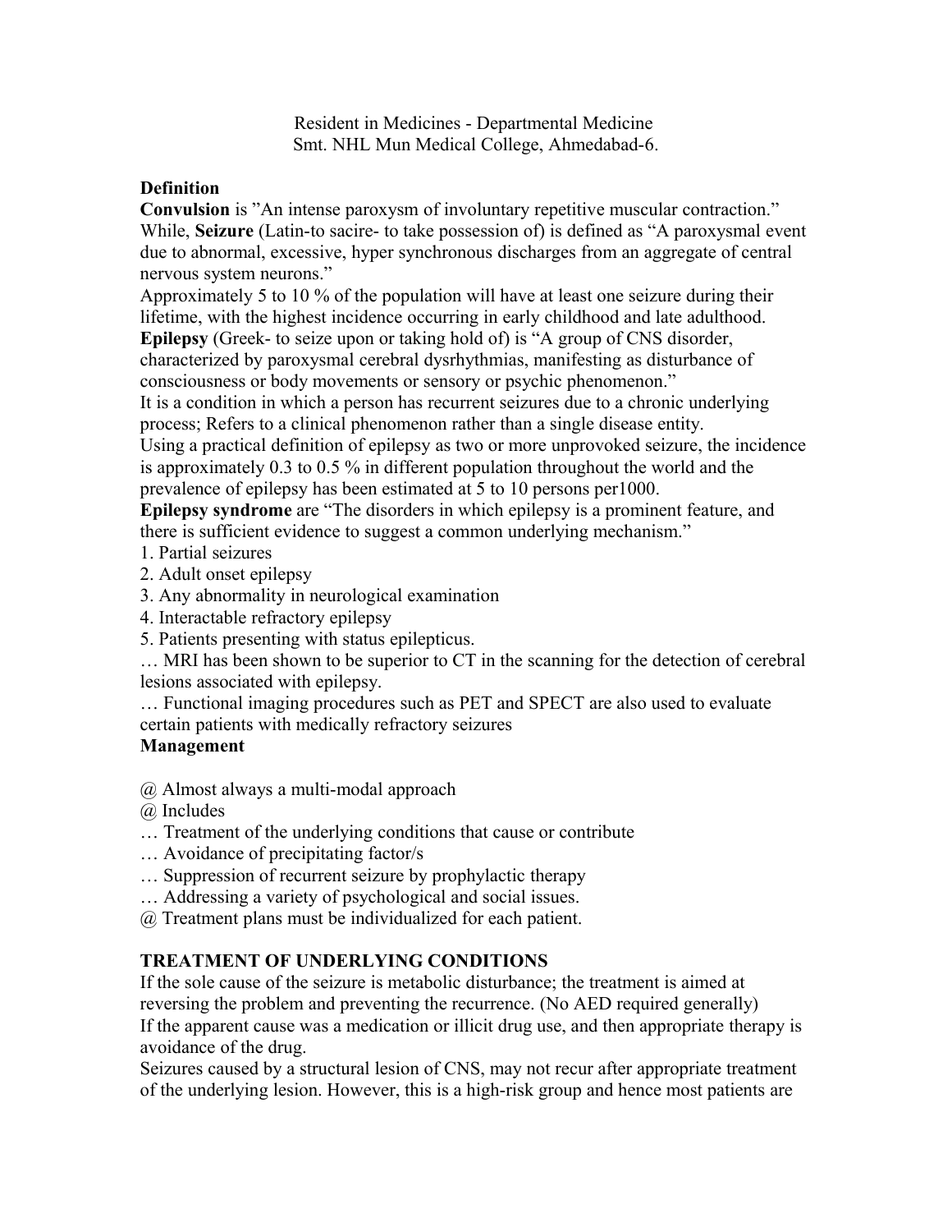Resident in Medicines - Departmental Medicine
Smt. NHL Mun Medical College, Ahmedabad-6.

**Definition**

**Convulsion** is "An intense paroxysm of involuntary repetitive muscular contraction." While, **Seizure** (Latin-to sacire- to take possession of) is defined as "A paroxysmal event due to abnormal, excessive, hyper synchronous discharges from an aggregate of central nervous system neurons."

Approximately 5 to 10 % of the population will have at least one seizure during their lifetime, with the highest incidence occurring in early childhood and late adulthood.

**Epilepsy** (Greek- to seize upon or taking hold of) is "A group of CNS disorder, characterized by paroxysmal cerebral dysrhythmias, manifesting as disturbance of consciousness or body movements or sensory or psychic phenomenon."

It is a condition in which a person has recurrent seizures due to a chronic underlying process; Refers to a clinical phenomenon rather than a single disease entity.

Using a practical definition of epilepsy as two or more unprovoked seizure, the incidence is approximately 0.3 to 0.5 % in different population throughout the world and the prevalence of epilepsy has been estimated at 5 to 10 persons per1000.

**Epilepsy syndrome** are "The disorders in which epilepsy is a prominent feature, and there is sufficient evidence to suggest a common underlying mechanism."

1. Partial seizures
2. Adult onset epilepsy
3. Any abnormality in neurological examination
4. Interactable refractory epilepsy
5. Patients presenting with status epilepticus.

… MRI has been shown to be superior to CT in the scanning for the detection of cerebral lesions associated with epilepsy.

… Functional imaging procedures such as PET and SPECT are also used to evaluate certain patients with medically refractory seizures

**Management**

@ Almost always a multi-modal approach

@ Includes

… Treatment of the underlying conditions that cause or contribute

… Avoidance of precipitating factor/s

… Suppression of recurrent seizure by prophylactic therapy

… Addressing a variety of psychological and social issues.

@ Treatment plans must be individualized for each patient.

**TREATMENT OF UNDERLYING CONDITIONS**

If the sole cause of the seizure is metabolic disturbance; the treatment is aimed at reversing the problem and preventing the recurrence. (No AED required generally)

If the apparent cause was a medication or illicit drug use, and then appropriate therapy is avoidance of the drug.

Seizures caused by a structural lesion of CNS, may not recur after appropriate treatment of the underlying lesion. However, this is a high-risk group and hence most patients are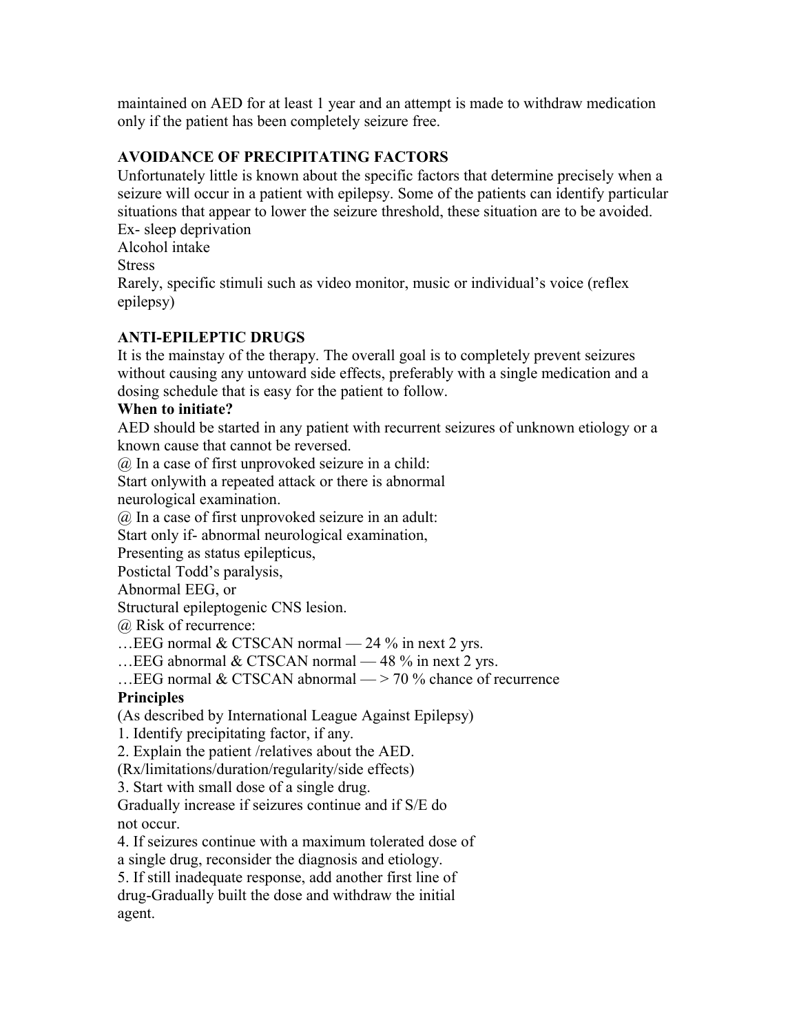maintained on AED for at least 1 year and an attempt is made to withdraw medication only if the patient has been completely seizure free.

**AVOIDANCE OF PRECIPITATING FACTORS**

Unfortunately little is known about the specific factors that determine precisely when a seizure will occur in a patient with epilepsy. Some of the patients can identify particular situations that appear to lower the seizure threshold, these situation are to be avoided.
Ex- sleep deprivation
Alcohol intake
Stress
Rarely, specific stimuli such as video monitor, music or individual's voice (reflex epilepsy)

**ANTI-EPILEPTIC DRUGS**

It is the mainstay of the therapy. The overall goal is to completely prevent seizures without causing any untoward side effects, preferably with a single medication and a dosing schedule that is easy for the patient to follow.

**When to initiate?**

AED should be started in any patient with recurrent seizures of unknown etiology or a known cause that cannot be reversed.

@ In a case of first unprovoked seizure in a child:
Start onlywith a repeated attack or there is abnormal neurological examination.

@ In a case of first unprovoked seizure in an adult:
Start only if- abnormal neurological examination,
Presenting as status epilepticus,
Postictal Todd's paralysis,
Abnormal EEG, or
Structural epileptogenic CNS lesion.

@ Risk of recurrence:
…EEG normal & CTSCAN normal — 24 % in next 2 yrs.
…EEG abnormal & CTSCAN normal — 48 % in next 2 yrs.
…EEG normal & CTSCAN abnormal — > 70 % chance of recurrence

**Principles**

(As described by International League Against Epilepsy)

1. Identify precipitating factor, if any.
2. Explain the patient /relatives about the AED.
(Rx/limitations/duration/regularity/side effects)
3. Start with small dose of a single drug.
Gradually increase if seizures continue and if S/E do not occur.
4. If seizures continue with a maximum tolerated dose of a single drug, reconsider the diagnosis and etiology.
5. If still inadequate response, add another first line of drug-Gradually built the dose and withdraw the initial agent.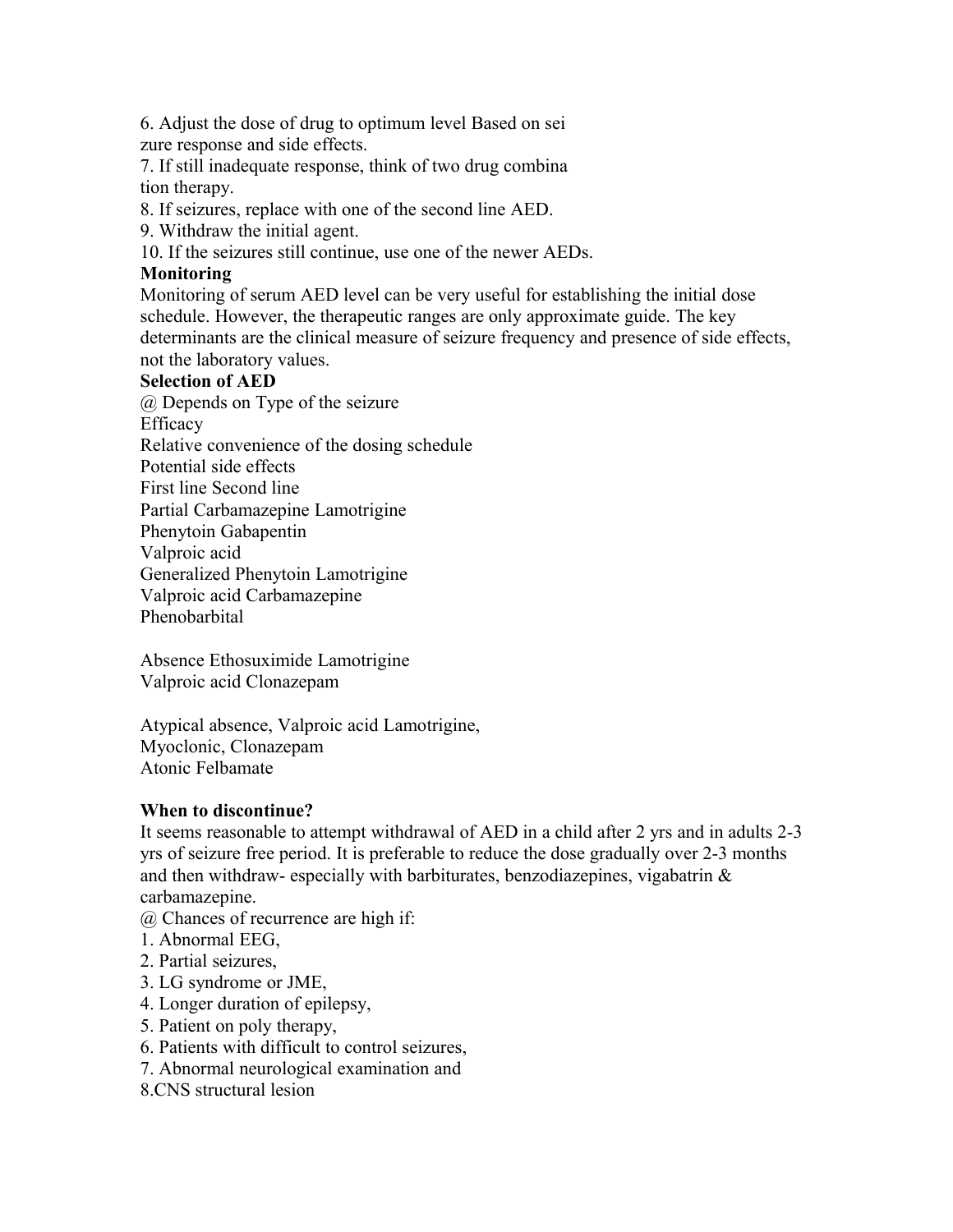6. Adjust the dose of drug to optimum level Based on sei zure response and side effects.

7. If still inadequate response, think of two drug combina tion therapy.

8. If seizures, replace with one of the second line AED.

9. Withdraw the initial agent.

10. If the seizures still continue, use one of the newer AEDs.

**Monitoring**

Monitoring of serum AED level can be very useful for establishing the initial dose schedule. However, the therapeutic ranges are only approximate guide. The key determinants are the clinical measure of seizure frequency and presence of side effects, not the laboratory values.

**Selection of AED**

@ Depends on Type of the seizure
Efficacy
Relative convenience of the dosing schedule
Potential side effects

| | First line | Second line |
|---|---|---|
| Partial | Carbamazepine<br>Phenytoin<br>Valproic acid | Lamotrigine<br>Gabapentin |
| Generalized | Phenytoin<br>Valproic acid<br>Phenobarbital | Lamotrigine<br>Carbamazepine |
| Absence | Ethosuximide<br>Valproic acid | Lamotrigine<br>Clonazepam |
| Atypical absence, Myoclonic, Atonic | Valproic acid | Lamotrigine,<br>Clonazepam<br>Felbamate |

**When to discontinue?**

It seems reasonable to attempt withdrawal of AED in a child after 2 yrs and in adults 2-3 yrs of seizure free period. It is preferable to reduce the dose gradually over 2-3 months and then withdraw- especially with barbiturates, benzodiazepines, vigabatrin & carbamazepine.

@ Chances of recurrence are high if:

1. Abnormal EEG,
2. Partial seizures,
3. LG syndrome or JME,
4. Longer duration of epilepsy,
5. Patient on poly therapy,
6. Patients with difficult to control seizures,
7. Abnormal neurological examination and
8. CNS structural lesion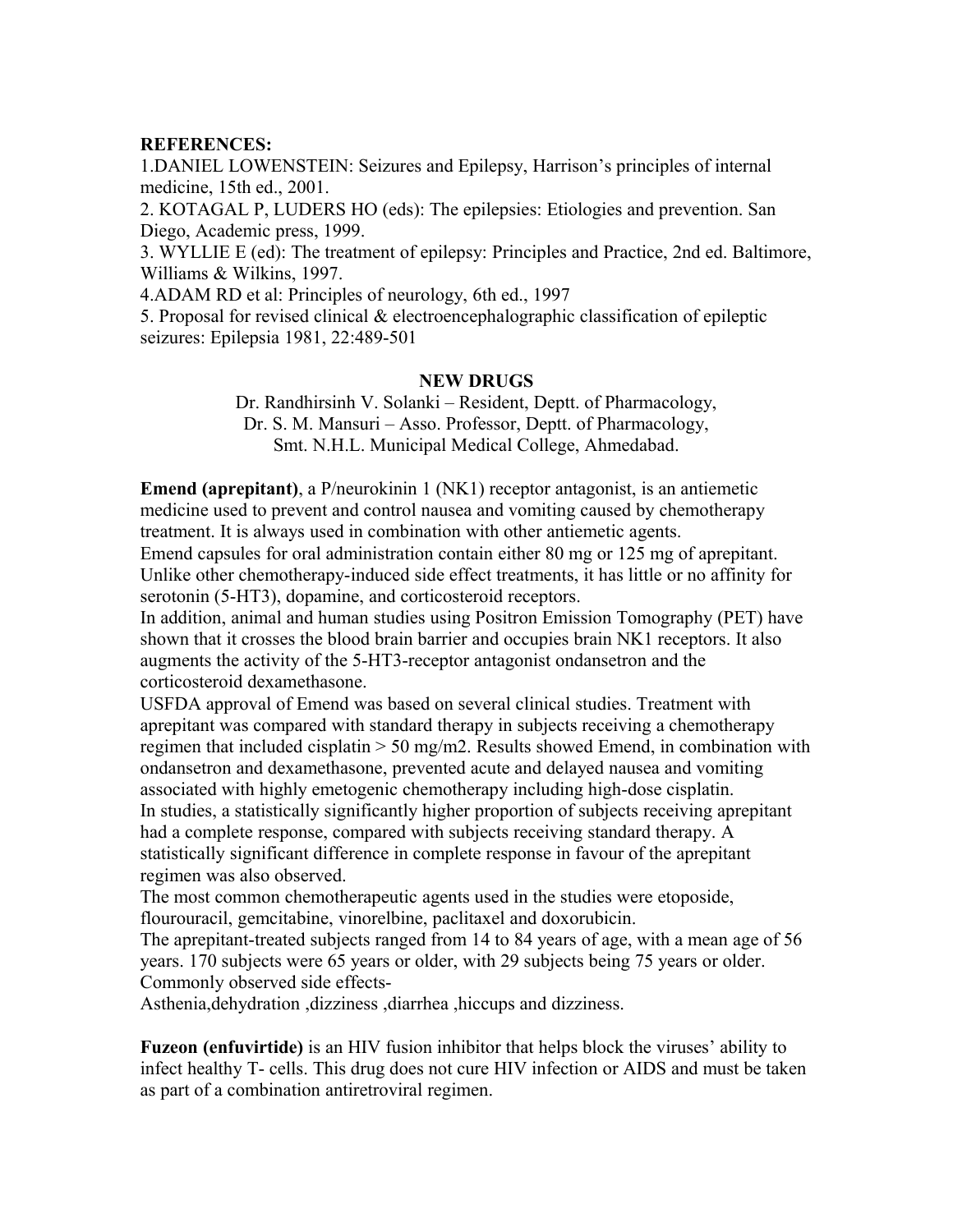**REFERENCES:**

1.DANIEL LOWENSTEIN: Seizures and Epilepsy, Harrison's principles of internal medicine, 15th ed., 2001.

2. KOTAGAL P, LUDERS HO (eds): The epilepsies: Etiologies and prevention. San Diego, Academic press, 1999.

3. WYLLIE E (ed): The treatment of epilepsy: Principles and Practice, 2nd ed. Baltimore, Williams & Wilkins, 1997.

4.ADAM RD et al: Principles of neurology, 6th ed., 1997

5. Proposal for revised clinical & electroencephalographic classification of epileptic seizures: Epilepsia 1981, 22:489-501

## NEW DRUGS

Dr. Randhirsinh V. Solanki – Resident, Deptt. of Pharmacology,
Dr. S. M. Mansuri – Asso. Professor, Deptt. of Pharmacology,
Smt. N.H.L. Municipal Medical College, Ahmedabad.

**Emend (aprepitant)**, a P/neurokinin 1 (NK1) receptor antagonist, is an antiemetic medicine used to prevent and control nausea and vomiting caused by chemotherapy treatment. It is always used in combination with other antiemetic agents.
Emend capsules for oral administration contain either 80 mg or 125 mg of aprepitant.
Unlike other chemotherapy-induced side effect treatments, it has little or no affinity for serotonin (5-HT3), dopamine, and corticosteroid receptors.
In addition, animal and human studies using Positron Emission Tomography (PET) have shown that it crosses the blood brain barrier and occupies brain NK1 receptors. It also augments the activity of the 5-HT3-receptor antagonist ondansetron and the corticosteroid dexamethasone.
USFDA approval of Emend was based on several clinical studies. Treatment with aprepitant was compared with standard therapy in subjects receiving a chemotherapy regimen that included cisplatin > 50 mg/m2. Results showed Emend, in combination with ondansetron and dexamethasone, prevented acute and delayed nausea and vomiting associated with highly emetogenic chemotherapy including high-dose cisplatin.
In studies, a statistically significantly higher proportion of subjects receiving aprepitant had a complete response, compared with subjects receiving standard therapy. A statistically significant difference in complete response in favour of the aprepitant regimen was also observed.
The most common chemotherapeutic agents used in the studies were etoposide, flourouracil, gemcitabine, vinorelbine, paclitaxel and doxorubicin.
The aprepitant-treated subjects ranged from 14 to 84 years of age, with a mean age of 56 years. 170 subjects were 65 years or older, with 29 subjects being 75 years or older.
Commonly observed side effects-
Asthenia,dehydration ,dizziness ,diarrhea ,hiccups and dizziness.

**Fuzeon (enfuvirtide)** is an HIV fusion inhibitor that helps block the viruses' ability to infect healthy T- cells. This drug does not cure HIV infection or AIDS and must be taken as part of a combination antiretroviral regimen.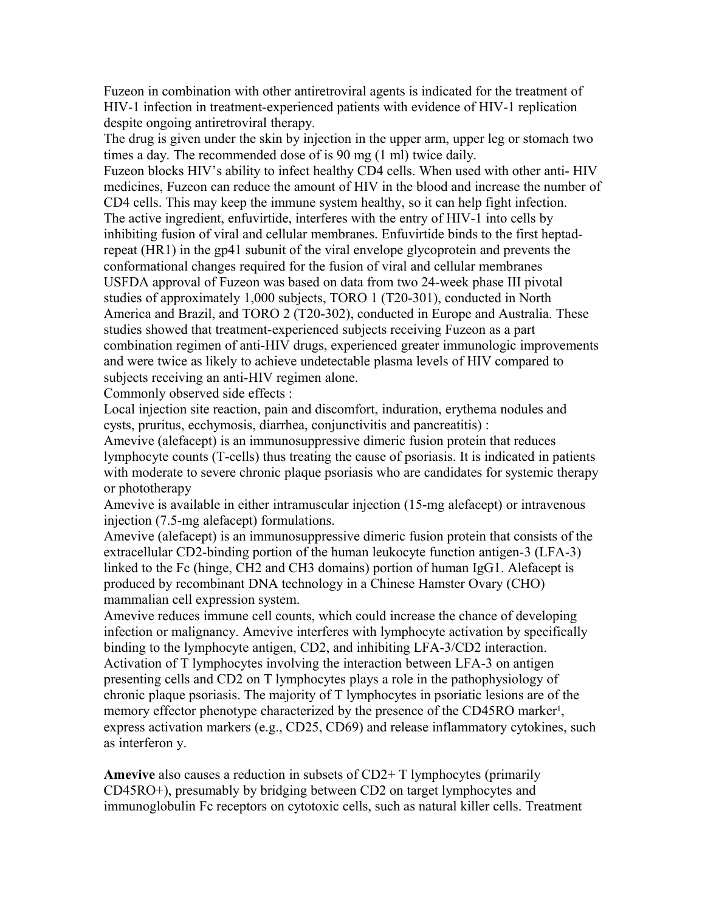Fuzeon in combination with other antiretroviral agents is indicated for the treatment of HIV-1 infection in treatment-experienced patients with evidence of HIV-1 replication despite ongoing antiretroviral therapy.

The drug is given under the skin by injection in the upper arm, upper leg or stomach two times a day. The recommended dose of is 90 mg (1 ml) twice daily.

Fuzeon blocks HIV's ability to infect healthy CD4 cells. When used with other anti- HIV medicines, Fuzeon can reduce the amount of HIV in the blood and increase the number of CD4 cells. This may keep the immune system healthy, so it can help fight infection.

The active ingredient, enfuvirtide, interferes with the entry of HIV-1 into cells by inhibiting fusion of viral and cellular membranes. Enfuvirtide binds to the first heptad-repeat (HR1) in the gp41 subunit of the viral envelope glycoprotein and prevents the conformational changes required for the fusion of viral and cellular membranes

USFDA approval of Fuzeon was based on data from two 24-week phase III pivotal studies of approximately 1,000 subjects, TORO 1 (T20-301), conducted in North America and Brazil, and TORO 2 (T20-302), conducted in Europe and Australia. These studies showed that treatment-experienced subjects receiving Fuzeon as a part combination regimen of anti-HIV drugs, experienced greater immunologic improvements and were twice as likely to achieve undetectable plasma levels of HIV compared to subjects receiving an anti-HIV regimen alone.

Commonly observed side effects :

Local injection site reaction, pain and discomfort, induration, erythema nodules and cysts, pruritus, ecchymosis, diarrhea, conjunctivitis and pancreatitis) :

Amevive (alefacept) is an immunosuppressive dimeric fusion protein that reduces lymphocyte counts (T-cells) thus treating the cause of psoriasis. It is indicated in patients with moderate to severe chronic plaque psoriasis who are candidates for systemic therapy or phototherapy

Amevive is available in either intramuscular injection (15-mg alefacept) or intravenous injection (7.5-mg alefacept) formulations.

Amevive (alefacept) is an immunosuppressive dimeric fusion protein that consists of the extracellular CD2-binding portion of the human leukocyte function antigen-3 (LFA-3) linked to the Fc (hinge, CH2 and CH3 domains) portion of human IgG1. Alefacept is produced by recombinant DNA technology in a Chinese Hamster Ovary (CHO) mammalian cell expression system.

Amevive reduces immune cell counts, which could increase the chance of developing infection or malignancy. Amevive interferes with lymphocyte activation by specifically binding to the lymphocyte antigen, CD2, and inhibiting LFA-3/CD2 interaction. Activation of T lymphocytes involving the interaction between LFA-3 on antigen presenting cells and CD2 on T lymphocytes plays a role in the pathophysiology of chronic plaque psoriasis. The majority of T lymphocytes in psoriatic lesions are of the memory effector phenotype characterized by the presence of the CD45RO marker[1], express activation markers (e.g., CD25, CD69) and release inflammatory cytokines, such as interferon y.

**Amevive** also causes a reduction in subsets of CD2+ T lymphocytes (primarily CD45RO+), presumably by bridging between CD2 on target lymphocytes and immunoglobulin Fc receptors on cytotoxic cells, such as natural killer cells. Treatment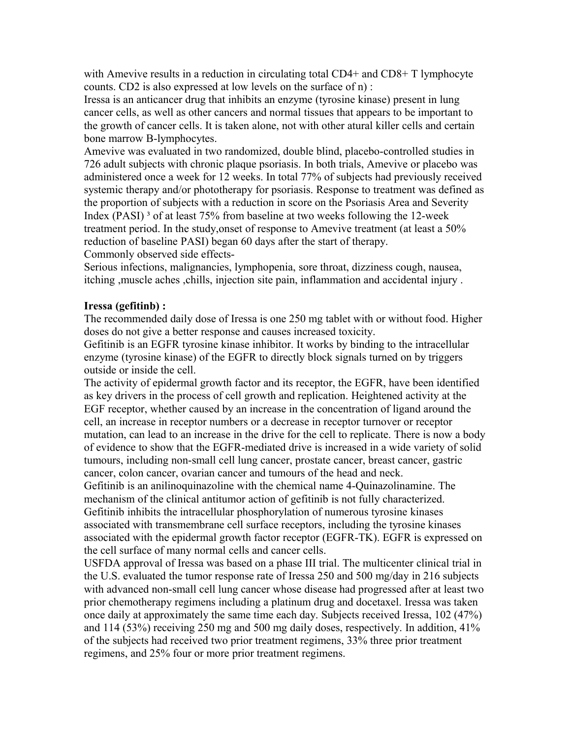with Amevive results in a reduction in circulating total CD4+ and CD8+ T lymphocyte counts. CD2 is also expressed at low levels on the surface of n) :

Iressa is an anticancer drug that inhibits an enzyme (tyrosine kinase) present in lung cancer cells, as well as other cancers and normal tissues that appears to be important to the growth of cancer cells. It is taken alone, not with other atural killer cells and certain bone marrow B-lymphocytes.

Amevive was evaluated in two randomized, double blind, placebo-controlled studies in 726 adult subjects with chronic plaque psoriasis. In both trials, Amevive or placebo was administered once a week for 12 weeks. In total 77% of subjects had previously received systemic therapy and/or phototherapy for psoriasis. Response to treatment was defined as the proportion of subjects with a reduction in score on the Psoriasis Area and Severity Index (PASI) [3] of at least 75% from baseline at two weeks following the 12-week treatment period. In the study,onset of response to Amevive treatment (at least a 50% reduction of baseline PASI) began 60 days after the start of therapy.

Commonly observed side effects-

Serious infections, malignancies, lymphopenia, sore throat, dizziness cough, nausea, itching ,muscle aches ,chills, injection site pain, inflammation and accidental injury .

**Iressa (gefitinb) :**

The recommended daily dose of Iressa is one 250 mg tablet with or without food. Higher doses do not give a better response and causes increased toxicity.

Gefitinib is an EGFR tyrosine kinase inhibitor. It works by binding to the intracellular enzyme (tyrosine kinase) of the EGFR to directly block signals turned on by triggers outside or inside the cell.

The activity of epidermal growth factor and its receptor, the EGFR, have been identified as key drivers in the process of cell growth and replication. Heightened activity at the EGF receptor, whether caused by an increase in the concentration of ligand around the cell, an increase in receptor numbers or a decrease in receptor turnover or receptor mutation, can lead to an increase in the drive for the cell to replicate. There is now a body of evidence to show that the EGFR-mediated drive is increased in a wide variety of solid tumours, including non-small cell lung cancer, prostate cancer, breast cancer, gastric cancer, colon cancer, ovarian cancer and tumours of the head and neck.

Gefitinib is an anilinoquinazoline with the chemical name 4-Quinazolinamine. The mechanism of the clinical antitumor action of gefitinib is not fully characterized. Gefitinib inhibits the intracellular phosphorylation of numerous tyrosine kinases associated with transmembrane cell surface receptors, including the tyrosine kinases associated with the epidermal growth factor receptor (EGFR-TK). EGFR is expressed on the cell surface of many normal cells and cancer cells.

USFDA approval of Iressa was based on a phase III trial. The multicenter clinical trial in the U.S. evaluated the tumor response rate of Iressa 250 and 500 mg/day in 216 subjects with advanced non-small cell lung cancer whose disease had progressed after at least two prior chemotherapy regimens including a platinum drug and docetaxel. Iressa was taken once daily at approximately the same time each day. Subjects received Iressa, 102 (47%) and 114 (53%) receiving 250 mg and 500 mg daily doses, respectively. In addition, 41% of the subjects had received two prior treatment regimens, 33% three prior treatment regimens, and 25% four or more prior treatment regimens.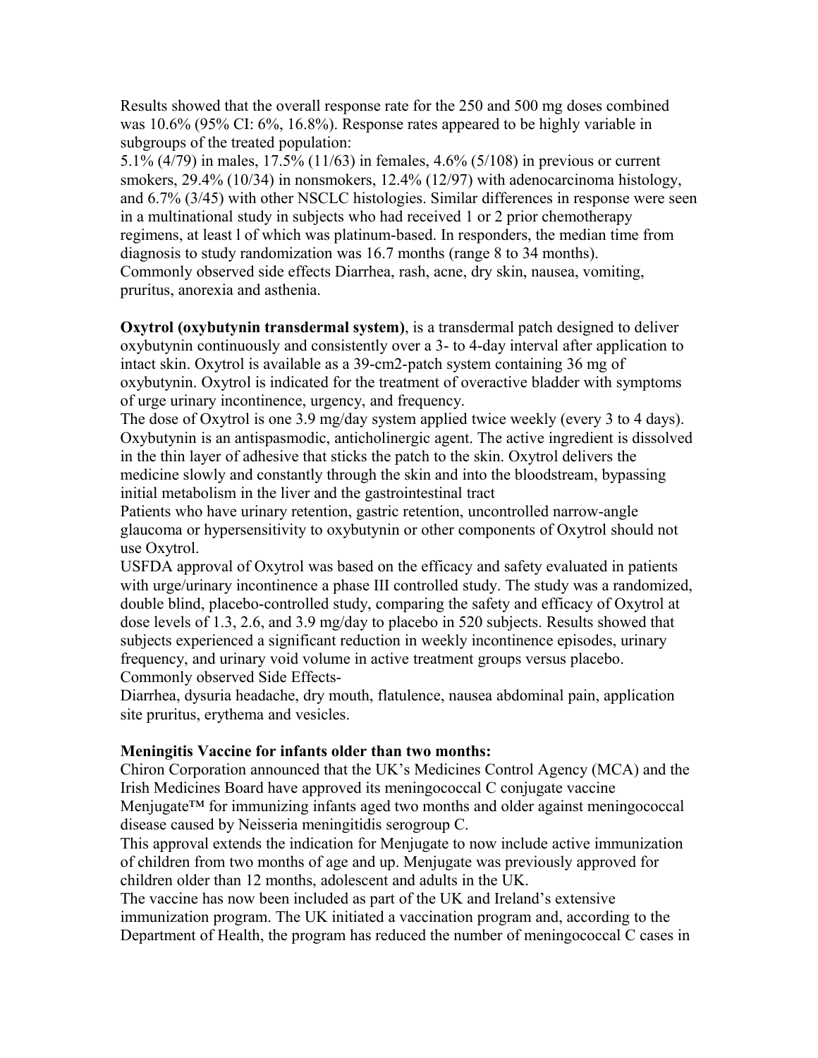Results showed that the overall response rate for the 250 and 500 mg doses combined was 10.6% (95% CI: 6%, 16.8%). Response rates appeared to be highly variable in subgroups of the treated population:

5.1% (4/79) in males, 17.5% (11/63) in females, 4.6% (5/108) in previous or current smokers, 29.4% (10/34) in nonsmokers, 12.4% (12/97) with adenocarcinoma histology, and 6.7% (3/45) with other NSCLC histologies. Similar differences in response were seen in a multinational study in subjects who had received 1 or 2 prior chemotherapy regimens, at least l of which was platinum-based. In responders, the median time from diagnosis to study randomization was 16.7 months (range 8 to 34 months).

Commonly observed side effects Diarrhea, rash, acne, dry skin, nausea, vomiting, pruritus, anorexia and asthenia.

**Oxytrol (oxybutynin transdermal system)**, is a transdermal patch designed to deliver oxybutynin continuously and consistently over a 3- to 4-day interval after application to intact skin. Oxytrol is available as a 39-cm2-patch system containing 36 mg of oxybutynin. Oxytrol is indicated for the treatment of overactive bladder with symptoms of urge urinary incontinence, urgency, and frequency.

The dose of Oxytrol is one 3.9 mg/day system applied twice weekly (every 3 to 4 days). Oxybutynin is an antispasmodic, anticholinergic agent. The active ingredient is dissolved in the thin layer of adhesive that sticks the patch to the skin. Oxytrol delivers the medicine slowly and constantly through the skin and into the bloodstream, bypassing initial metabolism in the liver and the gastrointestinal tract

Patients who have urinary retention, gastric retention, uncontrolled narrow-angle glaucoma or hypersensitivity to oxybutynin or other components of Oxytrol should not use Oxytrol.

USFDA approval of Oxytrol was based on the efficacy and safety evaluated in patients with urge/urinary incontinence a phase III controlled study. The study was a randomized, double blind, placebo-controlled study, comparing the safety and efficacy of Oxytrol at dose levels of 1.3, 2.6, and 3.9 mg/day to placebo in 520 subjects. Results showed that subjects experienced a significant reduction in weekly incontinence episodes, urinary frequency, and urinary void volume in active treatment groups versus placebo.

Commonly observed Side Effects-

Diarrhea, dysuria headache, dry mouth, flatulence, nausea abdominal pain, application site pruritus, erythema and vesicles.

**Meningitis Vaccine for infants older than two months:**

Chiron Corporation announced that the UK's Medicines Control Agency (MCA) and the Irish Medicines Board have approved its meningococcal C conjugate vaccine Menjugate™ for immunizing infants aged two months and older against meningococcal disease caused by Neisseria meningitidis serogroup C.

This approval extends the indication for Menjugate to now include active immunization of children from two months of age and up. Menjugate was previously approved for children older than 12 months, adolescent and adults in the UK.

The vaccine has now been included as part of the UK and Ireland's extensive immunization program. The UK initiated a vaccination program and, according to the Department of Health, the program has reduced the number of meningococcal C cases in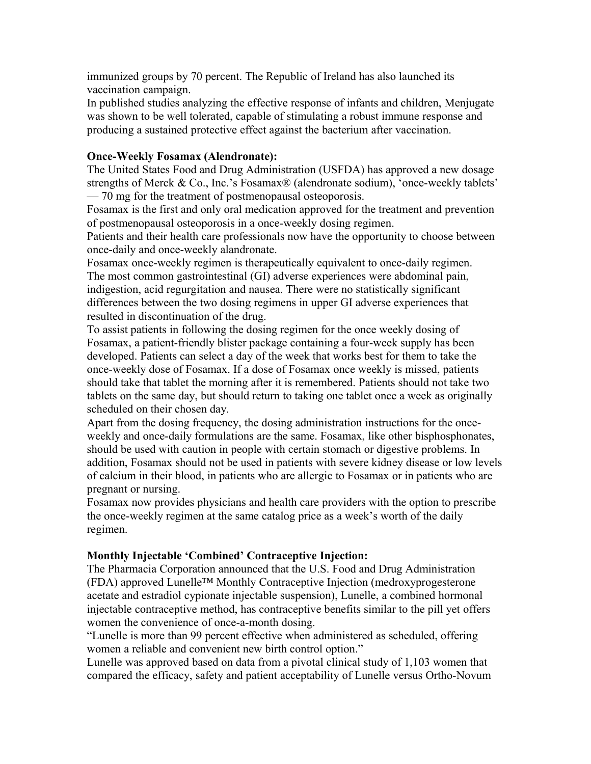immunized groups by 70 percent. The Republic of Ireland has also launched its vaccination campaign.

In published studies analyzing the effective response of infants and children, Menjugate was shown to be well tolerated, capable of stimulating a robust immune response and producing a sustained protective effect against the bacterium after vaccination.

**Once-Weekly Fosamax (Alendronate):**

The United States Food and Drug Administration (USFDA) has approved a new dosage strengths of Merck & Co., Inc.'s Fosamax® (alendronate sodium), 'once-weekly tablets' — 70 mg for the treatment of postmenopausal osteoporosis.

Fosamax is the first and only oral medication approved for the treatment and prevention of postmenopausal osteoporosis in a once-weekly dosing regimen.

Patients and their health care professionals now have the opportunity to choose between once-daily and once-weekly alandronate.

Fosamax once-weekly regimen is therapeutically equivalent to once-daily regimen.

The most common gastrointestinal (GI) adverse experiences were abdominal pain, indigestion, acid regurgitation and nausea. There were no statistically significant differences between the two dosing regimens in upper GI adverse experiences that resulted in discontinuation of the drug.

To assist patients in following the dosing regimen for the once weekly dosing of Fosamax, a patient-friendly blister package containing a four-week supply has been developed. Patients can select a day of the week that works best for them to take the once-weekly dose of Fosamax. If a dose of Fosamax once weekly is missed, patients should take that tablet the morning after it is remembered. Patients should not take two tablets on the same day, but should return to taking one tablet once a week as originally scheduled on their chosen day.

Apart from the dosing frequency, the dosing administration instructions for the once-weekly and once-daily formulations are the same. Fosamax, like other bisphosphonates, should be used with caution in people with certain stomach or digestive problems. In addition, Fosamax should not be used in patients with severe kidney disease or low levels of calcium in their blood, in patients who are allergic to Fosamax or in patients who are pregnant or nursing.

Fosamax now provides physicians and health care providers with the option to prescribe the once-weekly regimen at the same catalog price as a week's worth of the daily regimen.

**Monthly Injectable 'Combined' Contraceptive Injection:**

The Pharmacia Corporation announced that the U.S. Food and Drug Administration (FDA) approved Lunelle™ Monthly Contraceptive Injection (medroxyprogesterone acetate and estradiol cypionate injectable suspension), Lunelle, a combined hormonal injectable contraceptive method, has contraceptive benefits similar to the pill yet offers women the convenience of once-a-month dosing.

"Lunelle is more than 99 percent effective when administered as scheduled, offering women a reliable and convenient new birth control option."

Lunelle was approved based on data from a pivotal clinical study of 1,103 women that compared the efficacy, safety and patient acceptability of Lunelle versus Ortho-Novum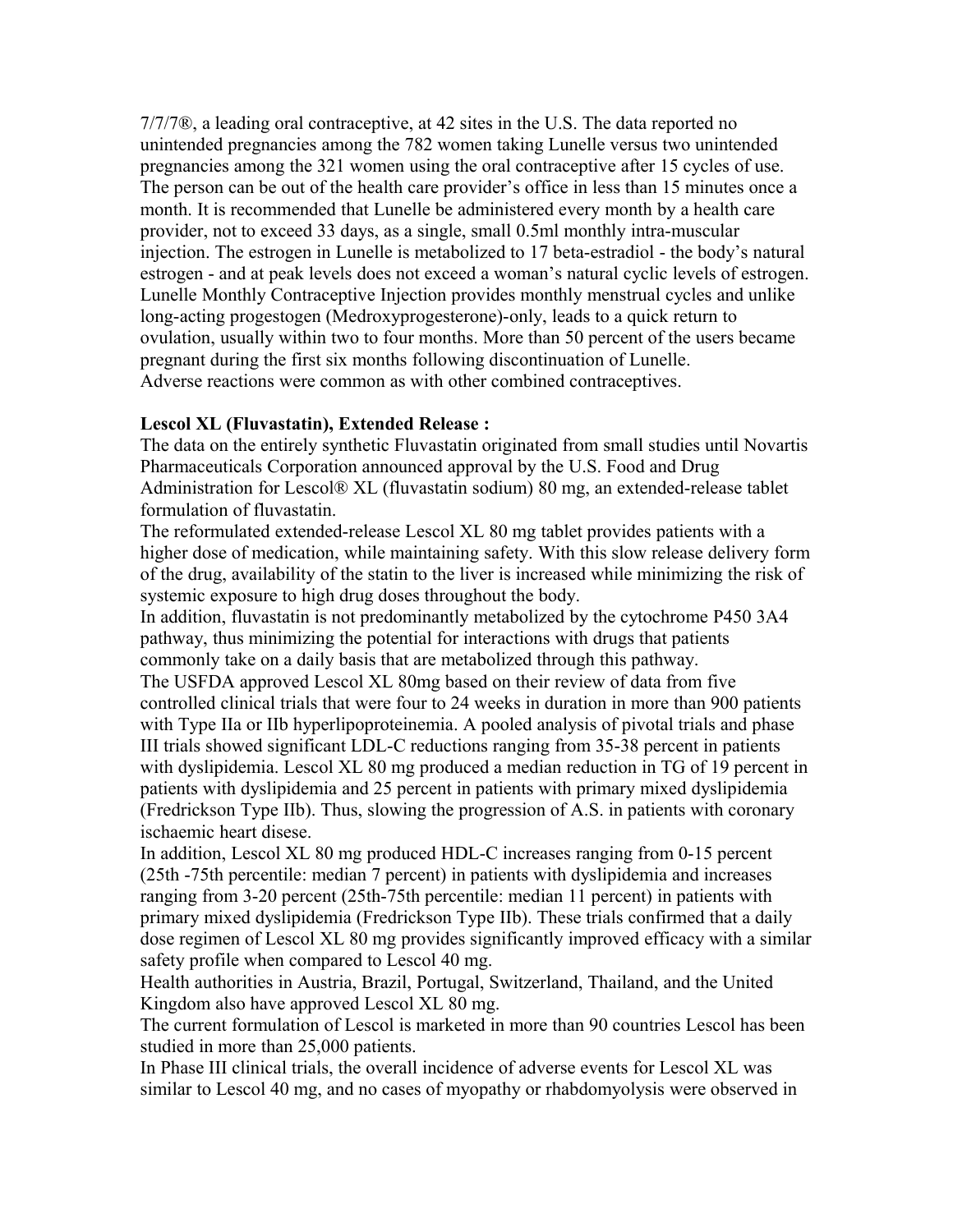7/7/7®, a leading oral contraceptive, at 42 sites in the U.S. The data reported no unintended pregnancies among the 782 women taking Lunelle versus two unintended pregnancies among the 321 women using the oral contraceptive after 15 cycles of use. The person can be out of the health care provider's office in less than 15 minutes once a month. It is recommended that Lunelle be administered every month by a health care provider, not to exceed 33 days, as a single, small 0.5ml monthly intra-muscular injection. The estrogen in Lunelle is metabolized to 17 beta-estradiol - the body's natural estrogen - and at peak levels does not exceed a woman's natural cyclic levels of estrogen. Lunelle Monthly Contraceptive Injection provides monthly menstrual cycles and unlike long-acting progestogen (Medroxyprogesterone)-only, leads to a quick return to ovulation, usually within two to four months. More than 50 percent of the users became pregnant during the first six months following discontinuation of Lunelle.
Adverse reactions were common as with other combined contraceptives.

**Lescol XL (Fluvastatin), Extended Release :**
The data on the entirely synthetic Fluvastatin originated from small studies until Novartis Pharmaceuticals Corporation announced approval by the U.S. Food and Drug Administration for Lescol® XL (fluvastatin sodium) 80 mg, an extended-release tablet formulation of fluvastatin.
The reformulated extended-release Lescol XL 80 mg tablet provides patients with a higher dose of medication, while maintaining safety. With this slow release delivery form of the drug, availability of the statin to the liver is increased while minimizing the risk of systemic exposure to high drug doses throughout the body.
In addition, fluvastatin is not predominantly metabolized by the cytochrome P450 3A4 pathway, thus minimizing the potential for interactions with drugs that patients commonly take on a daily basis that are metabolized through this pathway.
The USFDA approved Lescol XL 80mg based on their review of data from five controlled clinical trials that were four to 24 weeks in duration in more than 900 patients with Type IIa or IIb hyperlipoproteinemia. A pooled analysis of pivotal trials and phase III trials showed significant LDL-C reductions ranging from 35-38 percent in patients with dyslipidemia. Lescol XL 80 mg produced a median reduction in TG of 19 percent in patients with dyslipidemia and 25 percent in patients with primary mixed dyslipidemia (Fredrickson Type IIb). Thus, slowing the progression of A.S. in patients with coronary ischaemic heart disese.
In addition, Lescol XL 80 mg produced HDL-C increases ranging from 0-15 percent (25th -75th percentile: median 7 percent) in patients with dyslipidemia and increases ranging from 3-20 percent (25th-75th percentile: median 11 percent) in patients with primary mixed dyslipidemia (Fredrickson Type IIb). These trials confirmed that a daily dose regimen of Lescol XL 80 mg provides significantly improved efficacy with a similar safety profile when compared to Lescol 40 mg.
Health authorities in Austria, Brazil, Portugal, Switzerland, Thailand, and the United Kingdom also have approved Lescol XL 80 mg.
The current formulation of Lescol is marketed in more than 90 countries Lescol has been studied in more than 25,000 patients.
In Phase III clinical trials, the overall incidence of adverse events for Lescol XL was similar to Lescol 40 mg, and no cases of myopathy or rhabdomyolysis were observed in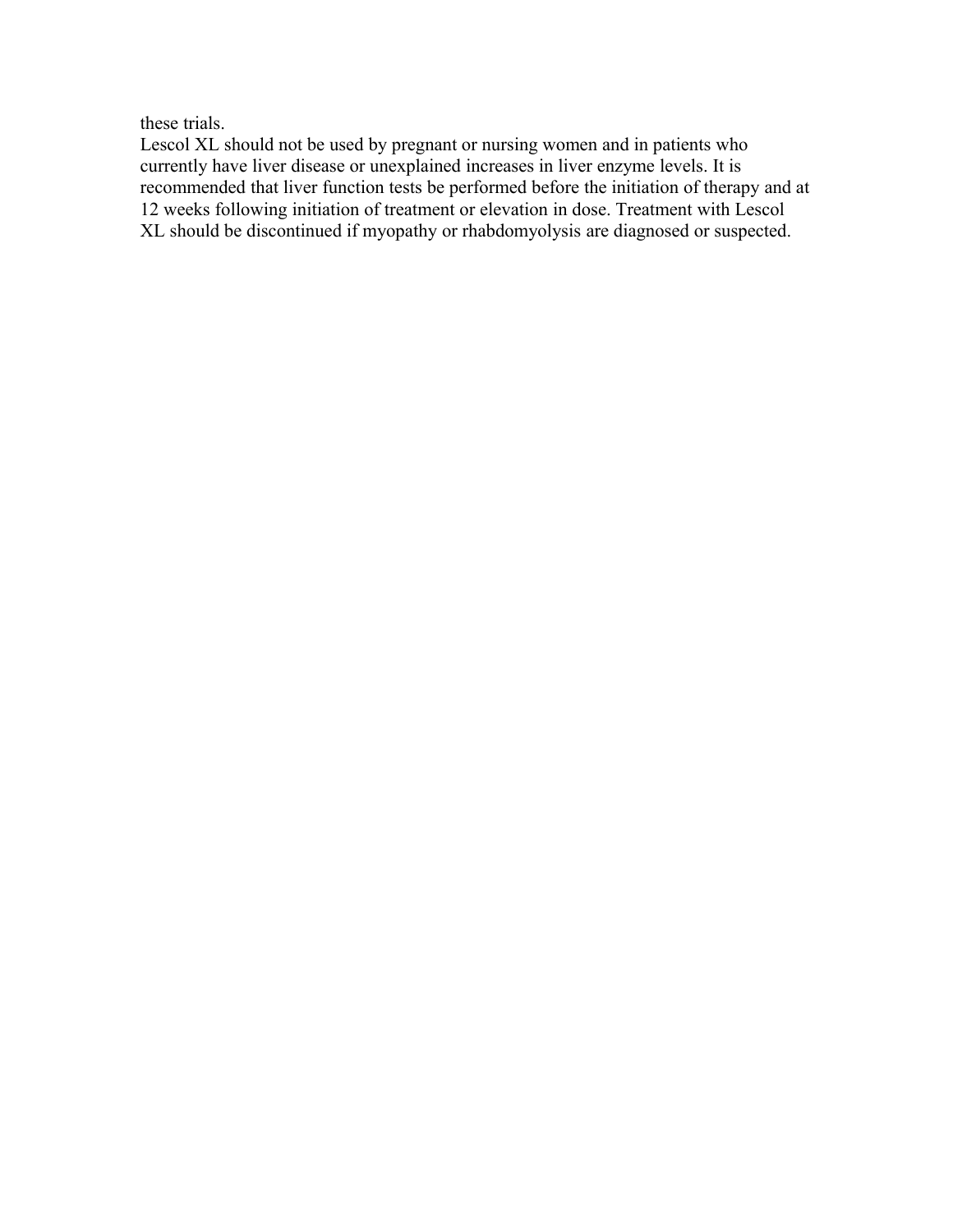these trials.

Lescol XL should not be used by pregnant or nursing women and in patients who currently have liver disease or unexplained increases in liver enzyme levels. It is recommended that liver function tests be performed before the initiation of therapy and at 12 weeks following initiation of treatment or elevation in dose. Treatment with Lescol XL should be discontinued if myopathy or rhabdomyolysis are diagnosed or suspected.